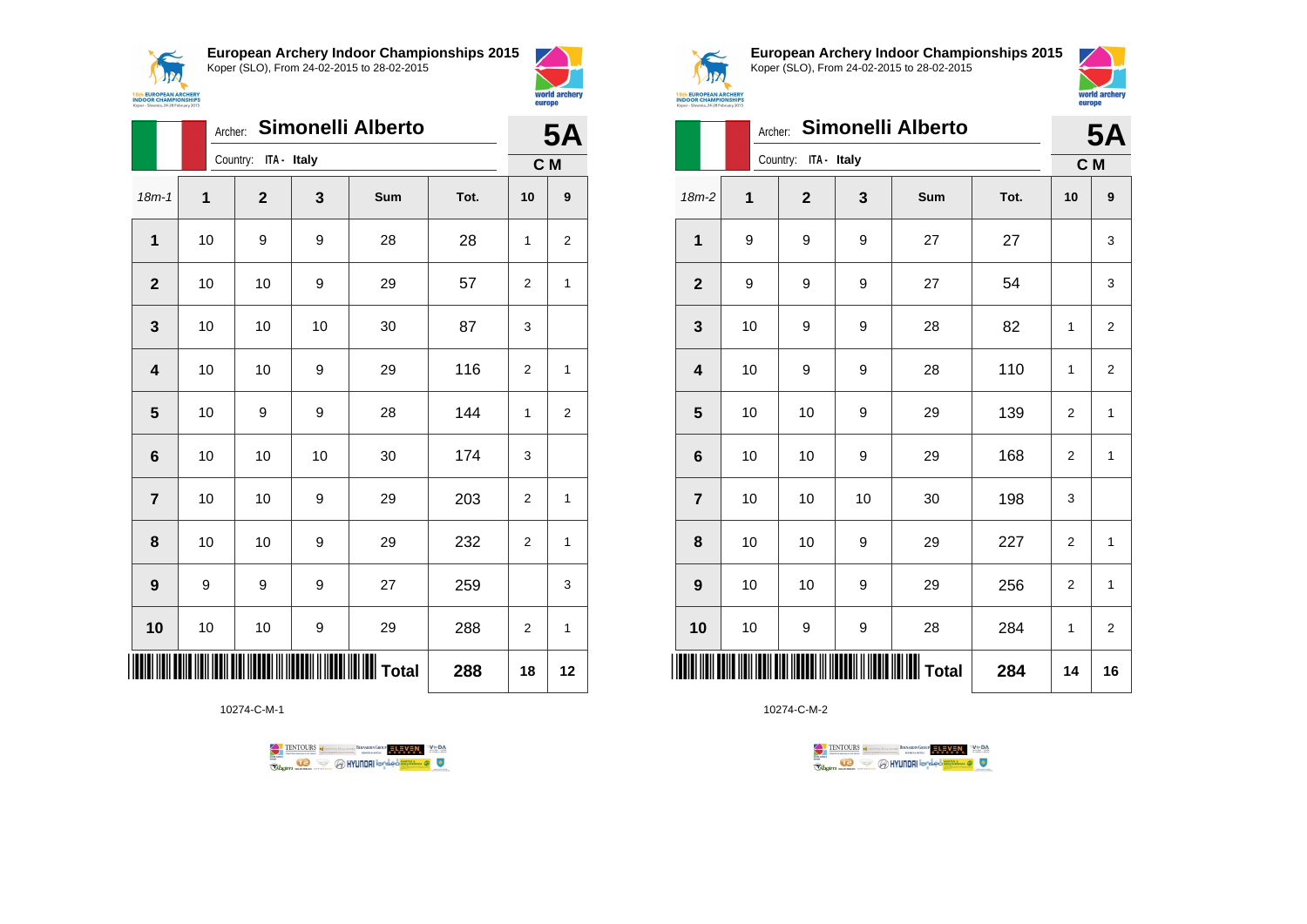## European Archery Indoor Championships 2015

Koper (SLO), From 24-02-2015 to 28-02-2015

Archer: **Simonelli Alberto**

Country: ITA - Italy

**5A**

**C M**

| 18m-1 | 1 | 2 | 3 | Sum | Tot. | 10 | 9 |
|---|---|---|---|---|---|---|---|
| 1 | 10 | 9 | 9 | 28 | 28 | 1 | 2 |
| 2 | 10 | 10 | 9 | 29 | 57 | 2 | 1 |
| 3 | 10 | 10 | 10 | 30 | 87 | 3 | |
| 4 | 10 | 10 | 9 | 29 | 116 | 2 | 1 |
| 5 | 10 | 9 | 9 | 28 | 144 | 1 | 2 |
| 6 | 10 | 10 | 10 | 30 | 174 | 3 | |
| 7 | 10 | 10 | 9 | 29 | 203 | 2 | 1 |
| 8 | 10 | 10 | 9 | 29 | 232 | 2 | 1 |
| 9 | 9 | 9 | 9 | 27 | 259 | | 3 |
| 10 | 10 | 10 | 9 | 29 | 288 | 2 | 1 |
| | | | | **Total** | **288** | **18** | **12** |

10274-C-M-1

## European Archery Indoor Championships 2015

Koper (SLO), From 24-02-2015 to 28-02-2015

Archer: **Simonelli Alberto**

Country: ITA - Italy

**5A**

**C M**

| 18m-2 | 1 | 2 | 3 | Sum | Tot. | 10 | 9 |
|---|---|---|---|---|---|---|---|
| 1 | 9 | 9 | 9 | 27 | 27 | | 3 |
| 2 | 9 | 9 | 9 | 27 | 54 | | 3 |
| 3 | 10 | 9 | 9 | 28 | 82 | 1 | 2 |
| 4 | 10 | 9 | 9 | 28 | 110 | 1 | 2 |
| 5 | 10 | 10 | 9 | 29 | 139 | 2 | 1 |
| 6 | 10 | 10 | 9 | 29 | 168 | 2 | 1 |
| 7 | 10 | 10 | 10 | 30 | 198 | 3 | |
| 8 | 10 | 10 | 9 | 29 | 227 | 2 | 1 |
| 9 | 10 | 10 | 9 | 29 | 256 | 2 | 1 |
| 10 | 10 | 9 | 9 | 28 | 284 | 1 | 2 |
| | | | | **Total** | **284** | **14** | **16** |

10274-C-M-2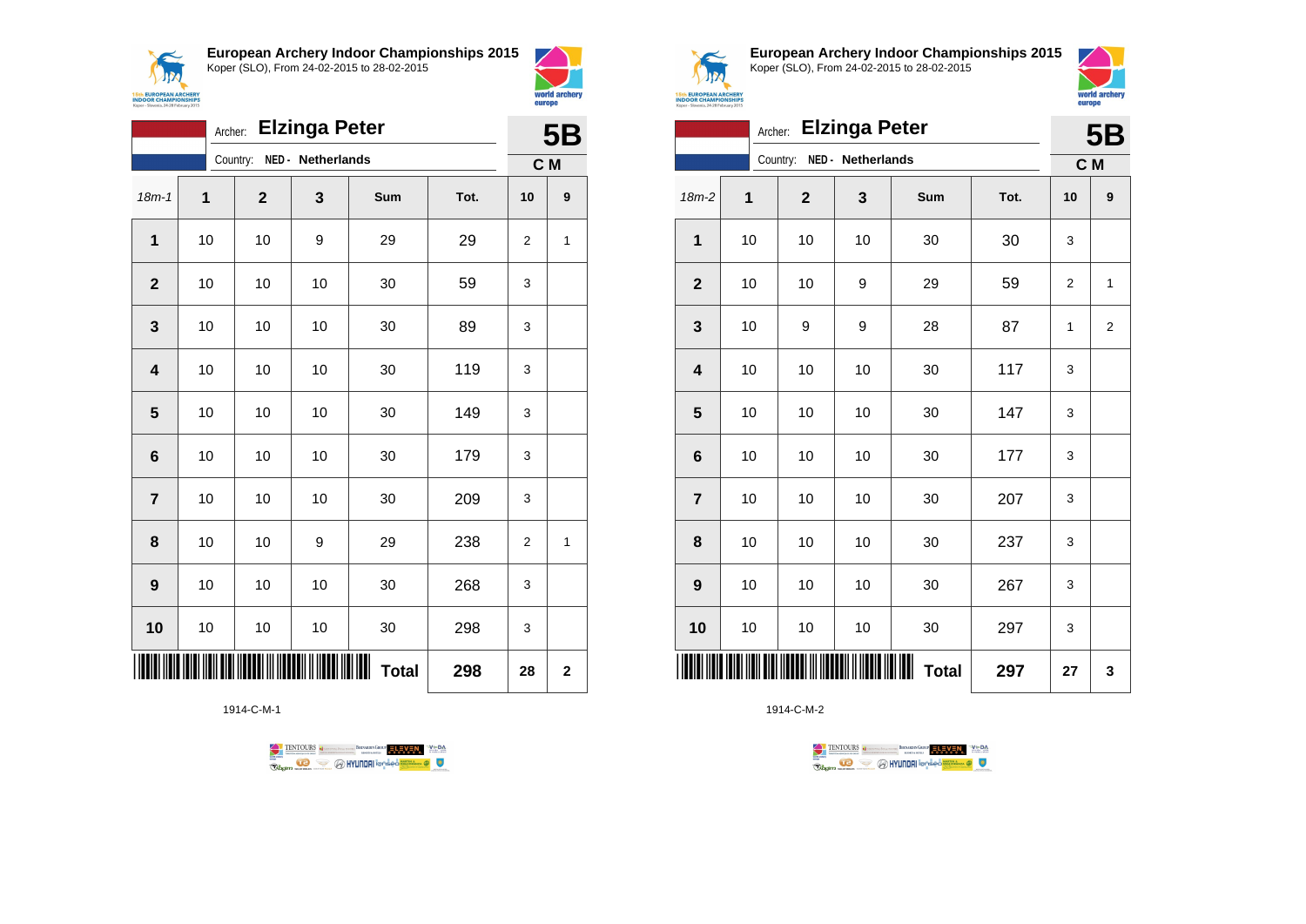## European Archery Indoor Championships 2015

Koper (SLO), From 24-02-2015 to 28-02-2015

Archer: **Elzinga Peter**

Country: NED - Netherlands

**5B**

C M

| 18m-1 | 1 | 2 | 3 | Sum | Tot. | 10 | 9 |
|---|---|---|---|---|---|---|---|
| 1 | 10 | 10 | 9 | 29 | 29 | 2 | 1 |
| 2 | 10 | 10 | 10 | 30 | 59 | 3 | |
| 3 | 10 | 10 | 10 | 30 | 89 | 3 | |
| 4 | 10 | 10 | 10 | 30 | 119 | 3 | |
| 5 | 10 | 10 | 10 | 30 | 149 | 3 | |
| 6 | 10 | 10 | 10 | 30 | 179 | 3 | |
| 7 | 10 | 10 | 10 | 30 | 209 | 3 | |
| 8 | 10 | 10 | 9 | 29 | 238 | 2 | 1 |
| 9 | 10 | 10 | 10 | 30 | 268 | 3 | |
| 10 | 10 | 10 | 10 | 30 | 298 | 3 | |
| | | | | **Total** | **298** | **28** | **2** |

1914-C-M-1

## European Archery Indoor Championships 2015

Koper (SLO), From 24-02-2015 to 28-02-2015

Archer: **Elzinga Peter**

Country: NED - Netherlands

**5B**

C M

| 18m-2 | 1 | 2 | 3 | Sum | Tot. | 10 | 9 |
|---|---|---|---|---|---|---|---|
| 1 | 10 | 10 | 10 | 30 | 30 | 3 | |
| 2 | 10 | 10 | 9 | 29 | 59 | 2 | 1 |
| 3 | 10 | 9 | 9 | 28 | 87 | 1 | 2 |
| 4 | 10 | 10 | 10 | 30 | 117 | 3 | |
| 5 | 10 | 10 | 10 | 30 | 147 | 3 | |
| 6 | 10 | 10 | 10 | 30 | 177 | 3 | |
| 7 | 10 | 10 | 10 | 30 | 207 | 3 | |
| 8 | 10 | 10 | 10 | 30 | 237 | 3 | |
| 9 | 10 | 10 | 10 | 30 | 267 | 3 | |
| 10 | 10 | 10 | 10 | 30 | 297 | 3 | |
| | | | | **Total** | **297** | **27** | **3** |

1914-C-M-2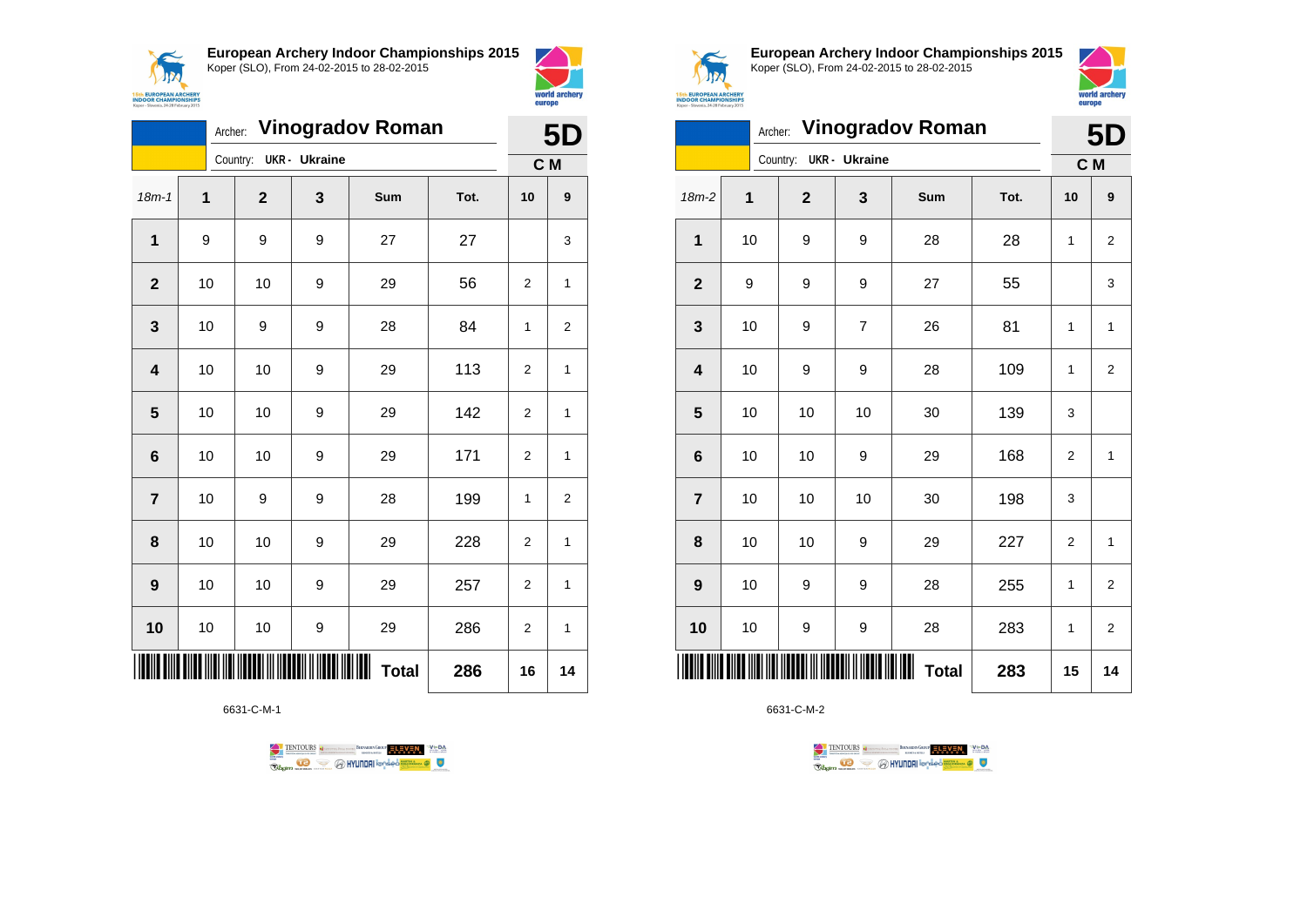## European Archery Indoor Championships 2015

Koper (SLO), From 24-02-2015 to 28-02-2015

Archer: **Vinogradov Roman**

Country: **UKR - Ukraine**

**5D**

**C M**

| 18m-1 | 1 | 2 | 3 | Sum | Tot. | 10 | 9 |
|---|---|---|---|---|---|---|---|
| **1** | 9 | 9 | 9 | 27 | 27 | | 3 |
| **2** | 10 | 10 | 9 | 29 | 56 | 2 | 1 |
| **3** | 10 | 9 | 9 | 28 | 84 | 1 | 2 |
| **4** | 10 | 10 | 9 | 29 | 113 | 2 | 1 |
| **5** | 10 | 10 | 9 | 29 | 142 | 2 | 1 |
| **6** | 10 | 10 | 9 | 29 | 171 | 2 | 1 |
| **7** | 10 | 9 | 9 | 28 | 199 | 1 | 2 |
| **8** | 10 | 10 | 9 | 29 | 228 | 2 | 1 |
| **9** | 10 | 10 | 9 | 29 | 257 | 2 | 1 |
| **10** | 10 | 10 | 9 | 29 | 286 | 2 | 1 |
| | | | | **Total** | **286** | **16** | **14** |

6631-C-M-1

## European Archery Indoor Championships 2015

Koper (SLO), From 24-02-2015 to 28-02-2015

Archer: **Vinogradov Roman**

Country: **UKR - Ukraine**

**5D**

**C M**

| 18m-2 | 1 | 2 | 3 | Sum | Tot. | 10 | 9 |
|---|---|---|---|---|---|---|---|
| **1** | 10 | 9 | 9 | 28 | 28 | 1 | 2 |
| **2** | 9 | 9 | 9 | 27 | 55 | | 3 |
| **3** | 10 | 9 | 7 | 26 | 81 | 1 | 1 |
| **4** | 10 | 9 | 9 | 28 | 109 | 1 | 2 |
| **5** | 10 | 10 | 10 | 30 | 139 | 3 | |
| **6** | 10 | 10 | 9 | 29 | 168 | 2 | 1 |
| **7** | 10 | 10 | 10 | 30 | 198 | 3 | |
| **8** | 10 | 10 | 9 | 29 | 227 | 2 | 1 |
| **9** | 10 | 9 | 9 | 28 | 255 | 1 | 2 |
| **10** | 10 | 9 | 9 | 28 | 283 | 1 | 2 |
| | | | | **Total** | **283** | **15** | **14** |

6631-C-M-2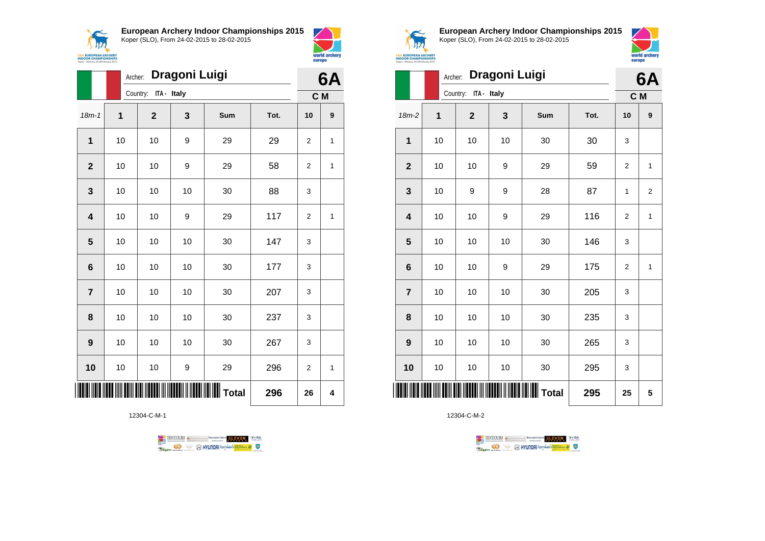## European Archery Indoor Championships 2015

Koper (SLO), From 24-02-2015 to 28-02-2015

Archer: **Dragoni Luigi**

Country: ITA - Italy

**6A**

**C M**

| 18m-1 | 1 | 2 | 3 | Sum | Tot. | 10 | 9 |
|---|---|---|---|---|---|---|---|
| **1** | 10 | 10 | 9 | 29 | 29 | 2 | 1 |
| **2** | 10 | 10 | 9 | 29 | 58 | 2 | 1 |
| **3** | 10 | 10 | 10 | 30 | 88 | 3 | |
| **4** | 10 | 10 | 9 | 29 | 117 | 2 | 1 |
| **5** | 10 | 10 | 10 | 30 | 147 | 3 | |
| **6** | 10 | 10 | 10 | 30 | 177 | 3 | |
| **7** | 10 | 10 | 10 | 30 | 207 | 3 | |
| **8** | 10 | 10 | 10 | 30 | 237 | 3 | |
| **9** | 10 | 10 | 10 | 30 | 267 | 3 | |
| **10** | 10 | 10 | 9 | 29 | 296 | 2 | 1 |
| | | | | **Total** | **296** | **26** | **4** |

12304-C-M-1

## European Archery Indoor Championships 2015

Koper (SLO), From 24-02-2015 to 28-02-2015

Archer: **Dragoni Luigi**

Country: ITA - Italy

**6A**

**C M**

| 18m-2 | 1 | 2 | 3 | Sum | Tot. | 10 | 9 |
|---|---|---|---|---|---|---|---|
| **1** | 10 | 10 | 10 | 30 | 30 | 3 | |
| **2** | 10 | 10 | 9 | 29 | 59 | 2 | 1 |
| **3** | 10 | 9 | 9 | 28 | 87 | 1 | 2 |
| **4** | 10 | 10 | 9 | 29 | 116 | 2 | 1 |
| **5** | 10 | 10 | 10 | 30 | 146 | 3 | |
| **6** | 10 | 10 | 9 | 29 | 175 | 2 | 1 |
| **7** | 10 | 10 | 10 | 30 | 205 | 3 | |
| **8** | 10 | 10 | 10 | 30 | 235 | 3 | |
| **9** | 10 | 10 | 10 | 30 | 265 | 3 | |
| **10** | 10 | 10 | 10 | 30 | 295 | 3 | |
| | | | | **Total** | **295** | **25** | **5** |

12304-C-M-2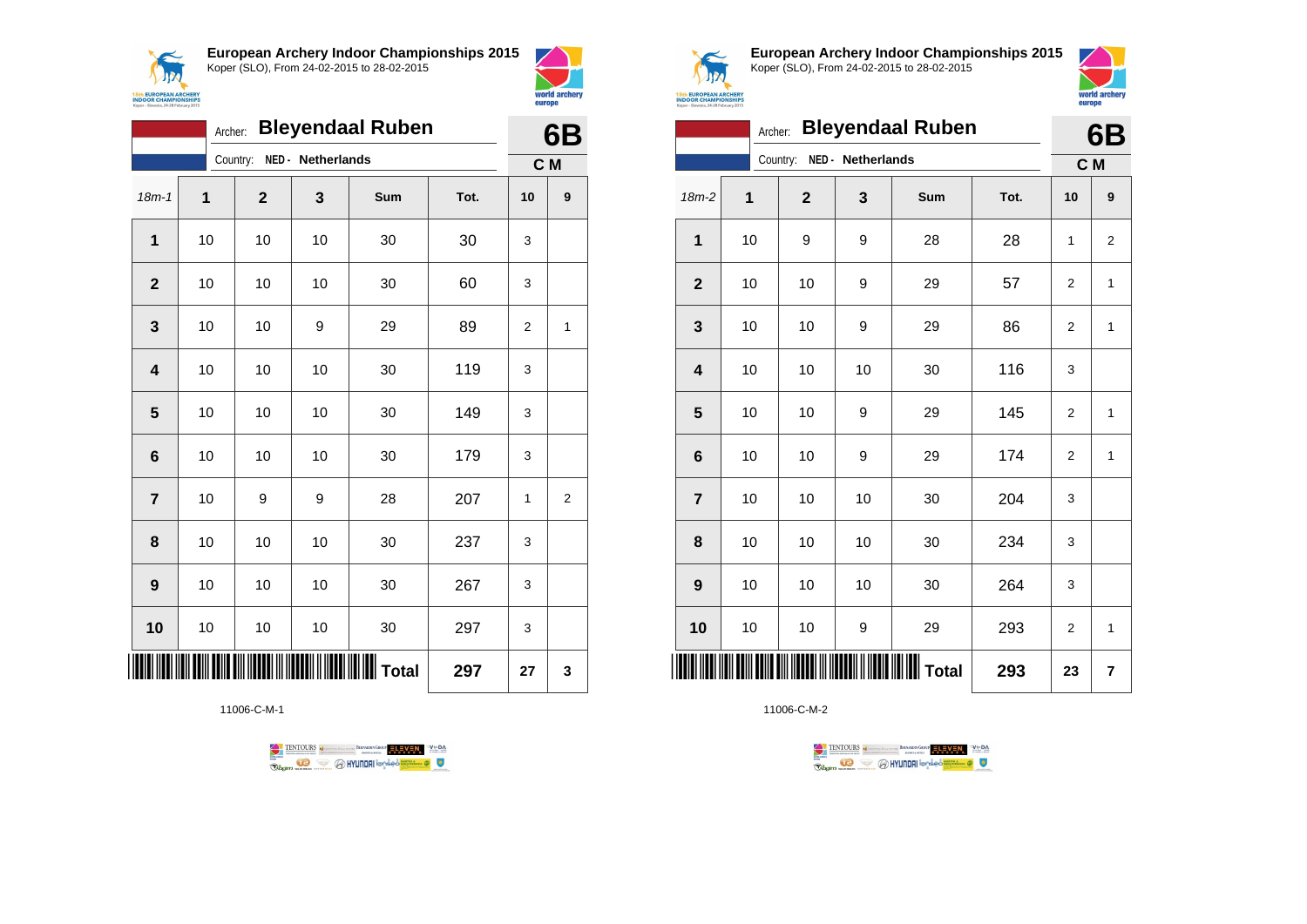## European Archery Indoor Championships 2015

Koper (SLO), From 24-02-2015 to 28-02-2015

Archer: **Bleyendaal Ruben**

Country: NED - Netherlands

**6B** C M

| 18m-1 | 1 | 2 | 3 | Sum | Tot. | 10 | 9 |
|---|---|---|---|---|---|---|---|
| 1 | 10 | 10 | 10 | 30 | 30 | 3 | |
| 2 | 10 | 10 | 10 | 30 | 60 | 3 | |
| 3 | 10 | 10 | 9 | 29 | 89 | 2 | 1 |
| 4 | 10 | 10 | 10 | 30 | 119 | 3 | |
| 5 | 10 | 10 | 10 | 30 | 149 | 3 | |
| 6 | 10 | 10 | 10 | 30 | 179 | 3 | |
| 7 | 10 | 9 | 9 | 28 | 207 | 1 | 2 |
| 8 | 10 | 10 | 10 | 30 | 237 | 3 | |
| 9 | 10 | 10 | 10 | 30 | 267 | 3 | |
| 10 | 10 | 10 | 10 | 30 | 297 | 3 | |
| | | | | Total | 297 | 27 | 3 |

11006-C-M-1

## European Archery Indoor Championships 2015

Koper (SLO), From 24-02-2015 to 28-02-2015

Archer: **Bleyendaal Ruben**

Country: NED - Netherlands

**6B** C M

| 18m-2 | 1 | 2 | 3 | Sum | Tot. | 10 | 9 |
|---|---|---|---|---|---|---|---|
| 1 | 10 | 9 | 9 | 28 | 28 | 1 | 2 |
| 2 | 10 | 10 | 9 | 29 | 57 | 2 | 1 |
| 3 | 10 | 10 | 9 | 29 | 86 | 2 | 1 |
| 4 | 10 | 10 | 10 | 30 | 116 | 3 | |
| 5 | 10 | 10 | 9 | 29 | 145 | 2 | 1 |
| 6 | 10 | 10 | 9 | 29 | 174 | 2 | 1 |
| 7 | 10 | 10 | 10 | 30 | 204 | 3 | |
| 8 | 10 | 10 | 10 | 30 | 234 | 3 | |
| 9 | 10 | 10 | 10 | 30 | 264 | 3 | |
| 10 | 10 | 10 | 9 | 29 | 293 | 2 | 1 |
| | | | | Total | 293 | 23 | 7 |

11006-C-M-2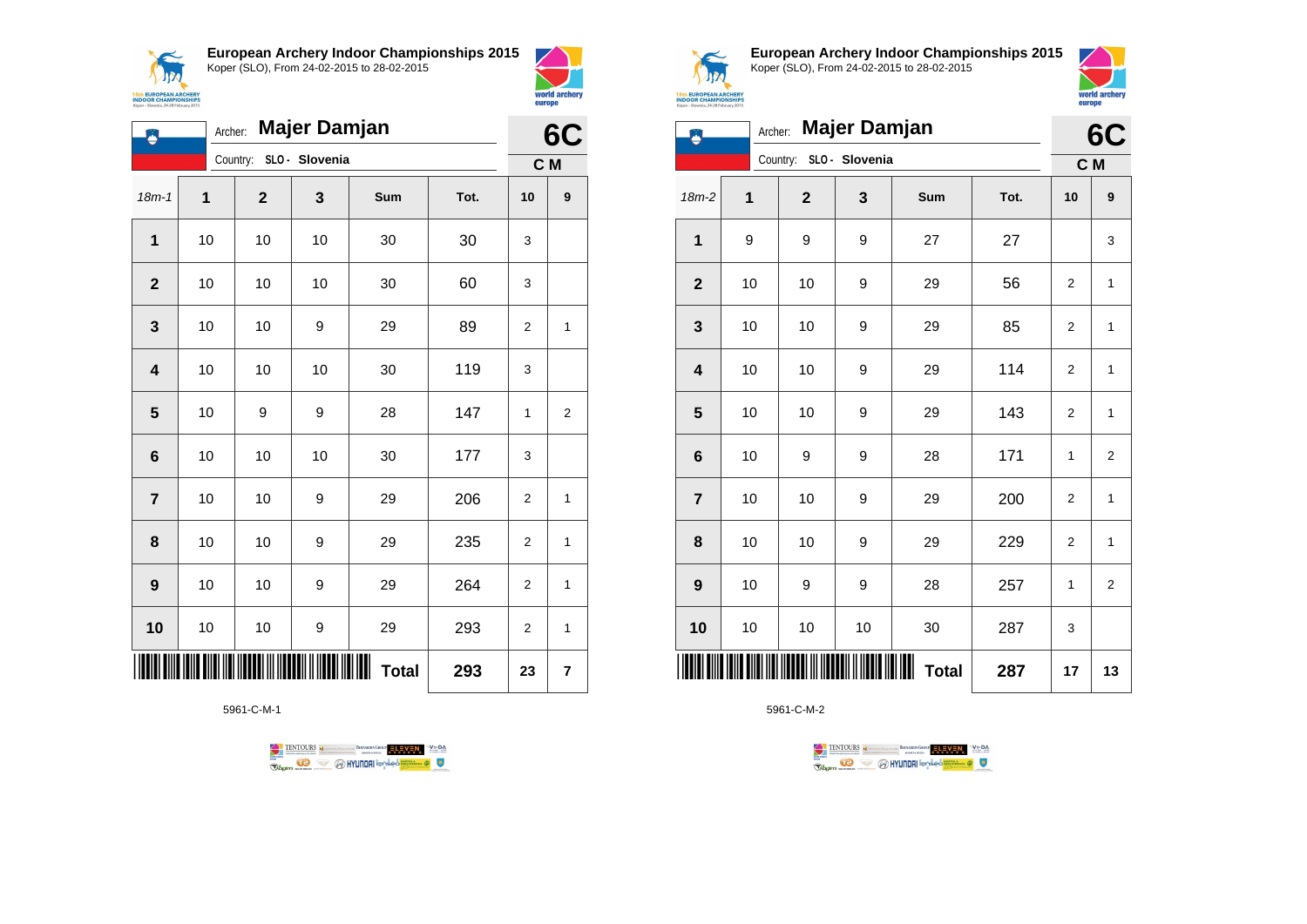# European Archery Indoor Championships 2015

Koper (SLO), From 24-02-2015 to 28-02-2015

Archer: **Majer Damjan**

Country: **SLO - Slovenia**

**6C**

**C M**

| 18m-1 | 1 | 2 | 3 | Sum | Tot. | 10 | 9 |
|---|---|---|---|---|---|---|---|
| **1** | 10 | 10 | 10 | 30 | 30 | 3 | |
| **2** | 10 | 10 | 10 | 30 | 60 | 3 | |
| **3** | 10 | 10 | 9 | 29 | 89 | 2 | 1 |
| **4** | 10 | 10 | 10 | 30 | 119 | 3 | |
| **5** | 10 | 9 | 9 | 28 | 147 | 1 | 2 |
| **6** | 10 | 10 | 10 | 30 | 177 | 3 | |
| **7** | 10 | 10 | 9 | 29 | 206 | 2 | 1 |
| **8** | 10 | 10 | 9 | 29 | 235 | 2 | 1 |
| **9** | 10 | 10 | 9 | 29 | 264 | 2 | 1 |
| **10** | 10 | 10 | 9 | 29 | 293 | 2 | 1 |
| | | | | **Total** | **293** | **23** | **7** |

5961-C-M-1

# European Archery Indoor Championships 2015

Koper (SLO), From 24-02-2015 to 28-02-2015

Archer: **Majer Damjan**

Country: **SLO - Slovenia**

**6C**

**C M**

| 18m-2 | 1 | 2 | 3 | Sum | Tot. | 10 | 9 |
|---|---|---|---|---|---|---|---|
| **1** | 9 | 9 | 9 | 27 | 27 | | 3 |
| **2** | 10 | 10 | 9 | 29 | 56 | 2 | 1 |
| **3** | 10 | 10 | 9 | 29 | 85 | 2 | 1 |
| **4** | 10 | 10 | 9 | 29 | 114 | 2 | 1 |
| **5** | 10 | 10 | 9 | 29 | 143 | 2 | 1 |
| **6** | 10 | 9 | 9 | 28 | 171 | 1 | 2 |
| **7** | 10 | 10 | 9 | 29 | 200 | 2 | 1 |
| **8** | 10 | 10 | 9 | 29 | 229 | 2 | 1 |
| **9** | 10 | 9 | 9 | 28 | 257 | 1 | 2 |
| **10** | 10 | 10 | 10 | 30 | 287 | 3 | |
| | | | | **Total** | **287** | **17** | **13** |

5961-C-M-2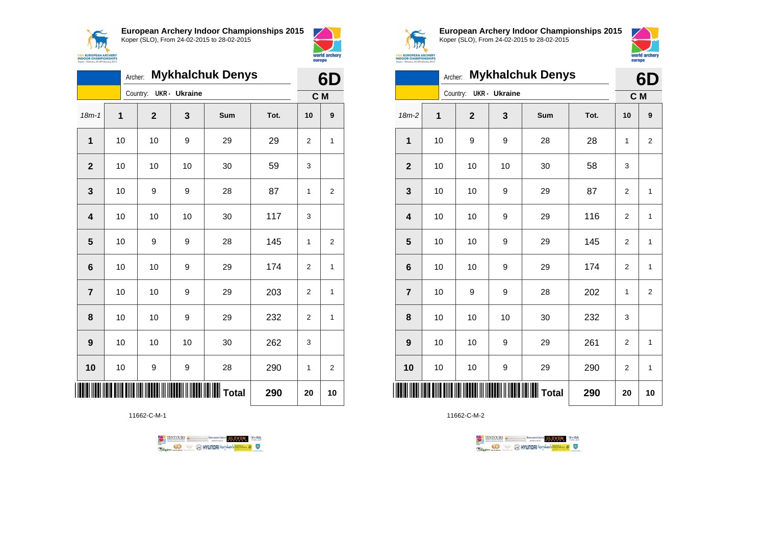**European Archery Indoor Championships 2015**
Koper (SLO), From 24-02-2015 to 28-02-2015

Archer: **Mykhalchuk Denys**
Country: **UKR - Ukraine**

**6D**
**C M**

| 18m-1 | 1 | 2 | 3 | Sum | Tot. | 10 | 9 |
|---|---|---|---|---|---|---|---|
| **1** | 10 | 10 | 9 | 29 | 29 | 2 | 1 |
| **2** | 10 | 10 | 10 | 30 | 59 | 3 | |
| **3** | 10 | 9 | 9 | 28 | 87 | 1 | 2 |
| **4** | 10 | 10 | 10 | 30 | 117 | 3 | |
| **5** | 10 | 9 | 9 | 28 | 145 | 1 | 2 |
| **6** | 10 | 10 | 9 | 29 | 174 | 2 | 1 |
| **7** | 10 | 10 | 9 | 29 | 203 | 2 | 1 |
| **8** | 10 | 10 | 9 | 29 | 232 | 2 | 1 |
| **9** | 10 | 10 | 10 | 30 | 262 | 3 | |
| **10** | 10 | 9 | 9 | 28 | 290 | 1 | 2 |
| | | | | **Total** | **290** | **20** | **10** |

11662-C-M-1

**European Archery Indoor Championships 2015**
Koper (SLO), From 24-02-2015 to 28-02-2015

Archer: **Mykhalchuk Denys**
Country: **UKR - Ukraine**

**6D**
**C M**

| 18m-2 | 1 | 2 | 3 | Sum | Tot. | 10 | 9 |
|---|---|---|---|---|---|---|---|
| **1** | 10 | 9 | 9 | 28 | 28 | 1 | 2 |
| **2** | 10 | 10 | 10 | 30 | 58 | 3 | |
| **3** | 10 | 10 | 9 | 29 | 87 | 2 | 1 |
| **4** | 10 | 10 | 9 | 29 | 116 | 2 | 1 |
| **5** | 10 | 10 | 9 | 29 | 145 | 2 | 1 |
| **6** | 10 | 10 | 9 | 29 | 174 | 2 | 1 |
| **7** | 10 | 9 | 9 | 28 | 202 | 1 | 2 |
| **8** | 10 | 10 | 10 | 30 | 232 | 3 | |
| **9** | 10 | 10 | 9 | 29 | 261 | 2 | 1 |
| **10** | 10 | 10 | 9 | 29 | 290 | 2 | 1 |
| | | | | **Total** | **290** | **20** | **10** |

11662-C-M-2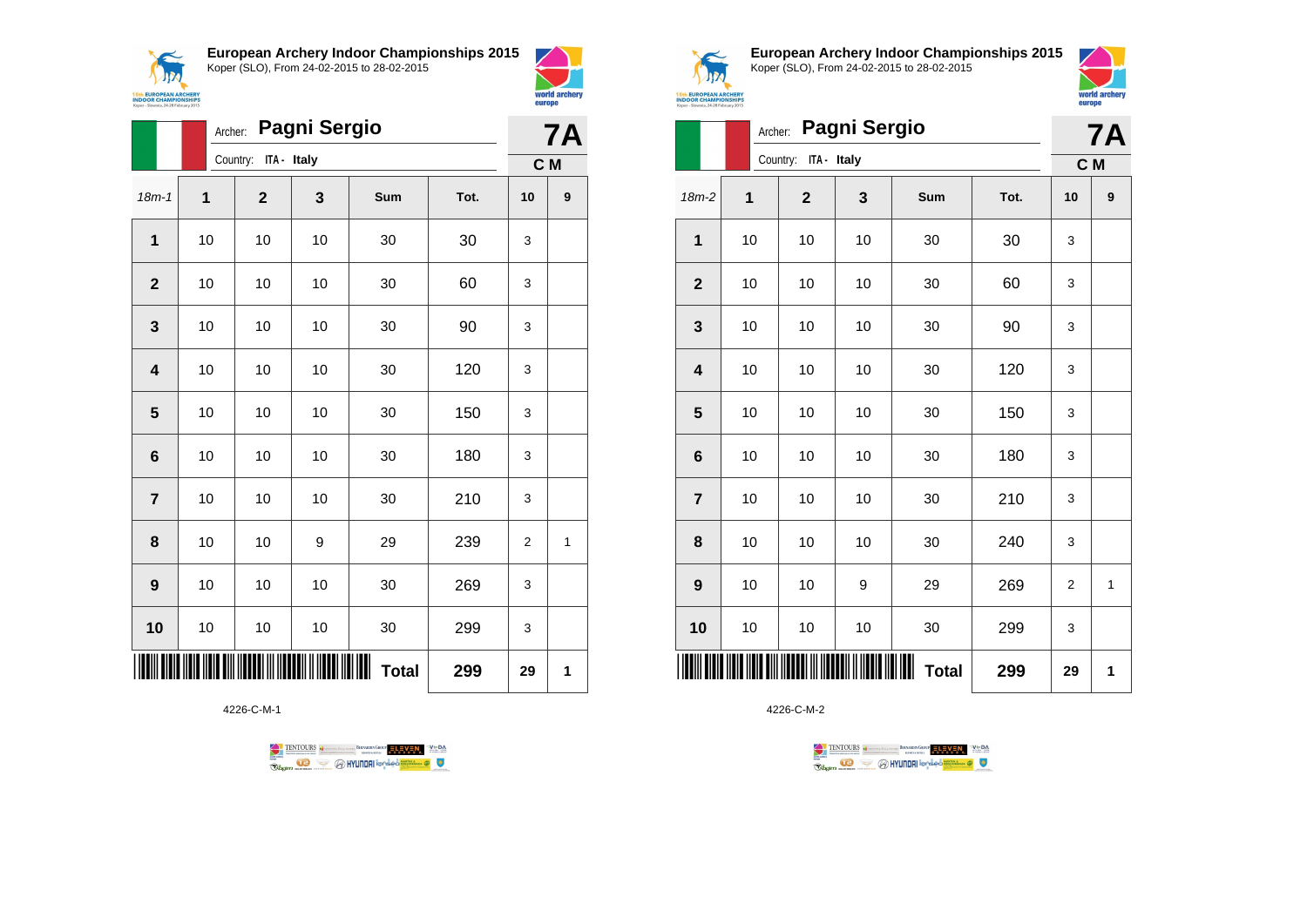## European Archery Indoor Championships 2015

Koper (SLO), From 24-02-2015 to 28-02-2015

Archer: **Pagni Sergio**

Country: ITA - Italy

**7A**

**C M**

| 18m-1 | 1 | 2 | 3 | Sum | Tot. | 10 | 9 |
|---|---|---|---|---|---|---|---|
| 1 | 10 | 10 | 10 | 30 | 30 | 3 | |
| 2 | 10 | 10 | 10 | 30 | 60 | 3 | |
| 3 | 10 | 10 | 10 | 30 | 90 | 3 | |
| 4 | 10 | 10 | 10 | 30 | 120 | 3 | |
| 5 | 10 | 10 | 10 | 30 | 150 | 3 | |
| 6 | 10 | 10 | 10 | 30 | 180 | 3 | |
| 7 | 10 | 10 | 10 | 30 | 210 | 3 | |
| 8 | 10 | 10 | 9 | 29 | 239 | 2 | 1 |
| 9 | 10 | 10 | 10 | 30 | 269 | 3 | |
| 10 | 10 | 10 | 10 | 30 | 299 | 3 | |
| | | | | **Total** | **299** | **29** | **1** |

4226-C-M-1

## European Archery Indoor Championships 2015

Koper (SLO), From 24-02-2015 to 28-02-2015

Archer: **Pagni Sergio**

Country: ITA - Italy

**7A**

**C M**

| 18m-2 | 1 | 2 | 3 | Sum | Tot. | 10 | 9 |
|---|---|---|---|---|---|---|---|
| 1 | 10 | 10 | 10 | 30 | 30 | 3 | |
| 2 | 10 | 10 | 10 | 30 | 60 | 3 | |
| 3 | 10 | 10 | 10 | 30 | 90 | 3 | |
| 4 | 10 | 10 | 10 | 30 | 120 | 3 | |
| 5 | 10 | 10 | 10 | 30 | 150 | 3 | |
| 6 | 10 | 10 | 10 | 30 | 180 | 3 | |
| 7 | 10 | 10 | 10 | 30 | 210 | 3 | |
| 8 | 10 | 10 | 10 | 30 | 240 | 3 | |
| 9 | 10 | 10 | 9 | 29 | 269 | 2 | 1 |
| 10 | 10 | 10 | 10 | 30 | 299 | 3 | |
| | | | | **Total** | **299** | **29** | **1** |

4226-C-M-2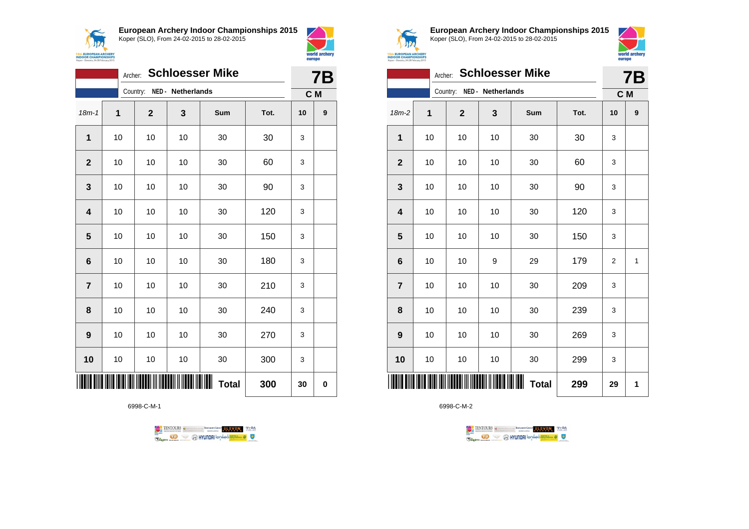**European Archery Indoor Championships 2015**
Koper (SLO), From 24-02-2015 to 28-02-2015

Archer: **Schloesser Mike** — **7B**
Country: **NED - Netherlands** — **C M**

| 18m-1 | 1 | 2 | 3 | Sum | Tot. | 10 | 9 |
|---|---|---|---|---|---|---|---|
| 1 | 10 | 10 | 10 | 30 | 30 | 3 | |
| 2 | 10 | 10 | 10 | 30 | 60 | 3 | |
| 3 | 10 | 10 | 10 | 30 | 90 | 3 | |
| 4 | 10 | 10 | 10 | 30 | 120 | 3 | |
| 5 | 10 | 10 | 10 | 30 | 150 | 3 | |
| 6 | 10 | 10 | 10 | 30 | 180 | 3 | |
| 7 | 10 | 10 | 10 | 30 | 210 | 3 | |
| 8 | 10 | 10 | 10 | 30 | 240 | 3 | |
| 9 | 10 | 10 | 10 | 30 | 270 | 3 | |
| 10 | 10 | 10 | 10 | 30 | 300 | 3 | |
| | | | | **Total** | **300** | **30** | **0** |

6998-C-M-1

**European Archery Indoor Championships 2015**
Koper (SLO), From 24-02-2015 to 28-02-2015

Archer: **Schloesser Mike** — **7B**
Country: **NED - Netherlands** — **C M**

| 18m-2 | 1 | 2 | 3 | Sum | Tot. | 10 | 9 |
|---|---|---|---|---|---|---|---|
| 1 | 10 | 10 | 10 | 30 | 30 | 3 | |
| 2 | 10 | 10 | 10 | 30 | 60 | 3 | |
| 3 | 10 | 10 | 10 | 30 | 90 | 3 | |
| 4 | 10 | 10 | 10 | 30 | 120 | 3 | |
| 5 | 10 | 10 | 10 | 30 | 150 | 3 | |
| 6 | 10 | 10 | 9 | 29 | 179 | 2 | 1 |
| 7 | 10 | 10 | 10 | 30 | 209 | 3 | |
| 8 | 10 | 10 | 10 | 30 | 239 | 3 | |
| 9 | 10 | 10 | 10 | 30 | 269 | 3 | |
| 10 | 10 | 10 | 10 | 30 | 299 | 3 | |
| | | | | **Total** | **299** | **29** | **1** |

6998-C-M-2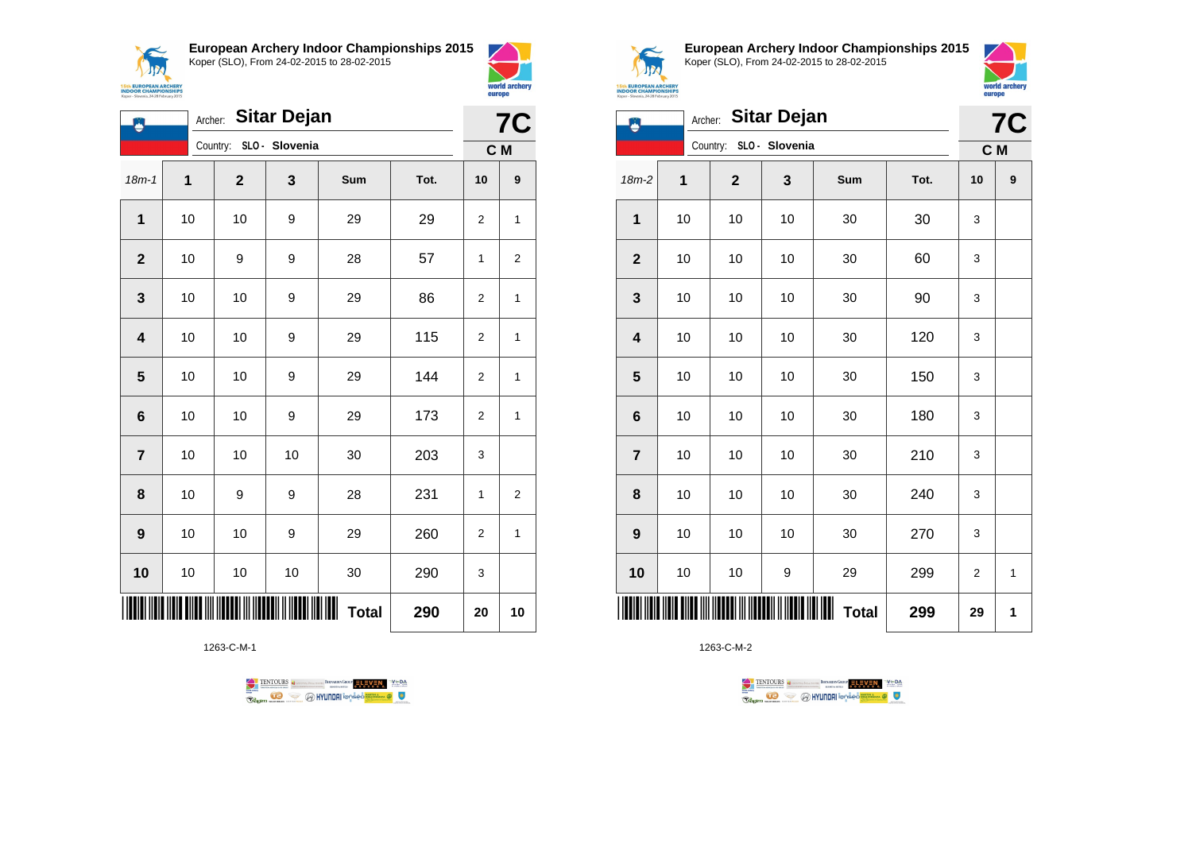**European Archery Indoor Championships 2015**
Koper (SLO), From 24-02-2015 to 28-02-2015

Archer: **Sitar Dejan**
Country: **SLO - Slovenia**

**7C**
**C M**

| 18m-1 | 1 | 2 | 3 | Sum | Tot. | 10 | 9 |
|---|---|---|---|---|---|---|---|
| 1 | 10 | 10 | 9 | 29 | 29 | 2 | 1 |
| 2 | 10 | 9 | 9 | 28 | 57 | 1 | 2 |
| 3 | 10 | 10 | 9 | 29 | 86 | 2 | 1 |
| 4 | 10 | 10 | 9 | 29 | 115 | 2 | 1 |
| 5 | 10 | 10 | 9 | 29 | 144 | 2 | 1 |
| 6 | 10 | 10 | 9 | 29 | 173 | 2 | 1 |
| 7 | 10 | 10 | 10 | 30 | 203 | 3 | |
| 8 | 10 | 9 | 9 | 28 | 231 | 1 | 2 |
| 9 | 10 | 10 | 9 | 29 | 260 | 2 | 1 |
| 10 | 10 | 10 | 10 | 30 | 290 | 3 | |
| | | | | **Total** | **290** | **20** | **10** |

1263-C-M-1

**European Archery Indoor Championships 2015**
Koper (SLO), From 24-02-2015 to 28-02-2015

Archer: **Sitar Dejan**
Country: **SLO - Slovenia**

**7C**
**C M**

| 18m-2 | 1 | 2 | 3 | Sum | Tot. | 10 | 9 |
|---|---|---|---|---|---|---|---|
| 1 | 10 | 10 | 10 | 30 | 30 | 3 | |
| 2 | 10 | 10 | 10 | 30 | 60 | 3 | |
| 3 | 10 | 10 | 10 | 30 | 90 | 3 | |
| 4 | 10 | 10 | 10 | 30 | 120 | 3 | |
| 5 | 10 | 10 | 10 | 30 | 150 | 3 | |
| 6 | 10 | 10 | 10 | 30 | 180 | 3 | |
| 7 | 10 | 10 | 10 | 30 | 210 | 3 | |
| 8 | 10 | 10 | 10 | 30 | 240 | 3 | |
| 9 | 10 | 10 | 10 | 30 | 270 | 3 | |
| 10 | 10 | 10 | 9 | 29 | 299 | 2 | 1 |
| | | | | **Total** | **299** | **29** | **1** |

1263-C-M-2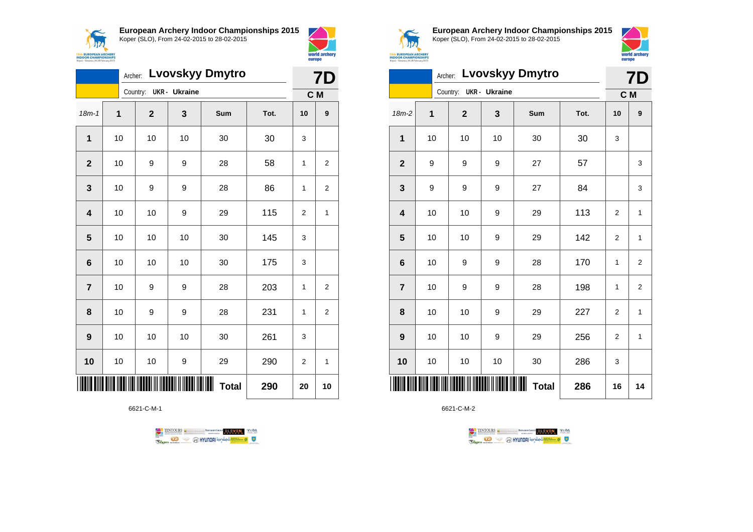**European Archery Indoor Championships 2015**
Koper (SLO), From 24-02-2015 to 28-02-2015

Archer: **Lvovskyy Dmytro**
Country: UKR - Ukraine

**7D**
**C M**

| 18m-1 | 1 | 2 | 3 | Sum | Tot. | 10 | 9 |
|---|---|---|---|---|---|---|---|
| 1 | 10 | 10 | 10 | 30 | 30 | 3 | |
| 2 | 10 | 9 | 9 | 28 | 58 | 1 | 2 |
| 3 | 10 | 9 | 9 | 28 | 86 | 1 | 2 |
| 4 | 10 | 10 | 9 | 29 | 115 | 2 | 1 |
| 5 | 10 | 10 | 10 | 30 | 145 | 3 | |
| 6 | 10 | 10 | 10 | 30 | 175 | 3 | |
| 7 | 10 | 9 | 9 | 28 | 203 | 1 | 2 |
| 8 | 10 | 9 | 9 | 28 | 231 | 1 | 2 |
| 9 | 10 | 10 | 10 | 30 | 261 | 3 | |
| 10 | 10 | 10 | 9 | 29 | 290 | 2 | 1 |
| | | | | **Total** | **290** | **20** | **10** |

6621-C-M-1

**European Archery Indoor Championships 2015**
Koper (SLO), From 24-02-2015 to 28-02-2015

Archer: **Lvovskyy Dmytro**
Country: UKR - Ukraine

**7D**
**C M**

| 18m-2 | 1 | 2 | 3 | Sum | Tot. | 10 | 9 |
|---|---|---|---|---|---|---|---|
| 1 | 10 | 10 | 10 | 30 | 30 | 3 | |
| 2 | 9 | 9 | 9 | 27 | 57 | | 3 |
| 3 | 9 | 9 | 9 | 27 | 84 | | 3 |
| 4 | 10 | 10 | 9 | 29 | 113 | 2 | 1 |
| 5 | 10 | 10 | 9 | 29 | 142 | 2 | 1 |
| 6 | 10 | 9 | 9 | 28 | 170 | 1 | 2 |
| 7 | 10 | 9 | 9 | 28 | 198 | 1 | 2 |
| 8 | 10 | 10 | 9 | 29 | 227 | 2 | 1 |
| 9 | 10 | 10 | 9 | 29 | 256 | 2 | 1 |
| 10 | 10 | 10 | 10 | 30 | 286 | 3 | |
| | | | | **Total** | **286** | **16** | **14** |

6621-C-M-2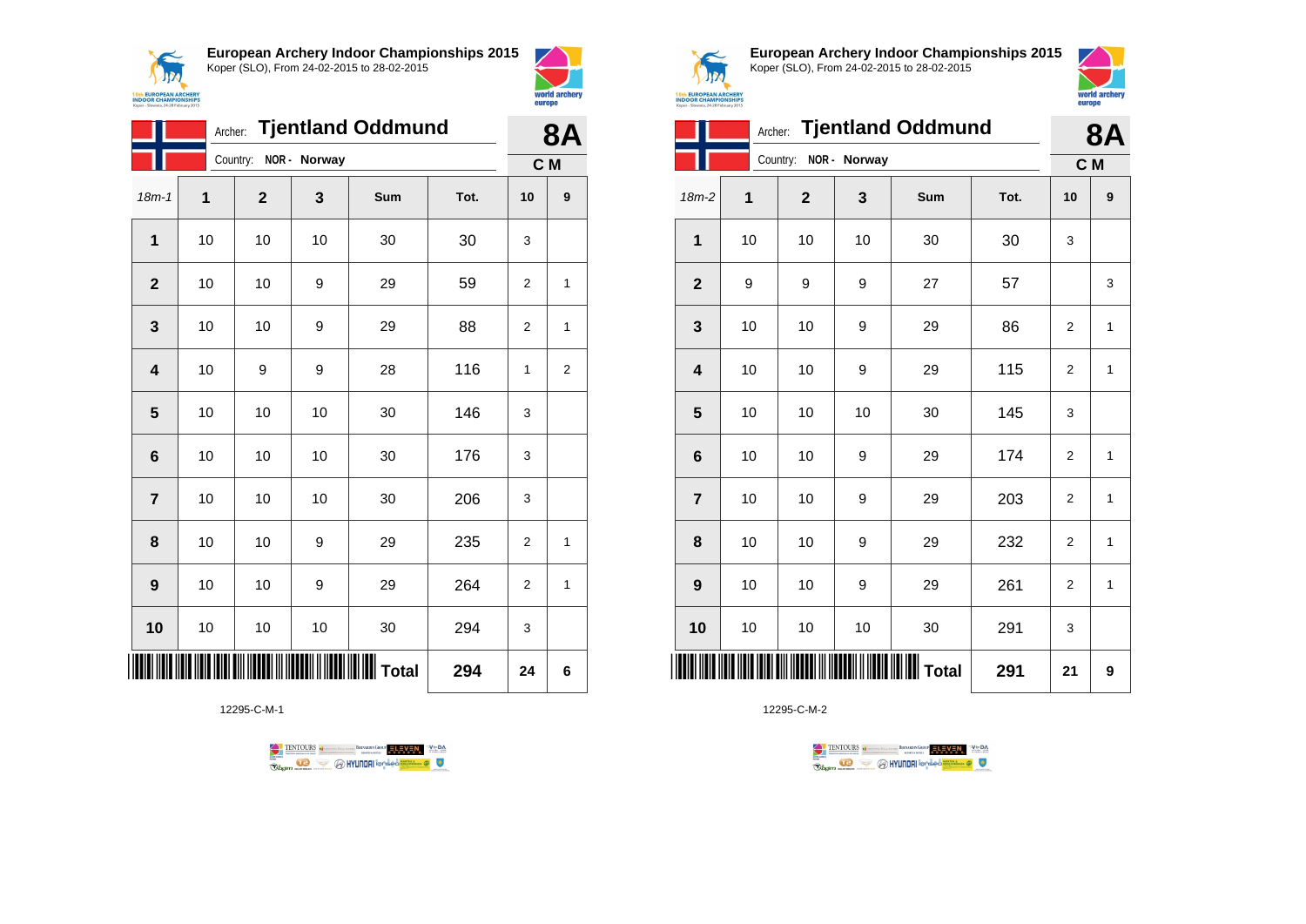**European Archery Indoor Championships 2015**
Koper (SLO), From 24-02-2015 to 28-02-2015

Archer: **Tjentland Oddmund**
Country: **NOR - Norway**

**8A**
**C M**

| 18m-1 | 1 | 2 | 3 | Sum | Tot. | 10 | 9 |
|---|---|---|---|---|---|---|---|
| **1** | 10 | 10 | 10 | 30 | 30 | 3 | |
| **2** | 10 | 10 | 9 | 29 | 59 | 2 | 1 |
| **3** | 10 | 10 | 9 | 29 | 88 | 2 | 1 |
| **4** | 10 | 9 | 9 | 28 | 116 | 1 | 2 |
| **5** | 10 | 10 | 10 | 30 | 146 | 3 | |
| **6** | 10 | 10 | 10 | 30 | 176 | 3 | |
| **7** | 10 | 10 | 10 | 30 | 206 | 3 | |
| **8** | 10 | 10 | 9 | 29 | 235 | 2 | 1 |
| **9** | 10 | 10 | 9 | 29 | 264 | 2 | 1 |
| **10** | 10 | 10 | 10 | 30 | 294 | 3 | |
| | | | | **Total** | **294** | **24** | **6** |

12295-C-M-1

**European Archery Indoor Championships 2015**
Koper (SLO), From 24-02-2015 to 28-02-2015

Archer: **Tjentland Oddmund**
Country: **NOR - Norway**

**8A**
**C M**

| 18m-2 | 1 | 2 | 3 | Sum | Tot. | 10 | 9 |
|---|---|---|---|---|---|---|---|
| **1** | 10 | 10 | 10 | 30 | 30 | 3 | |
| **2** | 9 | 9 | 9 | 27 | 57 | | 3 |
| **3** | 10 | 10 | 9 | 29 | 86 | 2 | 1 |
| **4** | 10 | 10 | 9 | 29 | 115 | 2 | 1 |
| **5** | 10 | 10 | 10 | 30 | 145 | 3 | |
| **6** | 10 | 10 | 9 | 29 | 174 | 2 | 1 |
| **7** | 10 | 10 | 9 | 29 | 203 | 2 | 1 |
| **8** | 10 | 10 | 9 | 29 | 232 | 2 | 1 |
| **9** | 10 | 10 | 9 | 29 | 261 | 2 | 1 |
| **10** | 10 | 10 | 10 | 30 | 291 | 3 | |
| | | | | **Total** | **291** | **21** | **9** |

12295-C-M-2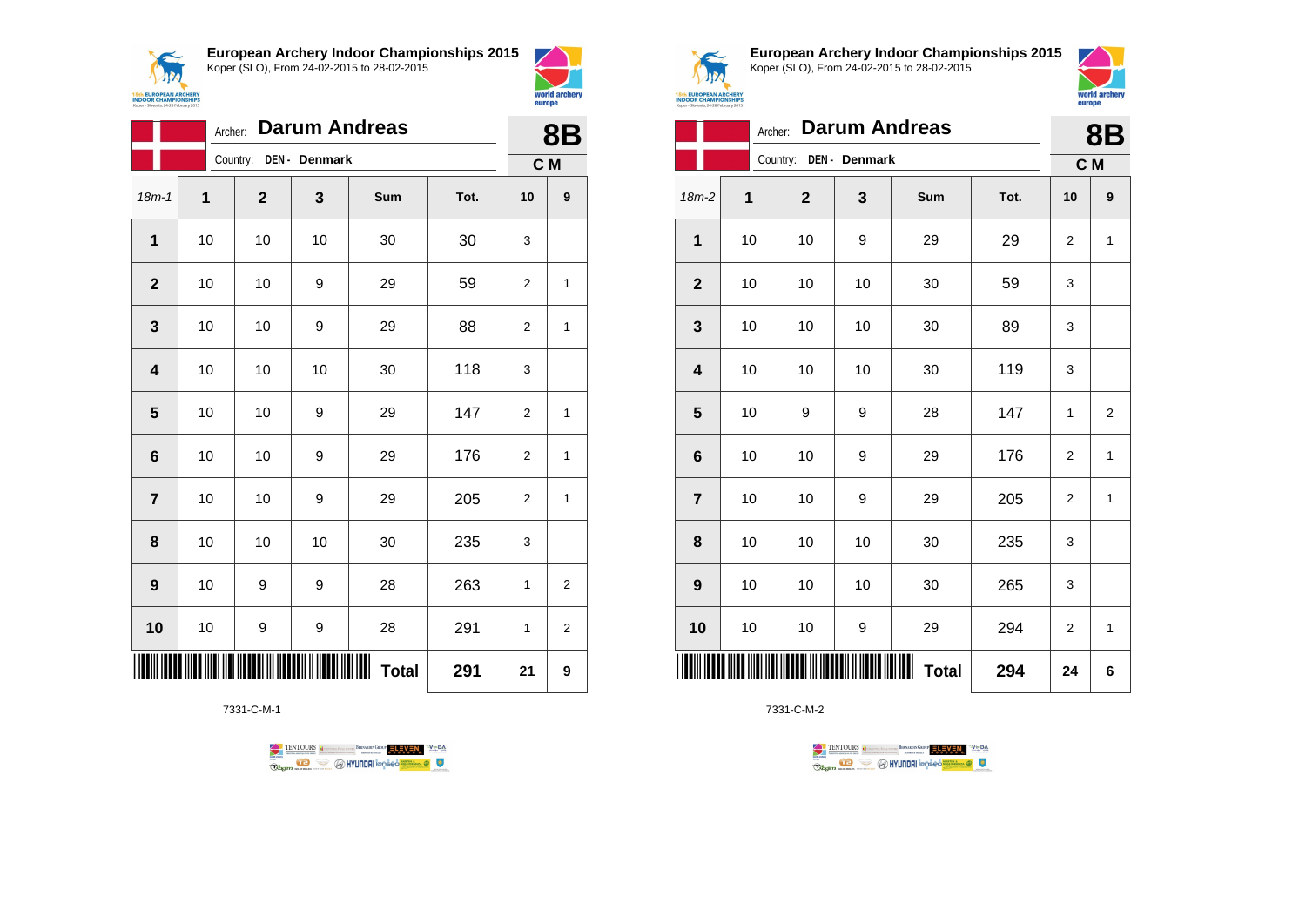## European Archery Indoor Championships 2015

Koper (SLO), From 24-02-2015 to 28-02-2015

Archer: **Darum Andreas**

Country: **DEN - Denmark**

**8B**

**C M**

| 18m-1 | 1 | 2 | 3 | Sum | Tot. | 10 | 9 |
|---|---|---|---|---|---|---|---|
| **1** | 10 | 10 | 10 | 30 | 30 | 3 | |
| **2** | 10 | 10 | 9 | 29 | 59 | 2 | 1 |
| **3** | 10 | 10 | 9 | 29 | 88 | 2 | 1 |
| **4** | 10 | 10 | 10 | 30 | 118 | 3 | |
| **5** | 10 | 10 | 9 | 29 | 147 | 2 | 1 |
| **6** | 10 | 10 | 9 | 29 | 176 | 2 | 1 |
| **7** | 10 | 10 | 9 | 29 | 205 | 2 | 1 |
| **8** | 10 | 10 | 10 | 30 | 235 | 3 | |
| **9** | 10 | 9 | 9 | 28 | 263 | 1 | 2 |
| **10** | 10 | 9 | 9 | 28 | 291 | 1 | 2 |
| | | | | **Total** | **291** | **21** | **9** |

7331-C-M-1

## European Archery Indoor Championships 2015

Koper (SLO), From 24-02-2015 to 28-02-2015

Archer: **Darum Andreas**

Country: **DEN - Denmark**

**8B**

**C M**

| 18m-2 | 1 | 2 | 3 | Sum | Tot. | 10 | 9 |
|---|---|---|---|---|---|---|---|
| **1** | 10 | 10 | 9 | 29 | 29 | 2 | 1 |
| **2** | 10 | 10 | 10 | 30 | 59 | 3 | |
| **3** | 10 | 10 | 10 | 30 | 89 | 3 | |
| **4** | 10 | 10 | 10 | 30 | 119 | 3 | |
| **5** | 10 | 9 | 9 | 28 | 147 | 1 | 2 |
| **6** | 10 | 10 | 9 | 29 | 176 | 2 | 1 |
| **7** | 10 | 10 | 9 | 29 | 205 | 2 | 1 |
| **8** | 10 | 10 | 10 | 30 | 235 | 3 | |
| **9** | 10 | 10 | 10 | 30 | 265 | 3 | |
| **10** | 10 | 10 | 9 | 29 | 294 | 2 | 1 |
| | | | | **Total** | **294** | **24** | **6** |

7331-C-M-2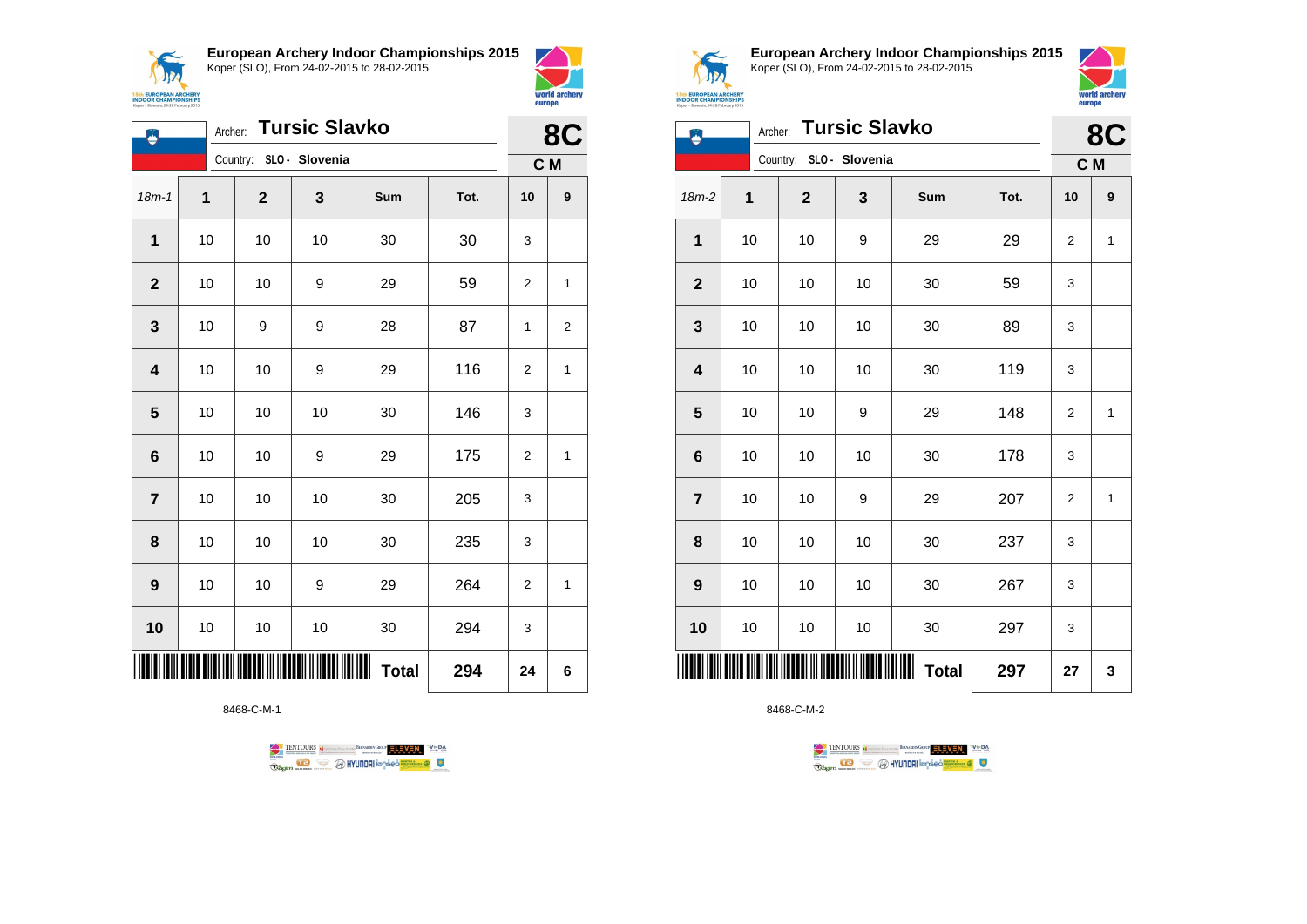## European Archery Indoor Championships 2015

Koper (SLO), From 24-02-2015 to 28-02-2015

Archer: **Tursic Slavko**

Country: SLO - Slovenia

**8C**

**C M**

| 18m-1 | 1 | 2 | 3 | Sum | Tot. | 10 | 9 |
|---|---|---|---|---|---|---|---|
| **1** | 10 | 10 | 10 | 30 | 30 | 3 | |
| **2** | 10 | 10 | 9 | 29 | 59 | 2 | 1 |
| **3** | 10 | 9 | 9 | 28 | 87 | 1 | 2 |
| **4** | 10 | 10 | 9 | 29 | 116 | 2 | 1 |
| **5** | 10 | 10 | 10 | 30 | 146 | 3 | |
| **6** | 10 | 10 | 9 | 29 | 175 | 2 | 1 |
| **7** | 10 | 10 | 10 | 30 | 205 | 3 | |
| **8** | 10 | 10 | 10 | 30 | 235 | 3 | |
| **9** | 10 | 10 | 9 | 29 | 264 | 2 | 1 |
| **10** | 10 | 10 | 10 | 30 | 294 | 3 | |
| | | | | **Total** | **294** | **24** | **6** |

8468-C-M-1

## European Archery Indoor Championships 2015

Koper (SLO), From 24-02-2015 to 28-02-2015

Archer: **Tursic Slavko**

Country: SLO - Slovenia

**8C**

**C M**

| 18m-2 | 1 | 2 | 3 | Sum | Tot. | 10 | 9 |
|---|---|---|---|---|---|---|---|
| **1** | 10 | 10 | 9 | 29 | 29 | 2 | 1 |
| **2** | 10 | 10 | 10 | 30 | 59 | 3 | |
| **3** | 10 | 10 | 10 | 30 | 89 | 3 | |
| **4** | 10 | 10 | 10 | 30 | 119 | 3 | |
| **5** | 10 | 10 | 9 | 29 | 148 | 2 | 1 |
| **6** | 10 | 10 | 10 | 30 | 178 | 3 | |
| **7** | 10 | 10 | 9 | 29 | 207 | 2 | 1 |
| **8** | 10 | 10 | 10 | 30 | 237 | 3 | |
| **9** | 10 | 10 | 10 | 30 | 267 | 3 | |
| **10** | 10 | 10 | 10 | 30 | 297 | 3 | |
| | | | | **Total** | **297** | **27** | **3** |

8468-C-M-2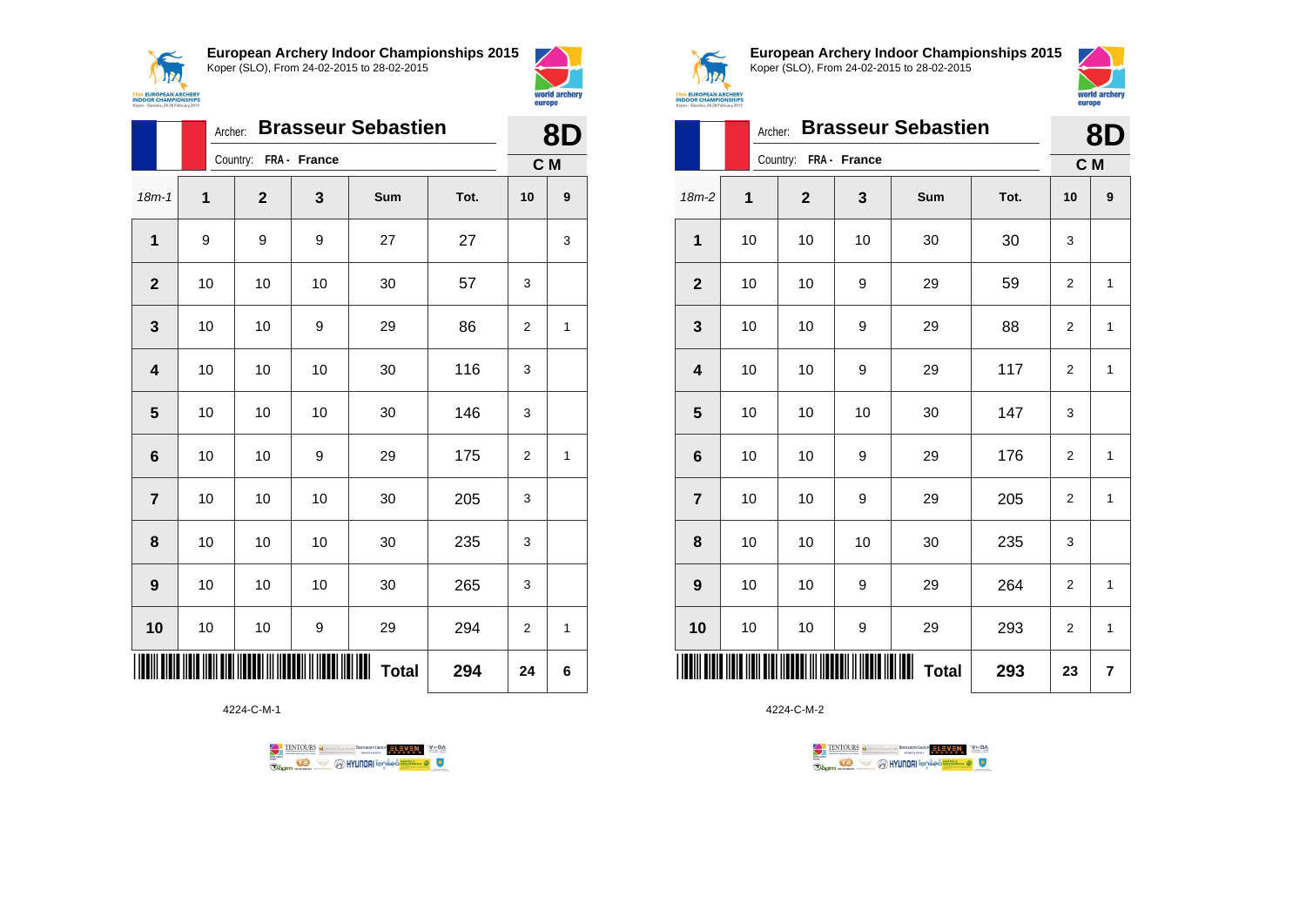# European Archery Indoor Championships 2015

Koper (SLO), From 24-02-2015 to 28-02-2015

Archer: **Brasseur Sebastien**

Country: **FRA - France**

**8D**

**C M**

| 18m-1 | 1 | 2 | 3 | Sum | Tot. | 10 | 9 |
|---|---|---|---|---|---|---|---|
| **1** | 9 | 9 | 9 | 27 | 27 | | 3 |
| **2** | 10 | 10 | 10 | 30 | 57 | 3 | |
| **3** | 10 | 10 | 9 | 29 | 86 | 2 | 1 |
| **4** | 10 | 10 | 10 | 30 | 116 | 3 | |
| **5** | 10 | 10 | 10 | 30 | 146 | 3 | |
| **6** | 10 | 10 | 9 | 29 | 175 | 2 | 1 |
| **7** | 10 | 10 | 10 | 30 | 205 | 3 | |
| **8** | 10 | 10 | 10 | 30 | 235 | 3 | |
| **9** | 10 | 10 | 10 | 30 | 265 | 3 | |
| **10** | 10 | 10 | 9 | 29 | 294 | 2 | 1 |
| | | | | **Total** | **294** | **24** | **6** |

4224-C-M-1

# European Archery Indoor Championships 2015

Koper (SLO), From 24-02-2015 to 28-02-2015

Archer: **Brasseur Sebastien**

Country: **FRA - France**

**8D**

**C M**

| 18m-2 | 1 | 2 | 3 | Sum | Tot. | 10 | 9 |
|---|---|---|---|---|---|---|---|
| **1** | 10 | 10 | 10 | 30 | 30 | 3 | |
| **2** | 10 | 10 | 9 | 29 | 59 | 2 | 1 |
| **3** | 10 | 10 | 9 | 29 | 88 | 2 | 1 |
| **4** | 10 | 10 | 9 | 29 | 117 | 2 | 1 |
| **5** | 10 | 10 | 10 | 30 | 147 | 3 | |
| **6** | 10 | 10 | 9 | 29 | 176 | 2 | 1 |
| **7** | 10 | 10 | 9 | 29 | 205 | 2 | 1 |
| **8** | 10 | 10 | 10 | 30 | 235 | 3 | |
| **9** | 10 | 10 | 9 | 29 | 264 | 2 | 1 |
| **10** | 10 | 10 | 9 | 29 | 293 | 2 | 1 |
| | | | | **Total** | **293** | **23** | **7** |

4224-C-M-2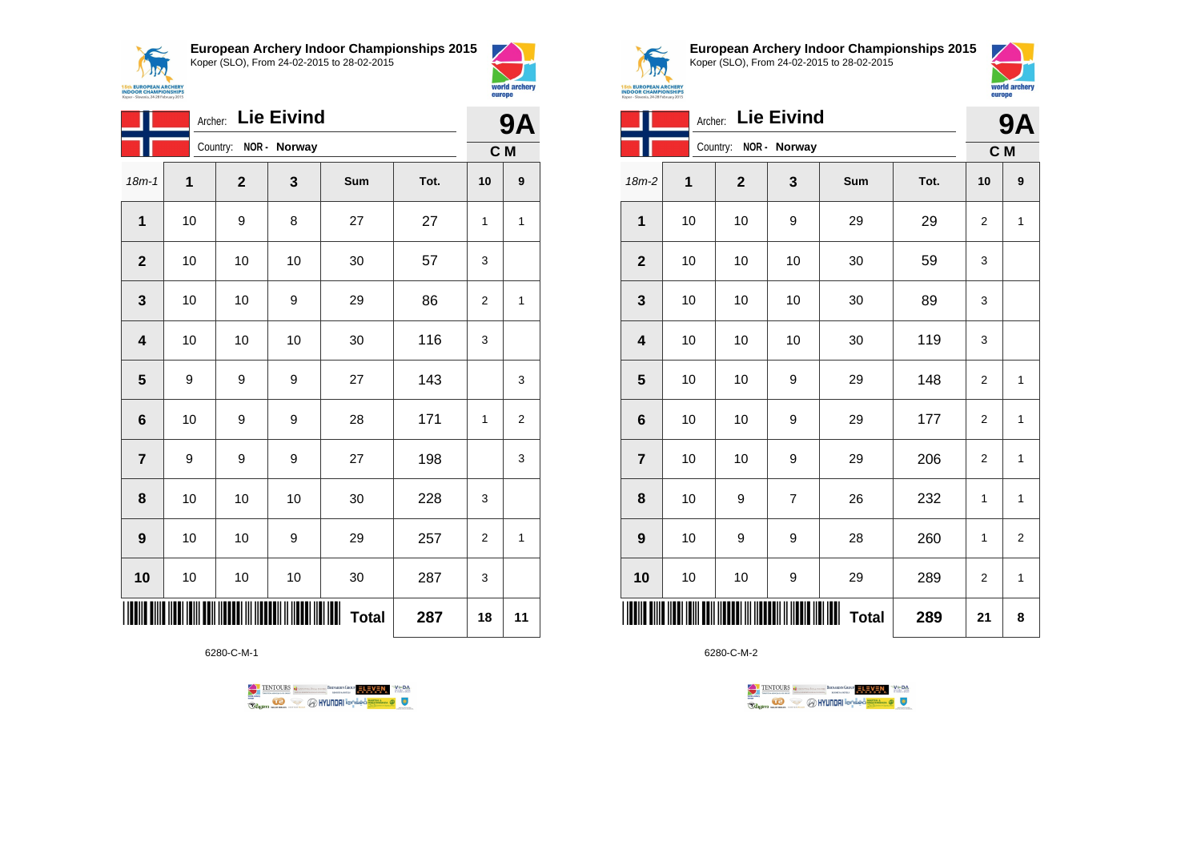**European Archery Indoor Championships 2015**
Koper (SLO), From 24-02-2015 to 28-02-2015

Archer: **Lie Eivind**
Country: NOR - Norway

**9A**
**C M**

| 18m-1 | 1 | 2 | 3 | Sum | Tot. | 10 | 9 |
|---|---|---|---|---|---|---|---|
| **1** | 10 | 9 | 8 | 27 | 27 | 1 | 1 |
| **2** | 10 | 10 | 10 | 30 | 57 | 3 | |
| **3** | 10 | 10 | 9 | 29 | 86 | 2 | 1 |
| **4** | 10 | 10 | 10 | 30 | 116 | 3 | |
| **5** | 9 | 9 | 9 | 27 | 143 | | 3 |
| **6** | 10 | 9 | 9 | 28 | 171 | 1 | 2 |
| **7** | 9 | 9 | 9 | 27 | 198 | | 3 |
| **8** | 10 | 10 | 10 | 30 | 228 | 3 | |
| **9** | 10 | 10 | 9 | 29 | 257 | 2 | 1 |
| **10** | 10 | 10 | 10 | 30 | 287 | 3 | |
| | | | | **Total** | **287** | **18** | **11** |

6280-C-M-1

**European Archery Indoor Championships 2015**
Koper (SLO), From 24-02-2015 to 28-02-2015

Archer: **Lie Eivind**
Country: NOR - Norway

**9A**
**C M**

| 18m-2 | 1 | 2 | 3 | Sum | Tot. | 10 | 9 |
|---|---|---|---|---|---|---|---|
| **1** | 10 | 10 | 9 | 29 | 29 | 2 | 1 |
| **2** | 10 | 10 | 10 | 30 | 59 | 3 | |
| **3** | 10 | 10 | 10 | 30 | 89 | 3 | |
| **4** | 10 | 10 | 10 | 30 | 119 | 3 | |
| **5** | 10 | 10 | 9 | 29 | 148 | 2 | 1 |
| **6** | 10 | 10 | 9 | 29 | 177 | 2 | 1 |
| **7** | 10 | 10 | 9 | 29 | 206 | 2 | 1 |
| **8** | 10 | 9 | 7 | 26 | 232 | 1 | 1 |
| **9** | 10 | 9 | 9 | 28 | 260 | 1 | 2 |
| **10** | 10 | 10 | 9 | 29 | 289 | 2 | 1 |
| | | | | **Total** | **289** | **21** | **8** |

6280-C-M-2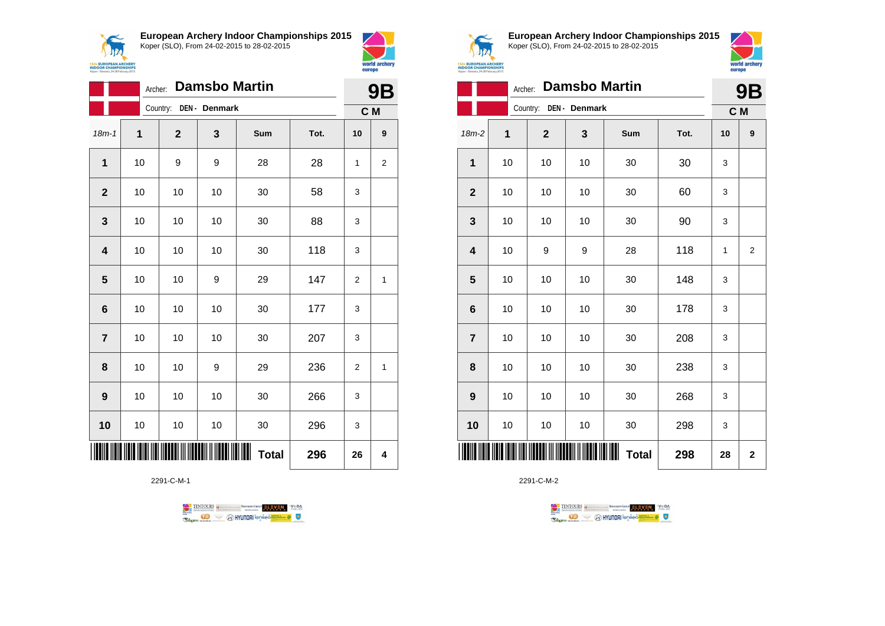**European Archery Indoor Championships 2015**
Koper (SLO), From 24-02-2015 to 28-02-2015

Archer: **Damsbo Martin** — **9B**
Country: **DEN - Denmark** — **C M**

| 18m-1 | 1 | 2 | 3 | Sum | Tot. | 10 | 9 |
|---|---|---|---|---|---|---|---|
| **1** | 10 | 9 | 9 | 28 | 28 | 1 | 2 |
| **2** | 10 | 10 | 10 | 30 | 58 | 3 | |
| **3** | 10 | 10 | 10 | 30 | 88 | 3 | |
| **4** | 10 | 10 | 10 | 30 | 118 | 3 | |
| **5** | 10 | 10 | 9 | 29 | 147 | 2 | 1 |
| **6** | 10 | 10 | 10 | 30 | 177 | 3 | |
| **7** | 10 | 10 | 10 | 30 | 207 | 3 | |
| **8** | 10 | 10 | 9 | 29 | 236 | 2 | 1 |
| **9** | 10 | 10 | 10 | 30 | 266 | 3 | |
| **10** | 10 | 10 | 10 | 30 | 296 | 3 | |
| | | | | **Total** | **296** | **26** | **4** |

2291-C-M-1

**European Archery Indoor Championships 2015**
Koper (SLO), From 24-02-2015 to 28-02-2015

Archer: **Damsbo Martin** — **9B**
Country: **DEN - Denmark** — **C M**

| 18m-2 | 1 | 2 | 3 | Sum | Tot. | 10 | 9 |
|---|---|---|---|---|---|---|---|
| **1** | 10 | 10 | 10 | 30 | 30 | 3 | |
| **2** | 10 | 10 | 10 | 30 | 60 | 3 | |
| **3** | 10 | 10 | 10 | 30 | 90 | 3 | |
| **4** | 10 | 9 | 9 | 28 | 118 | 1 | 2 |
| **5** | 10 | 10 | 10 | 30 | 148 | 3 | |
| **6** | 10 | 10 | 10 | 30 | 178 | 3 | |
| **7** | 10 | 10 | 10 | 30 | 208 | 3 | |
| **8** | 10 | 10 | 10 | 30 | 238 | 3 | |
| **9** | 10 | 10 | 10 | 30 | 268 | 3 | |
| **10** | 10 | 10 | 10 | 30 | 298 | 3 | |
| | | | | **Total** | **298** | **28** | **2** |

2291-C-M-2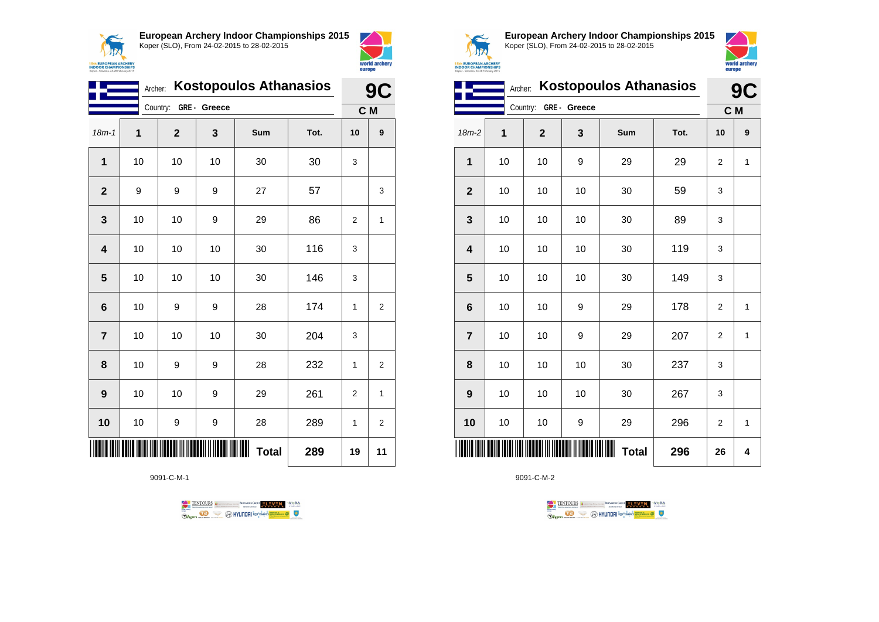## European Archery Indoor Championships 2015

Koper (SLO), From 24-02-2015 to 28-02-2015

Archer: **Kostopoulos Athanasios**

Country: **GRE - Greece**

**9C**

**C M**

| 18m-1 | 1 | 2 | 3 | Sum | Tot. | 10 | 9 |
|---|---|---|---|---|---|---|---|
| **1** | 10 | 10 | 10 | 30 | 30 | 3 | |
| **2** | 9 | 9 | 9 | 27 | 57 | | 3 |
| **3** | 10 | 10 | 9 | 29 | 86 | 2 | 1 |
| **4** | 10 | 10 | 10 | 30 | 116 | 3 | |
| **5** | 10 | 10 | 10 | 30 | 146 | 3 | |
| **6** | 10 | 9 | 9 | 28 | 174 | 1 | 2 |
| **7** | 10 | 10 | 10 | 30 | 204 | 3 | |
| **8** | 10 | 9 | 9 | 28 | 232 | 1 | 2 |
| **9** | 10 | 10 | 9 | 29 | 261 | 2 | 1 |
| **10** | 10 | 9 | 9 | 28 | 289 | 1 | 2 |
| | | | | **Total** | **289** | **19** | **11** |

9091-C-M-1

## European Archery Indoor Championships 2015

Koper (SLO), From 24-02-2015 to 28-02-2015

Archer: **Kostopoulos Athanasios**

Country: **GRE - Greece**

**9C**

**C M**

| 18m-2 | 1 | 2 | 3 | Sum | Tot. | 10 | 9 |
|---|---|---|---|---|---|---|---|
| **1** | 10 | 10 | 9 | 29 | 29 | 2 | 1 |
| **2** | 10 | 10 | 10 | 30 | 59 | 3 | |
| **3** | 10 | 10 | 10 | 30 | 89 | 3 | |
| **4** | 10 | 10 | 10 | 30 | 119 | 3 | |
| **5** | 10 | 10 | 10 | 30 | 149 | 3 | |
| **6** | 10 | 10 | 9 | 29 | 178 | 2 | 1 |
| **7** | 10 | 10 | 9 | 29 | 207 | 2 | 1 |
| **8** | 10 | 10 | 10 | 30 | 237 | 3 | |
| **9** | 10 | 10 | 10 | 30 | 267 | 3 | |
| **10** | 10 | 10 | 9 | 29 | 296 | 2 | 1 |
| | | | | **Total** | **296** | **26** | **4** |

9091-C-M-2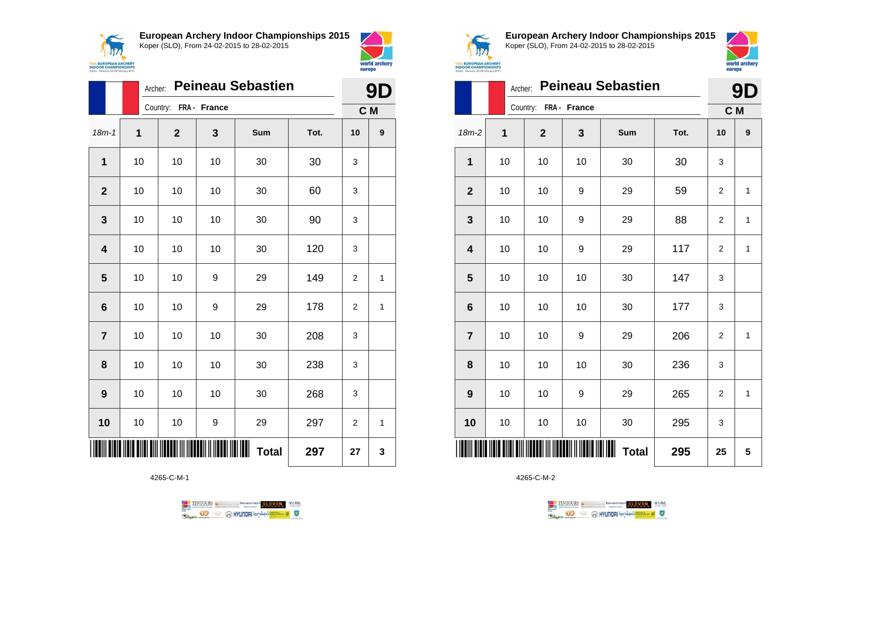**European Archery Indoor Championships 2015**
Koper (SLO), From 24-02-2015 to 28-02-2015

Archer: **Peineau Sebastien** — **9D**
Country: **FRA - France** — **C M**

| 18m-1 | 1 | 2 | 3 | Sum | Tot. | 10 | 9 |
|---|---|---|---|---|---|---|---|
| **1** | 10 | 10 | 10 | 30 | 30 | 3 | |
| **2** | 10 | 10 | 10 | 30 | 60 | 3 | |
| **3** | 10 | 10 | 10 | 30 | 90 | 3 | |
| **4** | 10 | 10 | 10 | 30 | 120 | 3 | |
| **5** | 10 | 10 | 9 | 29 | 149 | 2 | 1 |
| **6** | 10 | 10 | 9 | 29 | 178 | 2 | 1 |
| **7** | 10 | 10 | 10 | 30 | 208 | 3 | |
| **8** | 10 | 10 | 10 | 30 | 238 | 3 | |
| **9** | 10 | 10 | 10 | 30 | 268 | 3 | |
| **10** | 10 | 10 | 9 | 29 | 297 | 2 | 1 |
| | | | | **Total** | **297** | **27** | **3** |

4265-C-M-1

**European Archery Indoor Championships 2015**
Koper (SLO), From 24-02-2015 to 28-02-2015

Archer: **Peineau Sebastien** — **9D**
Country: **FRA - France** — **C M**

| 18m-2 | 1 | 2 | 3 | Sum | Tot. | 10 | 9 |
|---|---|---|---|---|---|---|---|
| **1** | 10 | 10 | 10 | 30 | 30 | 3 | |
| **2** | 10 | 10 | 9 | 29 | 59 | 2 | 1 |
| **3** | 10 | 10 | 9 | 29 | 88 | 2 | 1 |
| **4** | 10 | 10 | 9 | 29 | 117 | 2 | 1 |
| **5** | 10 | 10 | 10 | 30 | 147 | 3 | |
| **6** | 10 | 10 | 10 | 30 | 177 | 3 | |
| **7** | 10 | 10 | 9 | 29 | 206 | 2 | 1 |
| **8** | 10 | 10 | 10 | 30 | 236 | 3 | |
| **9** | 10 | 10 | 9 | 29 | 265 | 2 | 1 |
| **10** | 10 | 10 | 10 | 30 | 295 | 3 | |
| | | | | **Total** | **295** | **25** | **5** |

4265-C-M-2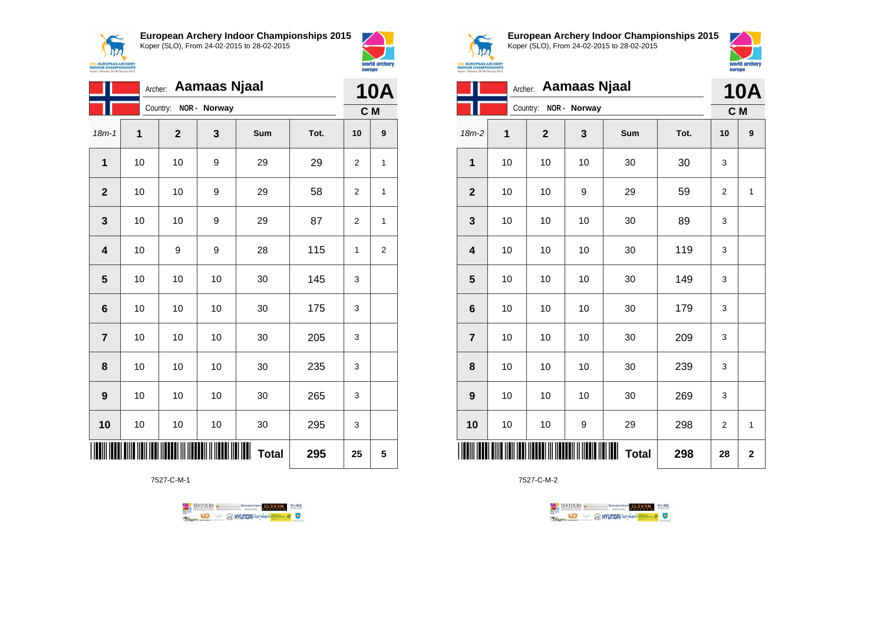# European Archery Indoor Championships 2015

Koper (SLO), From 24-02-2015 to 28-02-2015

Archer: **Aamaas Njaal**

Country: NOR - Norway

**10A**

**C M**

| 18m-1 | 1 | 2 | 3 | Sum | Tot. | 10 | 9 |
|---|---|---|---|---|---|---|---|
| **1** | 10 | 10 | 9 | 29 | 29 | 2 | 1 |
| **2** | 10 | 10 | 9 | 29 | 58 | 2 | 1 |
| **3** | 10 | 10 | 9 | 29 | 87 | 2 | 1 |
| **4** | 10 | 9 | 9 | 28 | 115 | 1 | 2 |
| **5** | 10 | 10 | 10 | 30 | 145 | 3 | |
| **6** | 10 | 10 | 10 | 30 | 175 | 3 | |
| **7** | 10 | 10 | 10 | 30 | 205 | 3 | |
| **8** | 10 | 10 | 10 | 30 | 235 | 3 | |
| **9** | 10 | 10 | 10 | 30 | 265 | 3 | |
| **10** | 10 | 10 | 10 | 30 | 295 | 3 | |
| | | | | **Total** | **295** | **25** | **5** |

7527-C-M-1

# European Archery Indoor Championships 2015

Koper (SLO), From 24-02-2015 to 28-02-2015

Archer: **Aamaas Njaal**

Country: NOR - Norway

**10A**

**C M**

| 18m-2 | 1 | 2 | 3 | Sum | Tot. | 10 | 9 |
|---|---|---|---|---|---|---|---|
| **1** | 10 | 10 | 10 | 30 | 30 | 3 | |
| **2** | 10 | 10 | 9 | 29 | 59 | 2 | 1 |
| **3** | 10 | 10 | 10 | 30 | 89 | 3 | |
| **4** | 10 | 10 | 10 | 30 | 119 | 3 | |
| **5** | 10 | 10 | 10 | 30 | 149 | 3 | |
| **6** | 10 | 10 | 10 | 30 | 179 | 3 | |
| **7** | 10 | 10 | 10 | 30 | 209 | 3 | |
| **8** | 10 | 10 | 10 | 30 | 239 | 3 | |
| **9** | 10 | 10 | 10 | 30 | 269 | 3 | |
| **10** | 10 | 10 | 9 | 29 | 298 | 2 | 1 |
| | | | | **Total** | **298** | **28** | **2** |

7527-C-M-2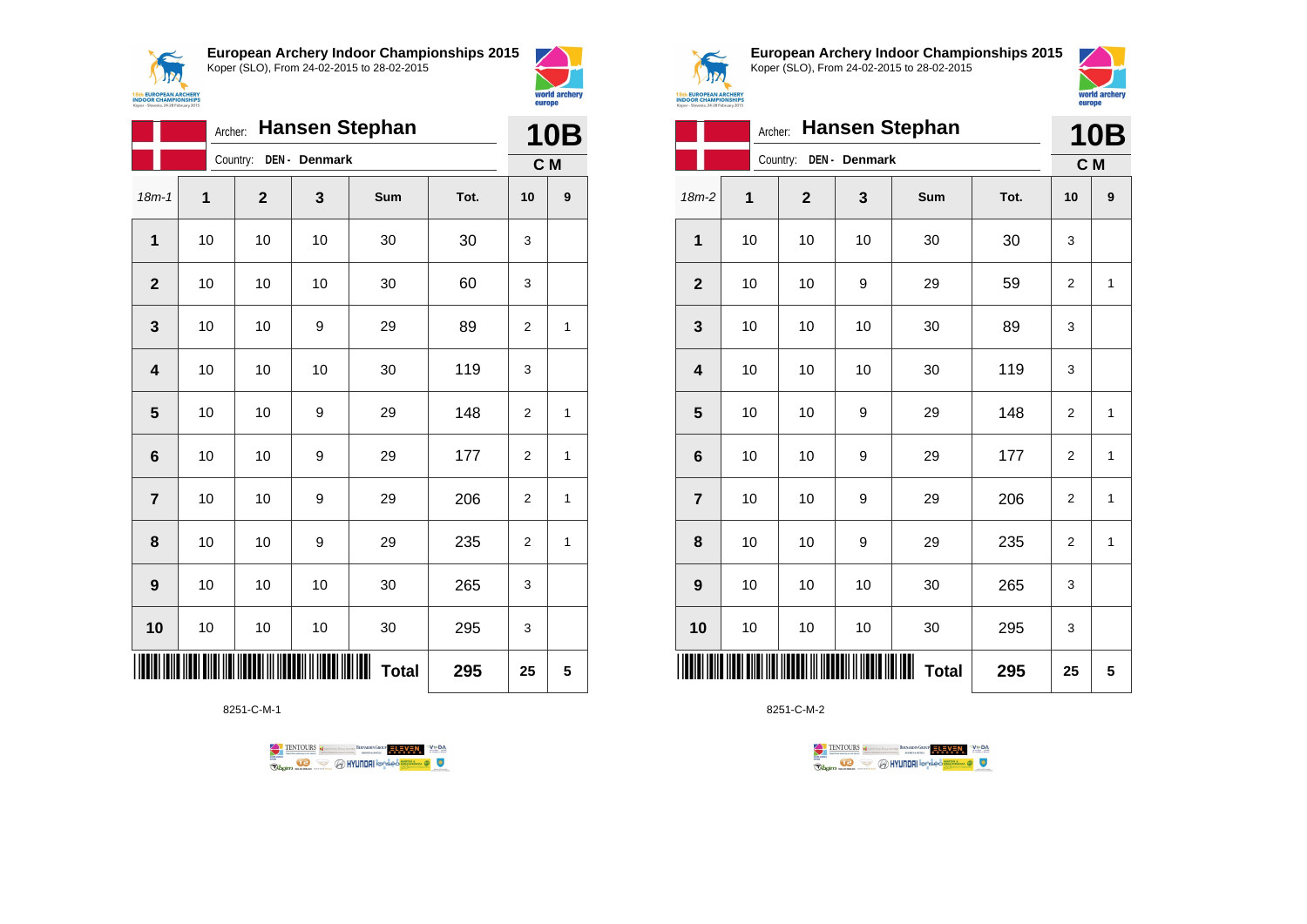## European Archery Indoor Championships 2015

Koper (SLO), From 24-02-2015 to 28-02-2015

Archer: **Hansen Stephan**

Country: **DEN - Denmark**

**10B**

**C M**

| 18m-1 | 1 | 2 | 3 | Sum | Tot. | 10 | 9 |
|---|---|---|---|---|---|---|---|
| 1 | 10 | 10 | 10 | 30 | 30 | 3 | |
| 2 | 10 | 10 | 10 | 30 | 60 | 3 | |
| 3 | 10 | 10 | 9 | 29 | 89 | 2 | 1 |
| 4 | 10 | 10 | 10 | 30 | 119 | 3 | |
| 5 | 10 | 10 | 9 | 29 | 148 | 2 | 1 |
| 6 | 10 | 10 | 9 | 29 | 177 | 2 | 1 |
| 7 | 10 | 10 | 9 | 29 | 206 | 2 | 1 |
| 8 | 10 | 10 | 9 | 29 | 235 | 2 | 1 |
| 9 | 10 | 10 | 10 | 30 | 265 | 3 | |
| 10 | 10 | 10 | 10 | 30 | 295 | 3 | |
| | | | | **Total** | **295** | **25** | **5** |

8251-C-M-1

## European Archery Indoor Championships 2015

Koper (SLO), From 24-02-2015 to 28-02-2015

Archer: **Hansen Stephan**

Country: **DEN - Denmark**

**10B**

**C M**

| 18m-2 | 1 | 2 | 3 | Sum | Tot. | 10 | 9 |
|---|---|---|---|---|---|---|---|
| 1 | 10 | 10 | 10 | 30 | 30 | 3 | |
| 2 | 10 | 10 | 9 | 29 | 59 | 2 | 1 |
| 3 | 10 | 10 | 10 | 30 | 89 | 3 | |
| 4 | 10 | 10 | 10 | 30 | 119 | 3 | |
| 5 | 10 | 10 | 9 | 29 | 148 | 2 | 1 |
| 6 | 10 | 10 | 9 | 29 | 177 | 2 | 1 |
| 7 | 10 | 10 | 9 | 29 | 206 | 2 | 1 |
| 8 | 10 | 10 | 9 | 29 | 235 | 2 | 1 |
| 9 | 10 | 10 | 10 | 30 | 265 | 3 | |
| 10 | 10 | 10 | 10 | 30 | 295 | 3 | |
| | | | | **Total** | **295** | **25** | **5** |

8251-C-M-2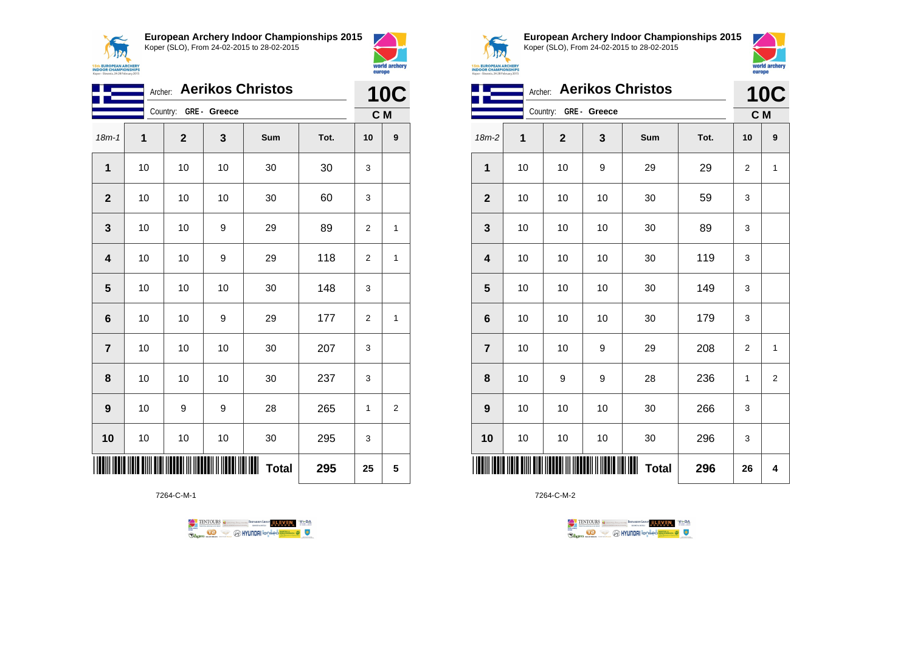## European Archery Indoor Championships 2015

Koper (SLO), From 24-02-2015 to 28-02-2015

Archer: **Aerikos Christos**

Country: **GRE - Greece**

**10C**

**C M**

| 18m-1 | 1 | 2 | 3 | Sum | Tot. | 10 | 9 |
|---|---|---|---|---|---|---|---|
| **1** | 10 | 10 | 10 | 30 | 30 | 3 | |
| **2** | 10 | 10 | 10 | 30 | 60 | 3 | |
| **3** | 10 | 10 | 9 | 29 | 89 | 2 | 1 |
| **4** | 10 | 10 | 9 | 29 | 118 | 2 | 1 |
| **5** | 10 | 10 | 10 | 30 | 148 | 3 | |
| **6** | 10 | 10 | 9 | 29 | 177 | 2 | 1 |
| **7** | 10 | 10 | 10 | 30 | 207 | 3 | |
| **8** | 10 | 10 | 10 | 30 | 237 | 3 | |
| **9** | 10 | 9 | 9 | 28 | 265 | 1 | 2 |
| **10** | 10 | 10 | 10 | 30 | 295 | 3 | |
| | | | | **Total** | **295** | **25** | **5** |

7264-C-M-1

## European Archery Indoor Championships 2015

Koper (SLO), From 24-02-2015 to 28-02-2015

Archer: **Aerikos Christos**

Country: **GRE - Greece**

**10C**

**C M**

| 18m-2 | 1 | 2 | 3 | Sum | Tot. | 10 | 9 |
|---|---|---|---|---|---|---|---|
| **1** | 10 | 10 | 9 | 29 | 29 | 2 | 1 |
| **2** | 10 | 10 | 10 | 30 | 59 | 3 | |
| **3** | 10 | 10 | 10 | 30 | 89 | 3 | |
| **4** | 10 | 10 | 10 | 30 | 119 | 3 | |
| **5** | 10 | 10 | 10 | 30 | 149 | 3 | |
| **6** | 10 | 10 | 10 | 30 | 179 | 3 | |
| **7** | 10 | 10 | 9 | 29 | 208 | 2 | 1 |
| **8** | 10 | 9 | 9 | 28 | 236 | 1 | 2 |
| **9** | 10 | 10 | 10 | 30 | 266 | 3 | |
| **10** | 10 | 10 | 10 | 30 | 296 | 3 | |
| | | | | **Total** | **296** | **26** | **4** |

7264-C-M-2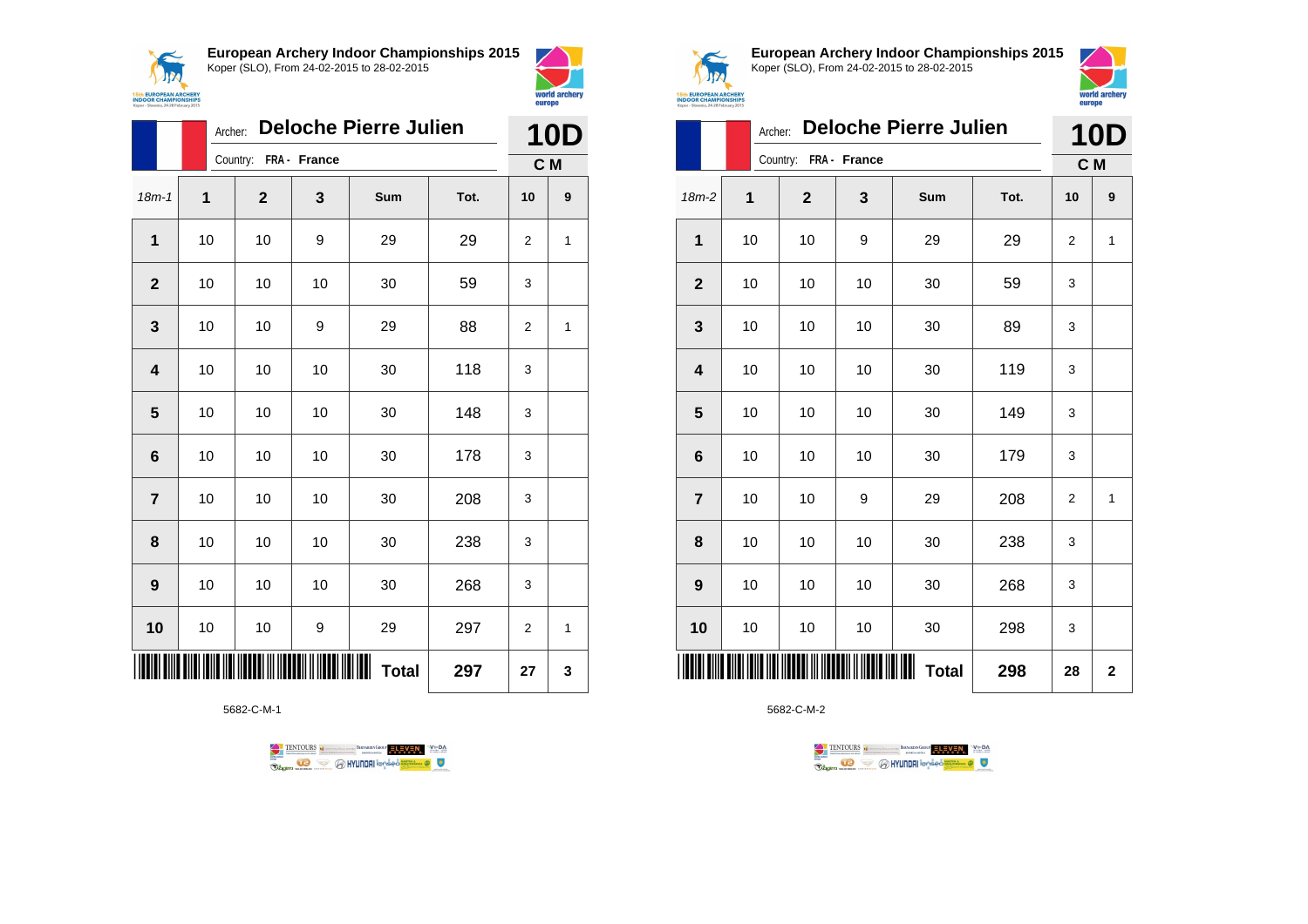**European Archery Indoor Championships 2015**
Koper (SLO), From 24-02-2015 to 28-02-2015

Archer: **Deloche Pierre Julien**
Country: **FRA - France**

**10D**
**C M**

| 18m-1 | 1 | 2 | 3 | Sum | Tot. | 10 | 9 |
|---|---|---|---|---|---|---|---|
| **1** | 10 | 10 | 9 | 29 | 29 | 2 | 1 |
| **2** | 10 | 10 | 10 | 30 | 59 | 3 | |
| **3** | 10 | 10 | 9 | 29 | 88 | 2 | 1 |
| **4** | 10 | 10 | 10 | 30 | 118 | 3 | |
| **5** | 10 | 10 | 10 | 30 | 148 | 3 | |
| **6** | 10 | 10 | 10 | 30 | 178 | 3 | |
| **7** | 10 | 10 | 10 | 30 | 208 | 3 | |
| **8** | 10 | 10 | 10 | 30 | 238 | 3 | |
| **9** | 10 | 10 | 10 | 30 | 268 | 3 | |
| **10** | 10 | 10 | 9 | 29 | 297 | 2 | 1 |
| | | | | **Total** | **297** | **27** | **3** |

5682-C-M-1

**European Archery Indoor Championships 2015**
Koper (SLO), From 24-02-2015 to 28-02-2015

Archer: **Deloche Pierre Julien**
Country: **FRA - France**

**10D**
**C M**

| 18m-2 | 1 | 2 | 3 | Sum | Tot. | 10 | 9 |
|---|---|---|---|---|---|---|---|
| **1** | 10 | 10 | 9 | 29 | 29 | 2 | 1 |
| **2** | 10 | 10 | 10 | 30 | 59 | 3 | |
| **3** | 10 | 10 | 10 | 30 | 89 | 3 | |
| **4** | 10 | 10 | 10 | 30 | 119 | 3 | |
| **5** | 10 | 10 | 10 | 30 | 149 | 3 | |
| **6** | 10 | 10 | 10 | 30 | 179 | 3 | |
| **7** | 10 | 10 | 9 | 29 | 208 | 2 | 1 |
| **8** | 10 | 10 | 10 | 30 | 238 | 3 | |
| **9** | 10 | 10 | 10 | 30 | 268 | 3 | |
| **10** | 10 | 10 | 10 | 30 | 298 | 3 | |
| | | | | **Total** | **298** | **28** | **2** |

5682-C-M-2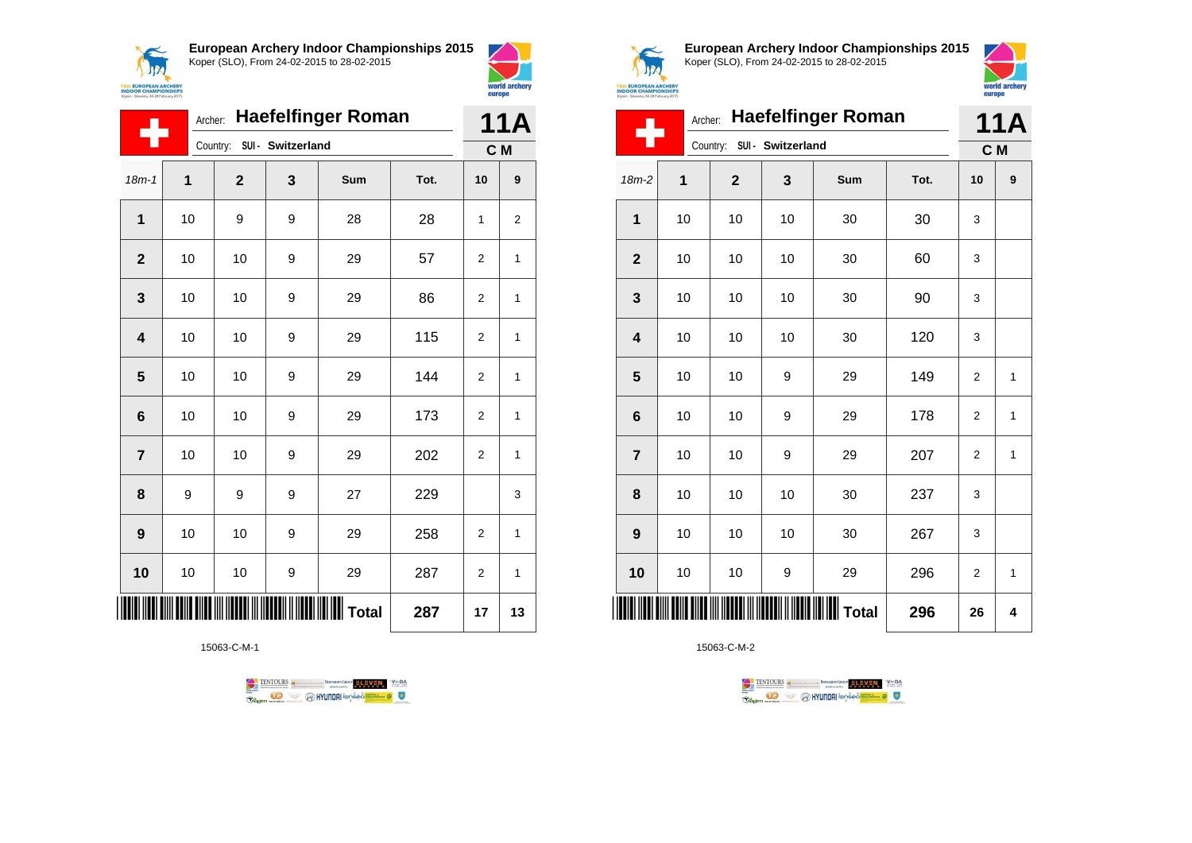**European Archery Indoor Championships 2015**
Koper (SLO), From 24-02-2015 to 28-02-2015

Archer: **Haefelfinger Roman**
Country: SUI - Switzerland

**11A**
**C M**

| 18m-1 | 1 | 2 | 3 | Sum | Tot. | 10 | 9 |
|---|---|---|---|---|---|---|---|
| **1** | 10 | 9 | 9 | 28 | 28 | 1 | 2 |
| **2** | 10 | 10 | 9 | 29 | 57 | 2 | 1 |
| **3** | 10 | 10 | 9 | 29 | 86 | 2 | 1 |
| **4** | 10 | 10 | 9 | 29 | 115 | 2 | 1 |
| **5** | 10 | 10 | 9 | 29 | 144 | 2 | 1 |
| **6** | 10 | 10 | 9 | 29 | 173 | 2 | 1 |
| **7** | 10 | 10 | 9 | 29 | 202 | 2 | 1 |
| **8** | 9 | 9 | 9 | 27 | 229 | | 3 |
| **9** | 10 | 10 | 9 | 29 | 258 | 2 | 1 |
| **10** | 10 | 10 | 9 | 29 | 287 | 2 | 1 |
| | | | | **Total** | **287** | **17** | **13** |

15063-C-M-1

**European Archery Indoor Championships 2015**
Koper (SLO), From 24-02-2015 to 28-02-2015

Archer: **Haefelfinger Roman**
Country: SUI - Switzerland

**11A**
**C M**

| 18m-2 | 1 | 2 | 3 | Sum | Tot. | 10 | 9 |
|---|---|---|---|---|---|---|---|
| **1** | 10 | 10 | 10 | 30 | 30 | 3 | |
| **2** | 10 | 10 | 10 | 30 | 60 | 3 | |
| **3** | 10 | 10 | 10 | 30 | 90 | 3 | |
| **4** | 10 | 10 | 10 | 30 | 120 | 3 | |
| **5** | 10 | 10 | 9 | 29 | 149 | 2 | 1 |
| **6** | 10 | 10 | 9 | 29 | 178 | 2 | 1 |
| **7** | 10 | 10 | 9 | 29 | 207 | 2 | 1 |
| **8** | 10 | 10 | 10 | 30 | 237 | 3 | |
| **9** | 10 | 10 | 10 | 30 | 267 | 3 | |
| **10** | 10 | 10 | 9 | 29 | 296 | 2 | 1 |
| | | | | **Total** | **296** | **26** | **4** |

15063-C-M-2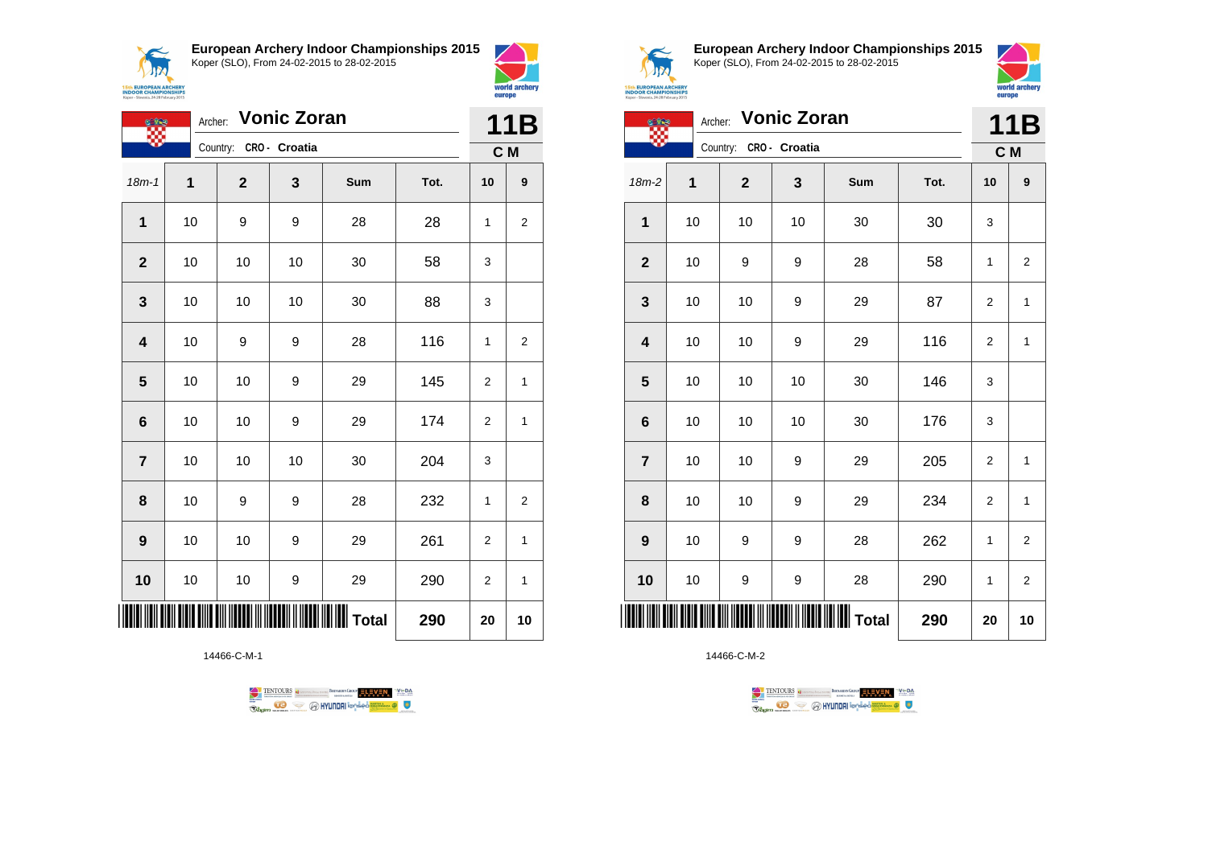**European Archery Indoor Championships 2015**
Koper (SLO), From 24-02-2015 to 28-02-2015

Archer: **Vonic Zoran**
Country: CRO - Croatia

**11B**
**C M**

| 18m-1 | 1 | 2 | 3 | Sum | Tot. | 10 | 9 |
|---|---|---|---|---|---|---|---|
| 1 | 10 | 9 | 9 | 28 | 28 | 1 | 2 |
| 2 | 10 | 10 | 10 | 30 | 58 | 3 | |
| 3 | 10 | 10 | 10 | 30 | 88 | 3 | |
| 4 | 10 | 9 | 9 | 28 | 116 | 1 | 2 |
| 5 | 10 | 10 | 9 | 29 | 145 | 2 | 1 |
| 6 | 10 | 10 | 9 | 29 | 174 | 2 | 1 |
| 7 | 10 | 10 | 10 | 30 | 204 | 3 | |
| 8 | 10 | 9 | 9 | 28 | 232 | 1 | 2 |
| 9 | 10 | 10 | 9 | 29 | 261 | 2 | 1 |
| 10 | 10 | 10 | 9 | 29 | 290 | 2 | 1 |
| | | | | **Total** | **290** | **20** | **10** |

14466-C-M-1

**European Archery Indoor Championships 2015**
Koper (SLO), From 24-02-2015 to 28-02-2015

Archer: **Vonic Zoran**
Country: CRO - Croatia

**11B**
**C M**

| 18m-2 | 1 | 2 | 3 | Sum | Tot. | 10 | 9 |
|---|---|---|---|---|---|---|---|
| 1 | 10 | 10 | 10 | 30 | 30 | 3 | |
| 2 | 10 | 9 | 9 | 28 | 58 | 1 | 2 |
| 3 | 10 | 10 | 9 | 29 | 87 | 2 | 1 |
| 4 | 10 | 10 | 9 | 29 | 116 | 2 | 1 |
| 5 | 10 | 10 | 10 | 30 | 146 | 3 | |
| 6 | 10 | 10 | 10 | 30 | 176 | 3 | |
| 7 | 10 | 10 | 9 | 29 | 205 | 2 | 1 |
| 8 | 10 | 10 | 9 | 29 | 234 | 2 | 1 |
| 9 | 10 | 9 | 9 | 28 | 262 | 1 | 2 |
| 10 | 10 | 9 | 9 | 28 | 290 | 1 | 2 |
| | | | | **Total** | **290** | **20** | **10** |

14466-C-M-2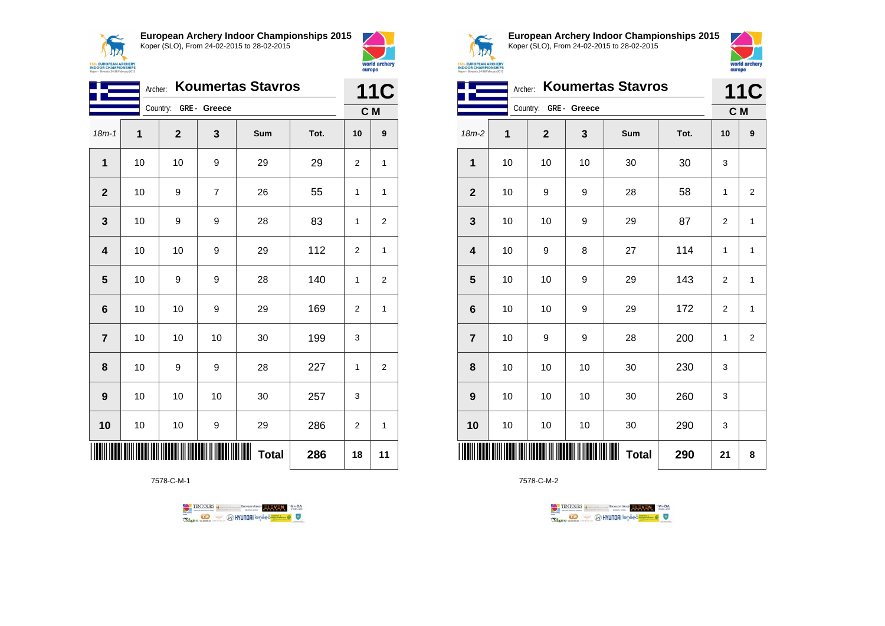## European Archery Indoor Championships 2015
Koper (SLO), From 24-02-2015 to 28-02-2015

Archer: **Koumertas Stavros**
Country: **GRE - Greece**

**11C**
**C M**

| 18m-1 | 1 | 2 | 3 | Sum | Tot. | 10 | 9 |
|---|---|---|---|---|---|---|---|
| **1** | 10 | 10 | 9 | 29 | 29 | 2 | 1 |
| **2** | 10 | 9 | 7 | 26 | 55 | 1 | 1 |
| **3** | 10 | 9 | 9 | 28 | 83 | 1 | 2 |
| **4** | 10 | 10 | 9 | 29 | 112 | 2 | 1 |
| **5** | 10 | 9 | 9 | 28 | 140 | 1 | 2 |
| **6** | 10 | 10 | 9 | 29 | 169 | 2 | 1 |
| **7** | 10 | 10 | 10 | 30 | 199 | 3 | |
| **8** | 10 | 9 | 9 | 28 | 227 | 1 | 2 |
| **9** | 10 | 10 | 10 | 30 | 257 | 3 | |
| **10** | 10 | 10 | 9 | 29 | 286 | 2 | 1 |
| | | | | **Total** | **286** | **18** | **11** |

7578-C-M-1

## European Archery Indoor Championships 2015
Koper (SLO), From 24-02-2015 to 28-02-2015

Archer: **Koumertas Stavros**
Country: **GRE - Greece**

**11C**
**C M**

| 18m-2 | 1 | 2 | 3 | Sum | Tot. | 10 | 9 |
|---|---|---|---|---|---|---|---|
| **1** | 10 | 10 | 10 | 30 | 30 | 3 | |
| **2** | 10 | 9 | 9 | 28 | 58 | 1 | 2 |
| **3** | 10 | 10 | 9 | 29 | 87 | 2 | 1 |
| **4** | 10 | 9 | 8 | 27 | 114 | 1 | 1 |
| **5** | 10 | 10 | 9 | 29 | 143 | 2 | 1 |
| **6** | 10 | 10 | 9 | 29 | 172 | 2 | 1 |
| **7** | 10 | 9 | 9 | 28 | 200 | 1 | 2 |
| **8** | 10 | 10 | 10 | 30 | 230 | 3 | |
| **9** | 10 | 10 | 10 | 30 | 260 | 3 | |
| **10** | 10 | 10 | 10 | 30 | 290 | 3 | |
| | | | | **Total** | **290** | **21** | **8** |

7578-C-M-2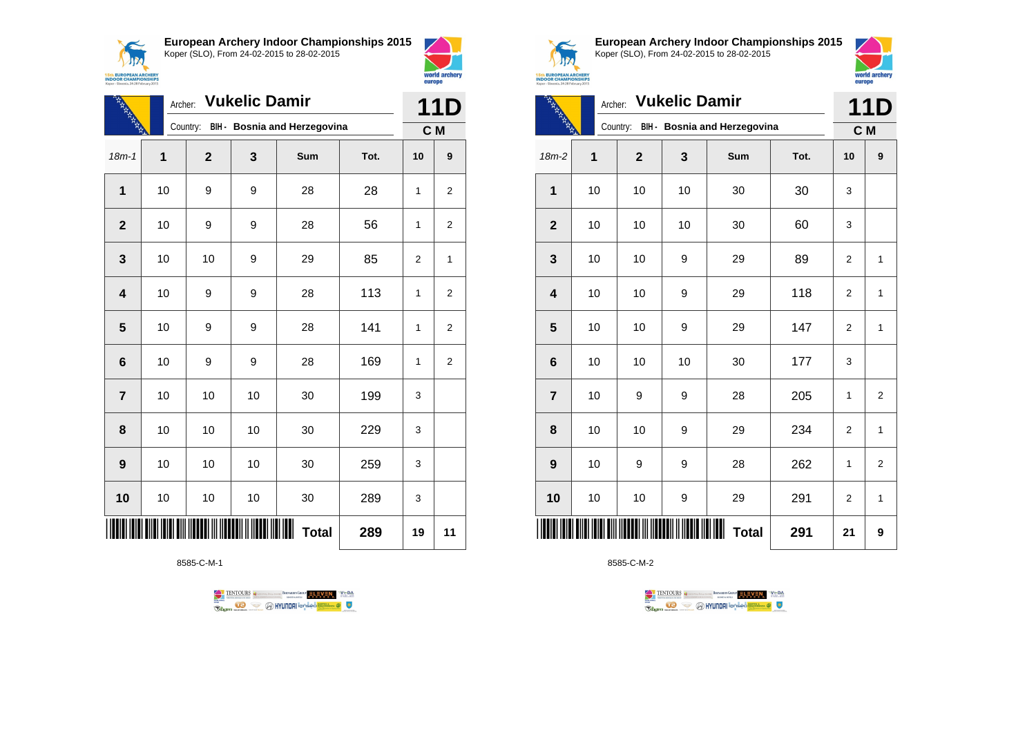**European Archery Indoor Championships 2015**
Koper (SLO), From 24-02-2015 to 28-02-2015

Archer: **Vukelic Damir**
Country: BIH - Bosnia and Herzegovina

**11D**
**C M**

| 18m-1 | 1 | 2 | 3 | Sum | Tot. | 10 | 9 |
|---|---|---|---|---|---|---|---|
| 1 | 10 | 9 | 9 | 28 | 28 | 1 | 2 |
| 2 | 10 | 9 | 9 | 28 | 56 | 1 | 2 |
| 3 | 10 | 10 | 9 | 29 | 85 | 2 | 1 |
| 4 | 10 | 9 | 9 | 28 | 113 | 1 | 2 |
| 5 | 10 | 9 | 9 | 28 | 141 | 1 | 2 |
| 6 | 10 | 9 | 9 | 28 | 169 | 1 | 2 |
| 7 | 10 | 10 | 10 | 30 | 199 | 3 | |
| 8 | 10 | 10 | 10 | 30 | 229 | 3 | |
| 9 | 10 | 10 | 10 | 30 | 259 | 3 | |
| 10 | 10 | 10 | 10 | 30 | 289 | 3 | |
| | | | | **Total** | **289** | **19** | **11** |

8585-C-M-1

**European Archery Indoor Championships 2015**
Koper (SLO), From 24-02-2015 to 28-02-2015

Archer: **Vukelic Damir**
Country: BIH - Bosnia and Herzegovina

**11D**
**C M**

| 18m-2 | 1 | 2 | 3 | Sum | Tot. | 10 | 9 |
|---|---|---|---|---|---|---|---|
| 1 | 10 | 10 | 10 | 30 | 30 | 3 | |
| 2 | 10 | 10 | 10 | 30 | 60 | 3 | |
| 3 | 10 | 10 | 9 | 29 | 89 | 2 | 1 |
| 4 | 10 | 10 | 9 | 29 | 118 | 2 | 1 |
| 5 | 10 | 10 | 9 | 29 | 147 | 2 | 1 |
| 6 | 10 | 10 | 10 | 30 | 177 | 3 | |
| 7 | 10 | 9 | 9 | 28 | 205 | 1 | 2 |
| 8 | 10 | 10 | 9 | 29 | 234 | 2 | 1 |
| 9 | 10 | 9 | 9 | 28 | 262 | 1 | 2 |
| 10 | 10 | 10 | 9 | 29 | 291 | 2 | 1 |
| | | | | **Total** | **291** | **21** | **9** |

8585-C-M-2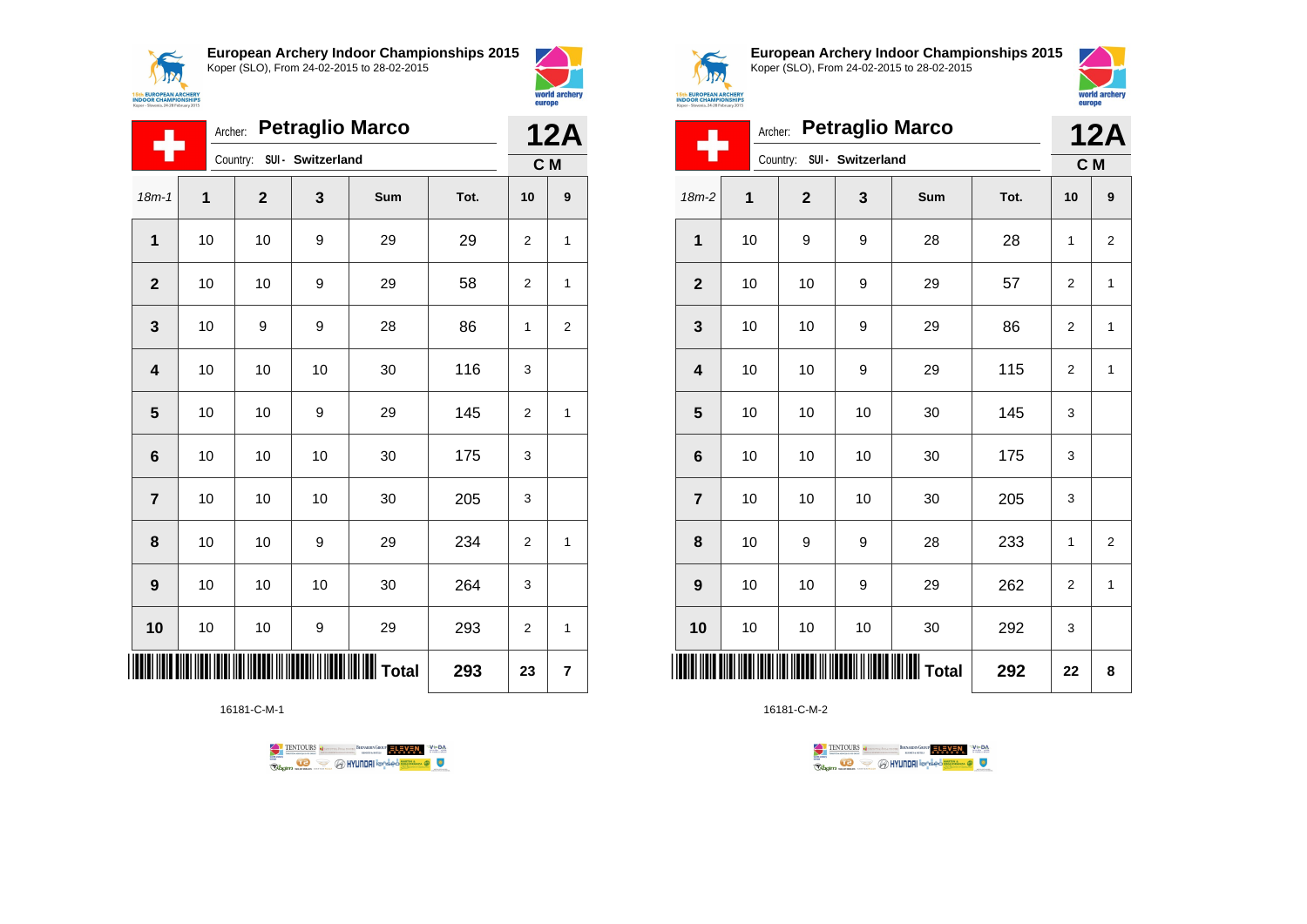**European Archery Indoor Championships 2015**
Koper (SLO), From 24-02-2015 to 28-02-2015

Archer: **Petraglio Marco**
Country: SUI - Switzerland

**12A**
**C M**

| 18m-1 | 1 | 2 | 3 | Sum | Tot. | 10 | 9 |
|---|---|---|---|---|---|---|---|
| 1 | 10 | 10 | 9 | 29 | 29 | 2 | 1 |
| 2 | 10 | 10 | 9 | 29 | 58 | 2 | 1 |
| 3 | 10 | 9 | 9 | 28 | 86 | 1 | 2 |
| 4 | 10 | 10 | 10 | 30 | 116 | 3 | |
| 5 | 10 | 10 | 9 | 29 | 145 | 2 | 1 |
| 6 | 10 | 10 | 10 | 30 | 175 | 3 | |
| 7 | 10 | 10 | 10 | 30 | 205 | 3 | |
| 8 | 10 | 10 | 9 | 29 | 234 | 2 | 1 |
| 9 | 10 | 10 | 10 | 30 | 264 | 3 | |
| 10 | 10 | 10 | 9 | 29 | 293 | 2 | 1 |
| | | | | Total | 293 | 23 | 7 |

16181-C-M-1

**European Archery Indoor Championships 2015**
Koper (SLO), From 24-02-2015 to 28-02-2015

Archer: **Petraglio Marco**
Country: SUI - Switzerland

**12A**
**C M**

| 18m-2 | 1 | 2 | 3 | Sum | Tot. | 10 | 9 |
|---|---|---|---|---|---|---|---|
| 1 | 10 | 9 | 9 | 28 | 28 | 1 | 2 |
| 2 | 10 | 10 | 9 | 29 | 57 | 2 | 1 |
| 3 | 10 | 10 | 9 | 29 | 86 | 2 | 1 |
| 4 | 10 | 10 | 9 | 29 | 115 | 2 | 1 |
| 5 | 10 | 10 | 10 | 30 | 145 | 3 | |
| 6 | 10 | 10 | 10 | 30 | 175 | 3 | |
| 7 | 10 | 10 | 10 | 30 | 205 | 3 | |
| 8 | 10 | 9 | 9 | 28 | 233 | 1 | 2 |
| 9 | 10 | 10 | 9 | 29 | 262 | 2 | 1 |
| 10 | 10 | 10 | 10 | 30 | 292 | 3 | |
| | | | | Total | 292 | 22 | 8 |

16181-C-M-2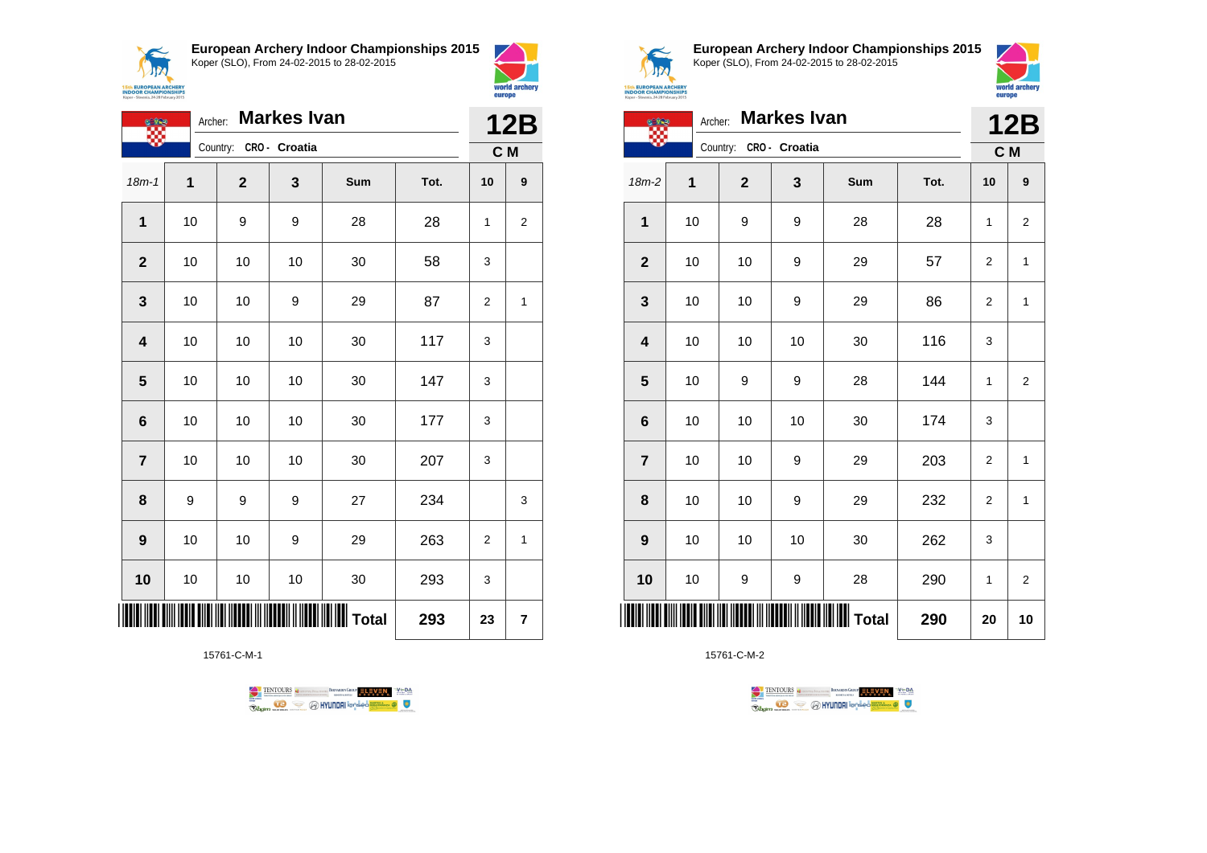**European Archery Indoor Championships 2015**
Koper (SLO), From 24-02-2015 to 28-02-2015

Archer: **Markes Ivan**
Country: CRO - Croatia

**12B**
**C M**

| 18m-1 | 1 | 2 | 3 | Sum | Tot. | 10 | 9 |
|---|---|---|---|---|---|---|---|
| 1 | 10 | 9 | 9 | 28 | 28 | 1 | 2 |
| 2 | 10 | 10 | 10 | 30 | 58 | 3 | |
| 3 | 10 | 10 | 9 | 29 | 87 | 2 | 1 |
| 4 | 10 | 10 | 10 | 30 | 117 | 3 | |
| 5 | 10 | 10 | 10 | 30 | 147 | 3 | |
| 6 | 10 | 10 | 10 | 30 | 177 | 3 | |
| 7 | 10 | 10 | 10 | 30 | 207 | 3 | |
| 8 | 9 | 9 | 9 | 27 | 234 | | 3 |
| 9 | 10 | 10 | 9 | 29 | 263 | 2 | 1 |
| 10 | 10 | 10 | 10 | 30 | 293 | 3 | |
| | | | | **Total** | **293** | **23** | **7** |

15761-C-M-1

**European Archery Indoor Championships 2015**
Koper (SLO), From 24-02-2015 to 28-02-2015

Archer: **Markes Ivan**
Country: CRO - Croatia

**12B**
**C M**

| 18m-2 | 1 | 2 | 3 | Sum | Tot. | 10 | 9 |
|---|---|---|---|---|---|---|---|
| 1 | 10 | 9 | 9 | 28 | 28 | 1 | 2 |
| 2 | 10 | 10 | 9 | 29 | 57 | 2 | 1 |
| 3 | 10 | 10 | 9 | 29 | 86 | 2 | 1 |
| 4 | 10 | 10 | 10 | 30 | 116 | 3 | |
| 5 | 10 | 9 | 9 | 28 | 144 | 1 | 2 |
| 6 | 10 | 10 | 10 | 30 | 174 | 3 | |
| 7 | 10 | 10 | 9 | 29 | 203 | 2 | 1 |
| 8 | 10 | 10 | 9 | 29 | 232 | 2 | 1 |
| 9 | 10 | 10 | 10 | 30 | 262 | 3 | |
| 10 | 10 | 9 | 9 | 28 | 290 | 1 | 2 |
| | | | | **Total** | **290** | **20** | **10** |

15761-C-M-2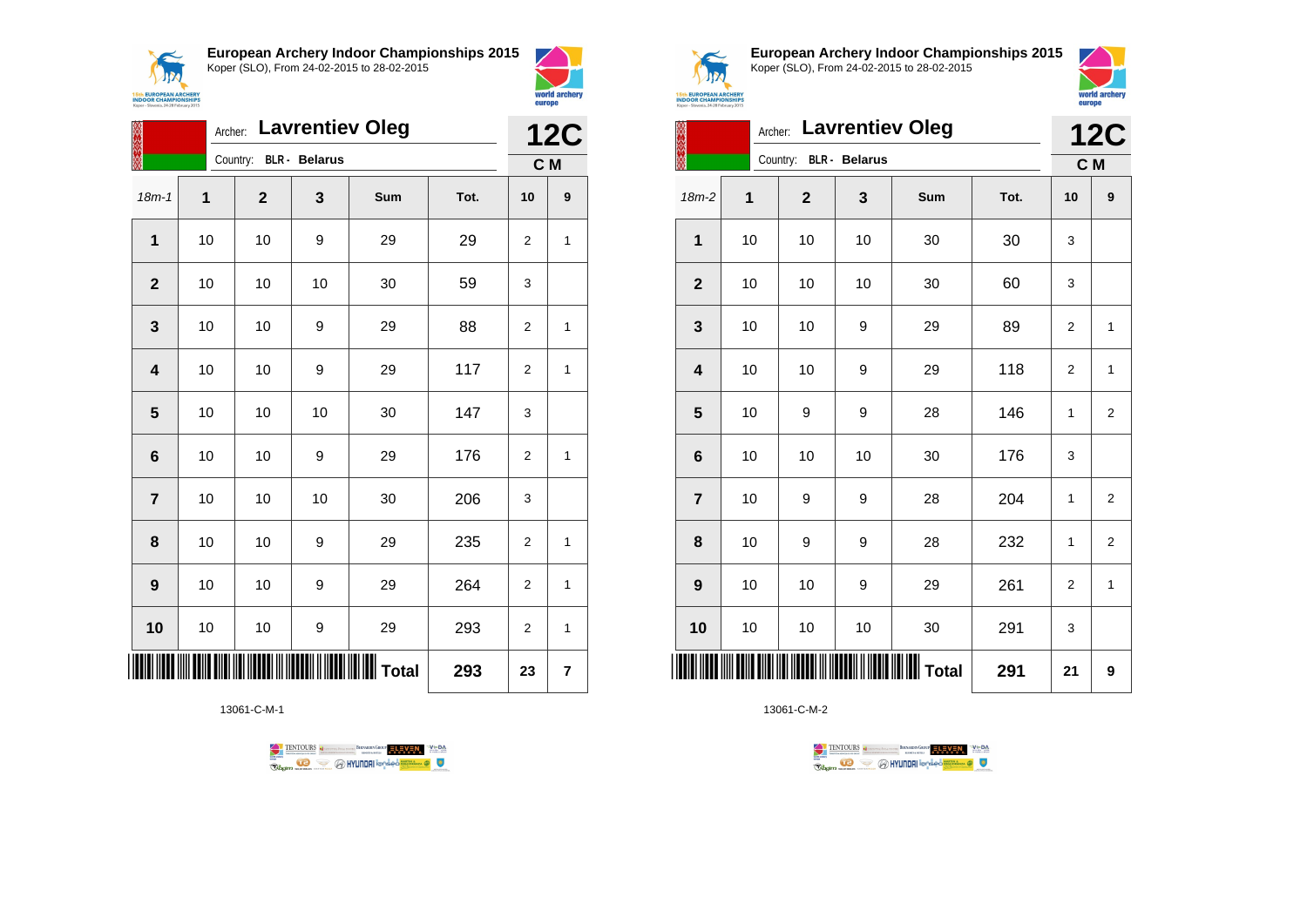**European Archery Indoor Championships 2015**
Koper (SLO), From 24-02-2015 to 28-02-2015

Archer: **Lavrentiev Oleg**
Country: BLR - **Belarus**

**12C**
**C M**

| 18m-1 | 1 | 2 | 3 | Sum | Tot. | 10 | 9 |
|---|---|---|---|---|---|---|---|
| 1 | 10 | 10 | 9 | 29 | 29 | 2 | 1 |
| 2 | 10 | 10 | 10 | 30 | 59 | 3 | |
| 3 | 10 | 10 | 9 | 29 | 88 | 2 | 1 |
| 4 | 10 | 10 | 9 | 29 | 117 | 2 | 1 |
| 5 | 10 | 10 | 10 | 30 | 147 | 3 | |
| 6 | 10 | 10 | 9 | 29 | 176 | 2 | 1 |
| 7 | 10 | 10 | 10 | 30 | 206 | 3 | |
| 8 | 10 | 10 | 9 | 29 | 235 | 2 | 1 |
| 9 | 10 | 10 | 9 | 29 | 264 | 2 | 1 |
| 10 | 10 | 10 | 9 | 29 | 293 | 2 | 1 |
| | | | | **Total** | **293** | **23** | **7** |

13061-C-M-1

**European Archery Indoor Championships 2015**
Koper (SLO), From 24-02-2015 to 28-02-2015

Archer: **Lavrentiev Oleg**
Country: BLR - **Belarus**

**12C**
**C M**

| 18m-2 | 1 | 2 | 3 | Sum | Tot. | 10 | 9 |
|---|---|---|---|---|---|---|---|
| 1 | 10 | 10 | 10 | 30 | 30 | 3 | |
| 2 | 10 | 10 | 10 | 30 | 60 | 3 | |
| 3 | 10 | 10 | 9 | 29 | 89 | 2 | 1 |
| 4 | 10 | 10 | 9 | 29 | 118 | 2 | 1 |
| 5 | 10 | 9 | 9 | 28 | 146 | 1 | 2 |
| 6 | 10 | 10 | 10 | 30 | 176 | 3 | |
| 7 | 10 | 9 | 9 | 28 | 204 | 1 | 2 |
| 8 | 10 | 9 | 9 | 28 | 232 | 1 | 2 |
| 9 | 10 | 10 | 9 | 29 | 261 | 2 | 1 |
| 10 | 10 | 10 | 10 | 30 | 291 | 3 | |
| | | | | **Total** | **291** | **21** | **9** |

13061-C-M-2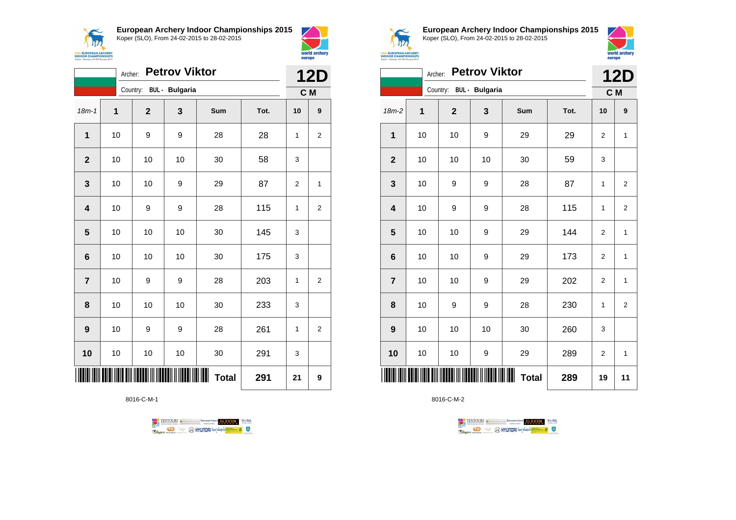## European Archery Indoor Championships 2015
Koper (SLO), From 24-02-2015 to 28-02-2015

Archer: **Petrov Viktor**

Country: **BUL - Bulgaria**

**12D**

**C M**

| 18m-1 | 1 | 2 | 3 | Sum | Tot. | 10 | 9 |
|---|---|---|---|---|---|---|---|
| 1 | 10 | 9 | 9 | 28 | 28 | 1 | 2 |
| 2 | 10 | 10 | 10 | 30 | 58 | 3 | |
| 3 | 10 | 10 | 9 | 29 | 87 | 2 | 1 |
| 4 | 10 | 9 | 9 | 28 | 115 | 1 | 2 |
| 5 | 10 | 10 | 10 | 30 | 145 | 3 | |
| 6 | 10 | 10 | 10 | 30 | 175 | 3 | |
| 7 | 10 | 9 | 9 | 28 | 203 | 1 | 2 |
| 8 | 10 | 10 | 10 | 30 | 233 | 3 | |
| 9 | 10 | 9 | 9 | 28 | 261 | 1 | 2 |
| 10 | 10 | 10 | 10 | 30 | 291 | 3 | |
| | | | | **Total** | **291** | **21** | **9** |

8016-C-M-1

## European Archery Indoor Championships 2015
Koper (SLO), From 24-02-2015 to 28-02-2015

Archer: **Petrov Viktor**

Country: **BUL - Bulgaria**

**12D**

**C M**

| 18m-2 | 1 | 2 | 3 | Sum | Tot. | 10 | 9 |
|---|---|---|---|---|---|---|---|
| 1 | 10 | 10 | 9 | 29 | 29 | 2 | 1 |
| 2 | 10 | 10 | 10 | 30 | 59 | 3 | |
| 3 | 10 | 9 | 9 | 28 | 87 | 1 | 2 |
| 4 | 10 | 9 | 9 | 28 | 115 | 1 | 2 |
| 5 | 10 | 10 | 9 | 29 | 144 | 2 | 1 |
| 6 | 10 | 10 | 9 | 29 | 173 | 2 | 1 |
| 7 | 10 | 10 | 9 | 29 | 202 | 2 | 1 |
| 8 | 10 | 9 | 9 | 28 | 230 | 1 | 2 |
| 9 | 10 | 10 | 10 | 30 | 260 | 3 | |
| 10 | 10 | 10 | 9 | 29 | 289 | 2 | 1 |
| | | | | **Total** | **289** | **19** | **11** |

8016-C-M-2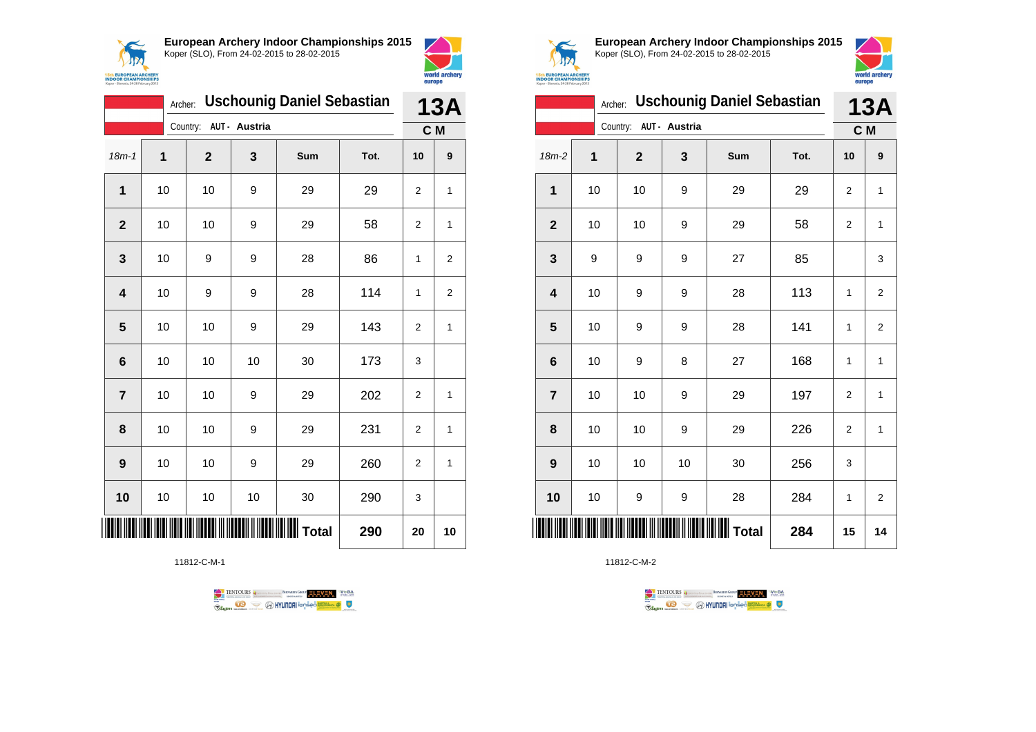**European Archery Indoor Championships 2015**
Koper (SLO), From 24-02-2015 to 28-02-2015

Archer: **Uschounig Daniel Sebastian**
Country: **AUT - Austria**

**13A**
**C M**

| 18m-1 | 1 | 2 | 3 | Sum | Tot. | 10 | 9 |
|---|---|---|---|---|---|---|---|
| 1 | 10 | 10 | 9 | 29 | 29 | 2 | 1 |
| 2 | 10 | 10 | 9 | 29 | 58 | 2 | 1 |
| 3 | 10 | 9 | 9 | 28 | 86 | 1 | 2 |
| 4 | 10 | 9 | 9 | 28 | 114 | 1 | 2 |
| 5 | 10 | 10 | 9 | 29 | 143 | 2 | 1 |
| 6 | 10 | 10 | 10 | 30 | 173 | 3 | |
| 7 | 10 | 10 | 9 | 29 | 202 | 2 | 1 |
| 8 | 10 | 10 | 9 | 29 | 231 | 2 | 1 |
| 9 | 10 | 10 | 9 | 29 | 260 | 2 | 1 |
| 10 | 10 | 10 | 10 | 30 | 290 | 3 | |
| | | | | Total | 290 | 20 | 10 |

11812-C-M-1

**European Archery Indoor Championships 2015**
Koper (SLO), From 24-02-2015 to 28-02-2015

Archer: **Uschounig Daniel Sebastian**
Country: **AUT - Austria**

**13A**
**C M**

| 18m-2 | 1 | 2 | 3 | Sum | Tot. | 10 | 9 |
|---|---|---|---|---|---|---|---|
| 1 | 10 | 10 | 9 | 29 | 29 | 2 | 1 |
| 2 | 10 | 10 | 9 | 29 | 58 | 2 | 1 |
| 3 | 9 | 9 | 9 | 27 | 85 | | 3 |
| 4 | 10 | 9 | 9 | 28 | 113 | 1 | 2 |
| 5 | 10 | 9 | 9 | 28 | 141 | 1 | 2 |
| 6 | 10 | 9 | 8 | 27 | 168 | 1 | 1 |
| 7 | 10 | 10 | 9 | 29 | 197 | 2 | 1 |
| 8 | 10 | 10 | 9 | 29 | 226 | 2 | 1 |
| 9 | 10 | 10 | 10 | 30 | 256 | 3 | |
| 10 | 10 | 9 | 9 | 28 | 284 | 1 | 2 |
| | | | | Total | 284 | 15 | 14 |

11812-C-M-2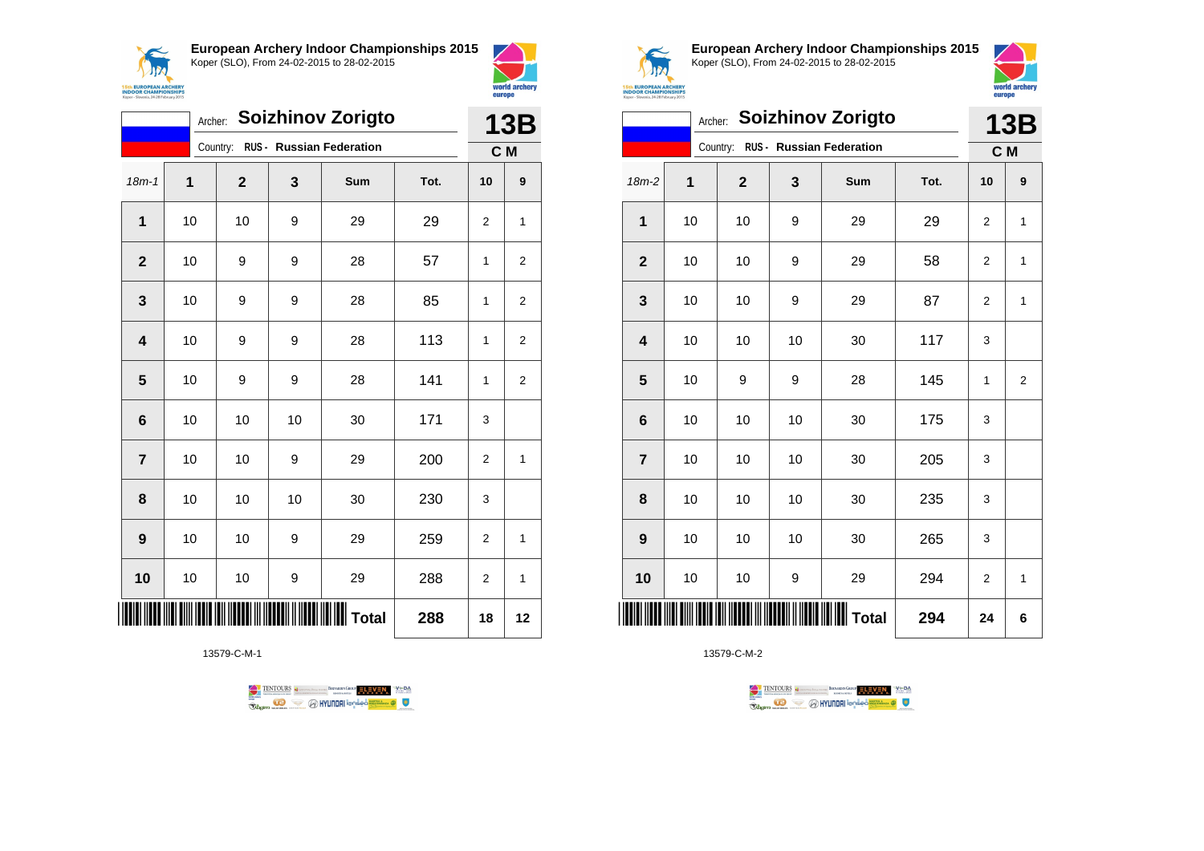**European Archery Indoor Championships 2015**
Koper (SLO), From 24-02-2015 to 28-02-2015

Archer: **Soizhinov Zorigto**
Country: RUS - Russian Federation

**13B**
C M

| 18m-1 | 1 | 2 | 3 | Sum | Tot. | 10 | 9 |
|---|---|---|---|---|---|---|---|
| 1 | 10 | 10 | 9 | 29 | 29 | 2 | 1 |
| 2 | 10 | 9 | 9 | 28 | 57 | 1 | 2 |
| 3 | 10 | 9 | 9 | 28 | 85 | 1 | 2 |
| 4 | 10 | 9 | 9 | 28 | 113 | 1 | 2 |
| 5 | 10 | 9 | 9 | 28 | 141 | 1 | 2 |
| 6 | 10 | 10 | 10 | 30 | 171 | 3 | |
| 7 | 10 | 10 | 9 | 29 | 200 | 2 | 1 |
| 8 | 10 | 10 | 10 | 30 | 230 | 3 | |
| 9 | 10 | 10 | 9 | 29 | 259 | 2 | 1 |
| 10 | 10 | 10 | 9 | 29 | 288 | 2 | 1 |
| | | | | Total | 288 | 18 | 12 |

13579-C-M-1

**European Archery Indoor Championships 2015**
Koper (SLO), From 24-02-2015 to 28-02-2015

Archer: **Soizhinov Zorigto**
Country: RUS - Russian Federation

**13B**
C M

| 18m-2 | 1 | 2 | 3 | Sum | Tot. | 10 | 9 |
|---|---|---|---|---|---|---|---|
| 1 | 10 | 10 | 9 | 29 | 29 | 2 | 1 |
| 2 | 10 | 10 | 9 | 29 | 58 | 2 | 1 |
| 3 | 10 | 10 | 9 | 29 | 87 | 2 | 1 |
| 4 | 10 | 10 | 10 | 30 | 117 | 3 | |
| 5 | 10 | 9 | 9 | 28 | 145 | 1 | 2 |
| 6 | 10 | 10 | 10 | 30 | 175 | 3 | |
| 7 | 10 | 10 | 10 | 30 | 205 | 3 | |
| 8 | 10 | 10 | 10 | 30 | 235 | 3 | |
| 9 | 10 | 10 | 10 | 30 | 265 | 3 | |
| 10 | 10 | 10 | 9 | 29 | 294 | 2 | 1 |
| | | | | Total | 294 | 24 | 6 |

13579-C-M-2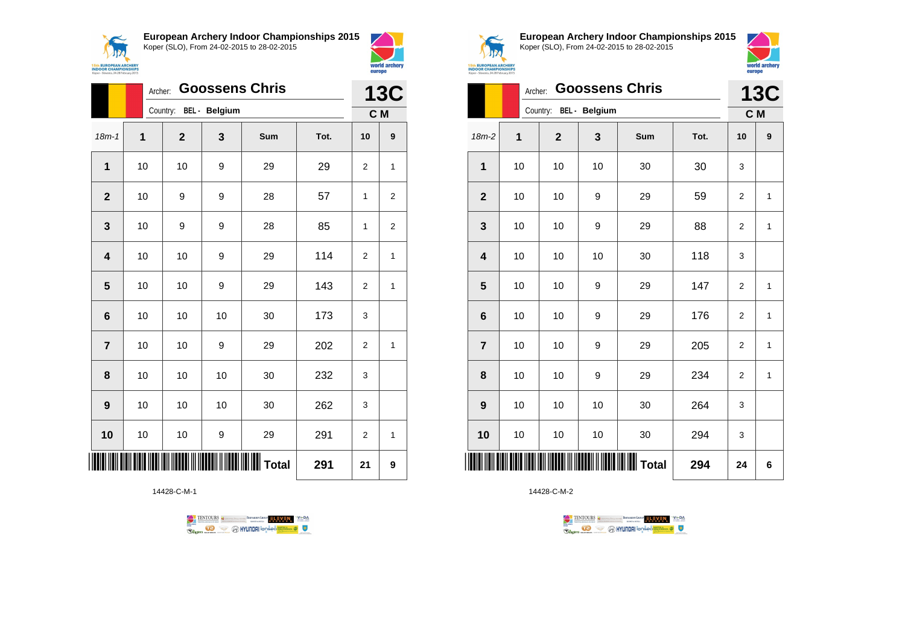**European Archery Indoor Championships 2015**
Koper (SLO), From 24-02-2015 to 28-02-2015

Archer: **Goossens Chris**
Country: BEL - Belgium

**13C**
C M

| 18m-1 | 1 | 2 | 3 | Sum | Tot. | 10 | 9 |
|---|---|---|---|---|---|---|---|
| 1 | 10 | 10 | 9 | 29 | 29 | 2 | 1 |
| 2 | 10 | 9 | 9 | 28 | 57 | 1 | 2 |
| 3 | 10 | 9 | 9 | 28 | 85 | 1 | 2 |
| 4 | 10 | 10 | 9 | 29 | 114 | 2 | 1 |
| 5 | 10 | 10 | 9 | 29 | 143 | 2 | 1 |
| 6 | 10 | 10 | 10 | 30 | 173 | 3 | |
| 7 | 10 | 10 | 9 | 29 | 202 | 2 | 1 |
| 8 | 10 | 10 | 10 | 30 | 232 | 3 | |
| 9 | 10 | 10 | 10 | 30 | 262 | 3 | |
| 10 | 10 | 10 | 9 | 29 | 291 | 2 | 1 |
| | | | | Total | 291 | 21 | 9 |

14428-C-M-1

**European Archery Indoor Championships 2015**
Koper (SLO), From 24-02-2015 to 28-02-2015

Archer: **Goossens Chris**
Country: BEL - Belgium

**13C**
C M

| 18m-2 | 1 | 2 | 3 | Sum | Tot. | 10 | 9 |
|---|---|---|---|---|---|---|---|
| 1 | 10 | 10 | 10 | 30 | 30 | 3 | |
| 2 | 10 | 10 | 9 | 29 | 59 | 2 | 1 |
| 3 | 10 | 10 | 9 | 29 | 88 | 2 | 1 |
| 4 | 10 | 10 | 10 | 30 | 118 | 3 | |
| 5 | 10 | 10 | 9 | 29 | 147 | 2 | 1 |
| 6 | 10 | 10 | 9 | 29 | 176 | 2 | 1 |
| 7 | 10 | 10 | 9 | 29 | 205 | 2 | 1 |
| 8 | 10 | 10 | 9 | 29 | 234 | 2 | 1 |
| 9 | 10 | 10 | 10 | 30 | 264 | 3 | |
| 10 | 10 | 10 | 10 | 30 | 294 | 3 | |
| | | | | Total | 294 | 24 | 6 |

14428-C-M-2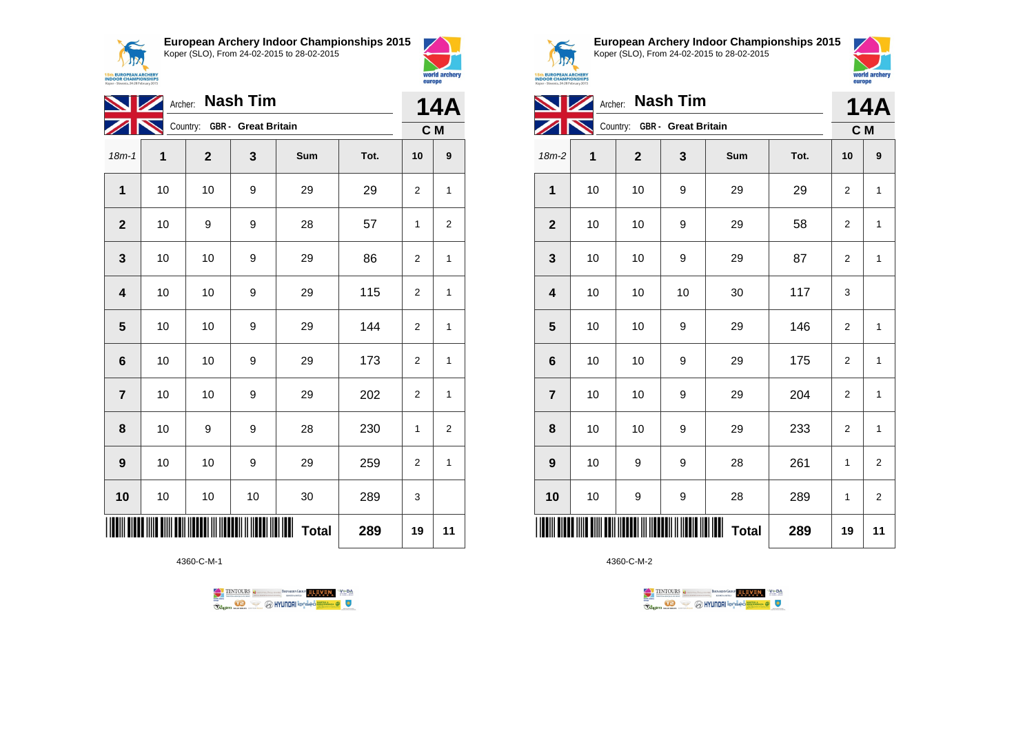## European Archery Indoor Championships 2015
Koper (SLO), From 24-02-2015 to 28-02-2015

Archer: **Nash Tim**
Country: **GBR - Great Britain**

**14A**
**C M**

| 18m-1 | 1 | 2 | 3 | Sum | Tot. | 10 | 9 |
|---|---|---|---|---|---|---|---|
| 1 | 10 | 10 | 9 | 29 | 29 | 2 | 1 |
| 2 | 10 | 9 | 9 | 28 | 57 | 1 | 2 |
| 3 | 10 | 10 | 9 | 29 | 86 | 2 | 1 |
| 4 | 10 | 10 | 9 | 29 | 115 | 2 | 1 |
| 5 | 10 | 10 | 9 | 29 | 144 | 2 | 1 |
| 6 | 10 | 10 | 9 | 29 | 173 | 2 | 1 |
| 7 | 10 | 10 | 9 | 29 | 202 | 2 | 1 |
| 8 | 10 | 9 | 9 | 28 | 230 | 1 | 2 |
| 9 | 10 | 10 | 9 | 29 | 259 | 2 | 1 |
| 10 | 10 | 10 | 10 | 30 | 289 | 3 | |
| | | | | **Total** | **289** | **19** | **11** |

4360-C-M-1

## European Archery Indoor Championships 2015
Koper (SLO), From 24-02-2015 to 28-02-2015

Archer: **Nash Tim**
Country: **GBR - Great Britain**

**14A**
**C M**

| 18m-2 | 1 | 2 | 3 | Sum | Tot. | 10 | 9 |
|---|---|---|---|---|---|---|---|
| 1 | 10 | 10 | 9 | 29 | 29 | 2 | 1 |
| 2 | 10 | 10 | 9 | 29 | 58 | 2 | 1 |
| 3 | 10 | 10 | 9 | 29 | 87 | 2 | 1 |
| 4 | 10 | 10 | 10 | 30 | 117 | 3 | |
| 5 | 10 | 10 | 9 | 29 | 146 | 2 | 1 |
| 6 | 10 | 10 | 9 | 29 | 175 | 2 | 1 |
| 7 | 10 | 10 | 9 | 29 | 204 | 2 | 1 |
| 8 | 10 | 10 | 9 | 29 | 233 | 2 | 1 |
| 9 | 10 | 9 | 9 | 28 | 261 | 1 | 2 |
| 10 | 10 | 9 | 9 | 28 | 289 | 1 | 2 |
| | | | | **Total** | **289** | **19** | **11** |

4360-C-M-2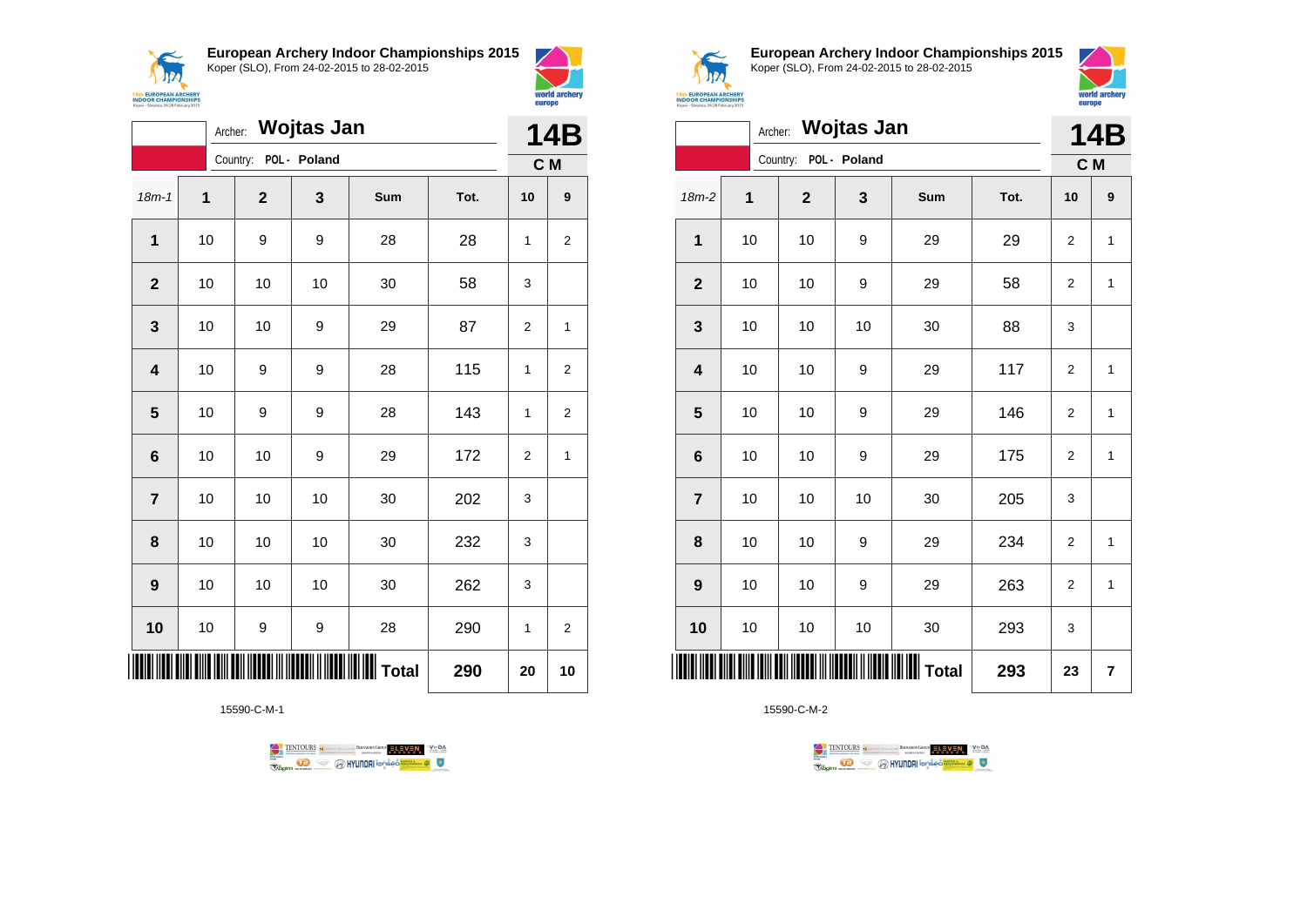**European Archery Indoor Championships 2015**
Koper (SLO), From 24-02-2015 to 28-02-2015

Archer: **Wojtas Jan**
Country: POL - Poland

**14B**
**C M**

| 18m-1 | 1 | 2 | 3 | Sum | Tot. | 10 | 9 |
|---|---|---|---|---|---|---|---|
| **1** | 10 | 9 | 9 | 28 | 28 | 1 | 2 |
| **2** | 10 | 10 | 10 | 30 | 58 | 3 | |
| **3** | 10 | 10 | 9 | 29 | 87 | 2 | 1 |
| **4** | 10 | 9 | 9 | 28 | 115 | 1 | 2 |
| **5** | 10 | 9 | 9 | 28 | 143 | 1 | 2 |
| **6** | 10 | 10 | 9 | 29 | 172 | 2 | 1 |
| **7** | 10 | 10 | 10 | 30 | 202 | 3 | |
| **8** | 10 | 10 | 10 | 30 | 232 | 3 | |
| **9** | 10 | 10 | 10 | 30 | 262 | 3 | |
| **10** | 10 | 9 | 9 | 28 | 290 | 1 | 2 |
| | | | | **Total** | **290** | **20** | **10** |

15590-C-M-1

**European Archery Indoor Championships 2015**
Koper (SLO), From 24-02-2015 to 28-02-2015

Archer: **Wojtas Jan**
Country: POL - Poland

**14B**
**C M**

| 18m-2 | 1 | 2 | 3 | Sum | Tot. | 10 | 9 |
|---|---|---|---|---|---|---|---|
| **1** | 10 | 10 | 9 | 29 | 29 | 2 | 1 |
| **2** | 10 | 10 | 9 | 29 | 58 | 2 | 1 |
| **3** | 10 | 10 | 10 | 30 | 88 | 3 | |
| **4** | 10 | 10 | 9 | 29 | 117 | 2 | 1 |
| **5** | 10 | 10 | 9 | 29 | 146 | 2 | 1 |
| **6** | 10 | 10 | 9 | 29 | 175 | 2 | 1 |
| **7** | 10 | 10 | 10 | 30 | 205 | 3 | |
| **8** | 10 | 10 | 9 | 29 | 234 | 2 | 1 |
| **9** | 10 | 10 | 9 | 29 | 263 | 2 | 1 |
| **10** | 10 | 10 | 10 | 30 | 293 | 3 | |
| | | | | **Total** | **293** | **23** | **7** |

15590-C-M-2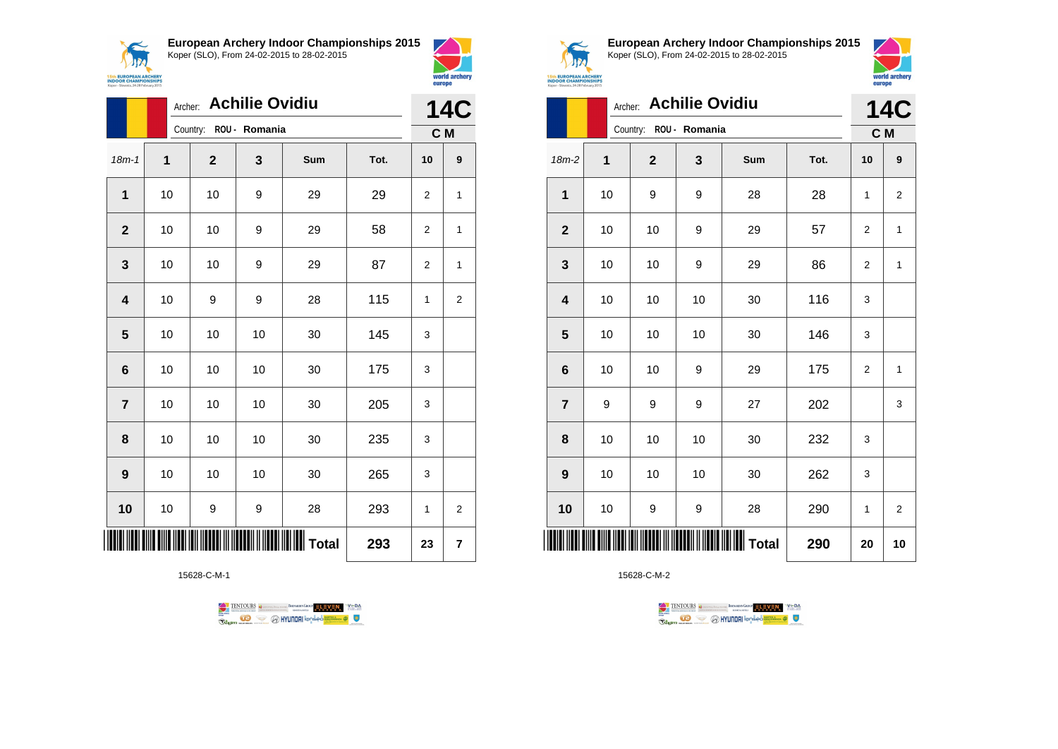**European Archery Indoor Championships 2015**
Koper (SLO), From 24-02-2015 to 28-02-2015

Archer: **Achilie Ovidiu**
Country: ROU - Romania

**14C**
**C M**

| 18m-1 | 1 | 2 | 3 | Sum | Tot. | 10 | 9 |
|---|---|---|---|---|---|---|---|
| 1 | 10 | 10 | 9 | 29 | 29 | 2 | 1 |
| 2 | 10 | 10 | 9 | 29 | 58 | 2 | 1 |
| 3 | 10 | 10 | 9 | 29 | 87 | 2 | 1 |
| 4 | 10 | 9 | 9 | 28 | 115 | 1 | 2 |
| 5 | 10 | 10 | 10 | 30 | 145 | 3 | |
| 6 | 10 | 10 | 10 | 30 | 175 | 3 | |
| 7 | 10 | 10 | 10 | 30 | 205 | 3 | |
| 8 | 10 | 10 | 10 | 30 | 235 | 3 | |
| 9 | 10 | 10 | 10 | 30 | 265 | 3 | |
| 10 | 10 | 9 | 9 | 28 | 293 | 1 | 2 |
| | | | | Total | 293 | 23 | 7 |

15628-C-M-1

**European Archery Indoor Championships 2015**
Koper (SLO), From 24-02-2015 to 28-02-2015

Archer: **Achilie Ovidiu**
Country: ROU - Romania

**14C**
**C M**

| 18m-2 | 1 | 2 | 3 | Sum | Tot. | 10 | 9 |
|---|---|---|---|---|---|---|---|
| 1 | 10 | 9 | 9 | 28 | 28 | 1 | 2 |
| 2 | 10 | 10 | 9 | 29 | 57 | 2 | 1 |
| 3 | 10 | 10 | 9 | 29 | 86 | 2 | 1 |
| 4 | 10 | 10 | 10 | 30 | 116 | 3 | |
| 5 | 10 | 10 | 10 | 30 | 146 | 3 | |
| 6 | 10 | 10 | 9 | 29 | 175 | 2 | 1 |
| 7 | 9 | 9 | 9 | 27 | 202 | | 3 |
| 8 | 10 | 10 | 10 | 30 | 232 | 3 | |
| 9 | 10 | 10 | 10 | 30 | 262 | 3 | |
| 10 | 10 | 9 | 9 | 28 | 290 | 1 | 2 |
| | | | | Total | 290 | 20 | 10 |

15628-C-M-2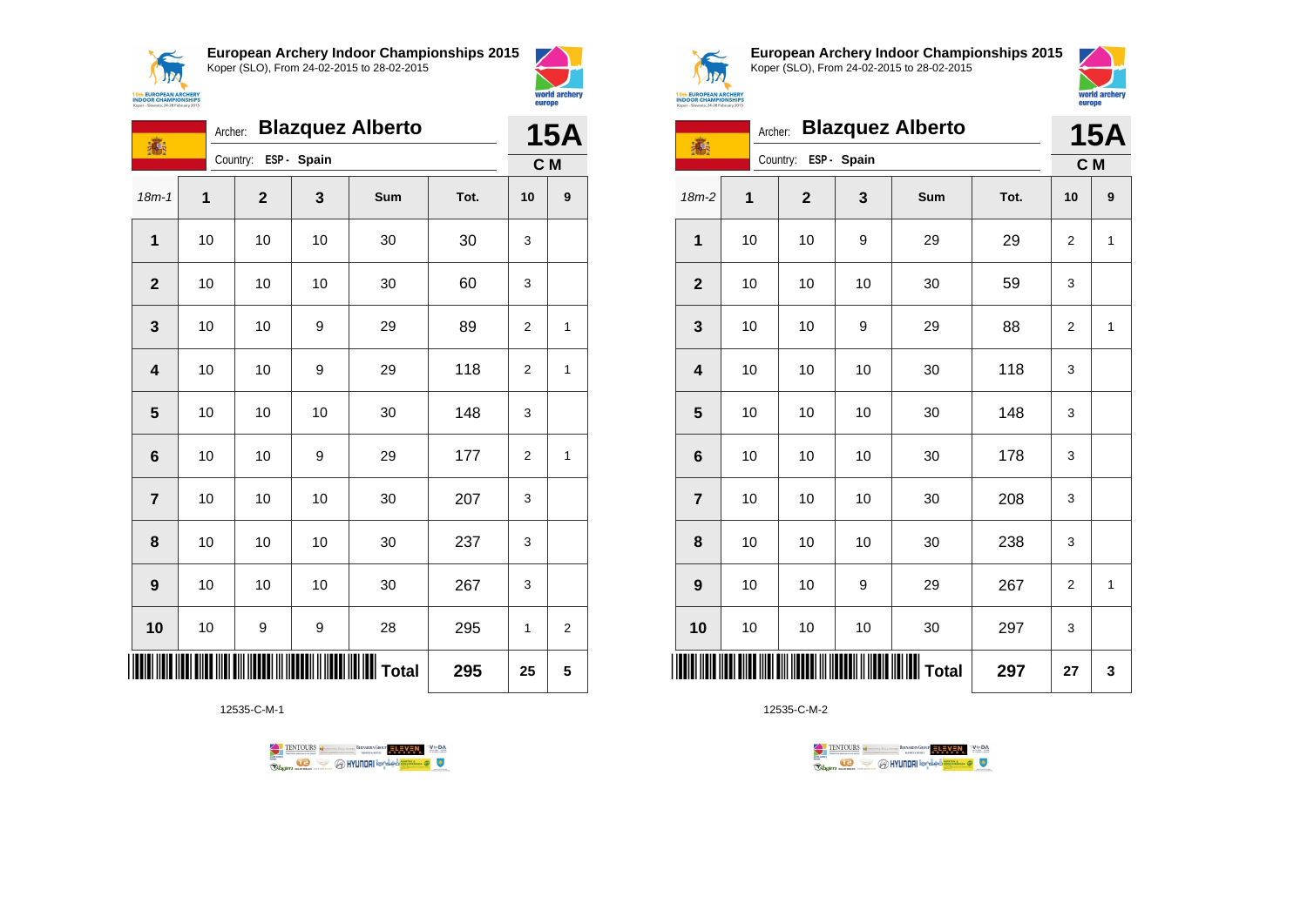## European Archery Indoor Championships 2015

Koper (SLO), From 24-02-2015 to 28-02-2015

Archer: **Blazquez Alberto**

Country: **ESP - Spain**

**15A**

**C M**

| 18m-1 | 1 | 2 | 3 | Sum | Tot. | 10 | 9 |
|---|---|---|---|---|---|---|---|
| **1** | 10 | 10 | 10 | 30 | 30 | 3 | |
| **2** | 10 | 10 | 10 | 30 | 60 | 3 | |
| **3** | 10 | 10 | 9 | 29 | 89 | 2 | 1 |
| **4** | 10 | 10 | 9 | 29 | 118 | 2 | 1 |
| **5** | 10 | 10 | 10 | 30 | 148 | 3 | |
| **6** | 10 | 10 | 9 | 29 | 177 | 2 | 1 |
| **7** | 10 | 10 | 10 | 30 | 207 | 3 | |
| **8** | 10 | 10 | 10 | 30 | 237 | 3 | |
| **9** | 10 | 10 | 10 | 30 | 267 | 3 | |
| **10** | 10 | 9 | 9 | 28 | 295 | 1 | 2 |
| | | | | **Total** | **295** | **25** | **5** |

12535-C-M-1

## European Archery Indoor Championships 2015

Koper (SLO), From 24-02-2015 to 28-02-2015

Archer: **Blazquez Alberto**

Country: **ESP - Spain**

**15A**

**C M**

| 18m-2 | 1 | 2 | 3 | Sum | Tot. | 10 | 9 |
|---|---|---|---|---|---|---|---|
| **1** | 10 | 10 | 9 | 29 | 29 | 2 | 1 |
| **2** | 10 | 10 | 10 | 30 | 59 | 3 | |
| **3** | 10 | 10 | 9 | 29 | 88 | 2 | 1 |
| **4** | 10 | 10 | 10 | 30 | 118 | 3 | |
| **5** | 10 | 10 | 10 | 30 | 148 | 3 | |
| **6** | 10 | 10 | 10 | 30 | 178 | 3 | |
| **7** | 10 | 10 | 10 | 30 | 208 | 3 | |
| **8** | 10 | 10 | 10 | 30 | 238 | 3 | |
| **9** | 10 | 10 | 9 | 29 | 267 | 2 | 1 |
| **10** | 10 | 10 | 10 | 30 | 297 | 3 | |
| | | | | **Total** | **297** | **27** | **3** |

12535-C-M-2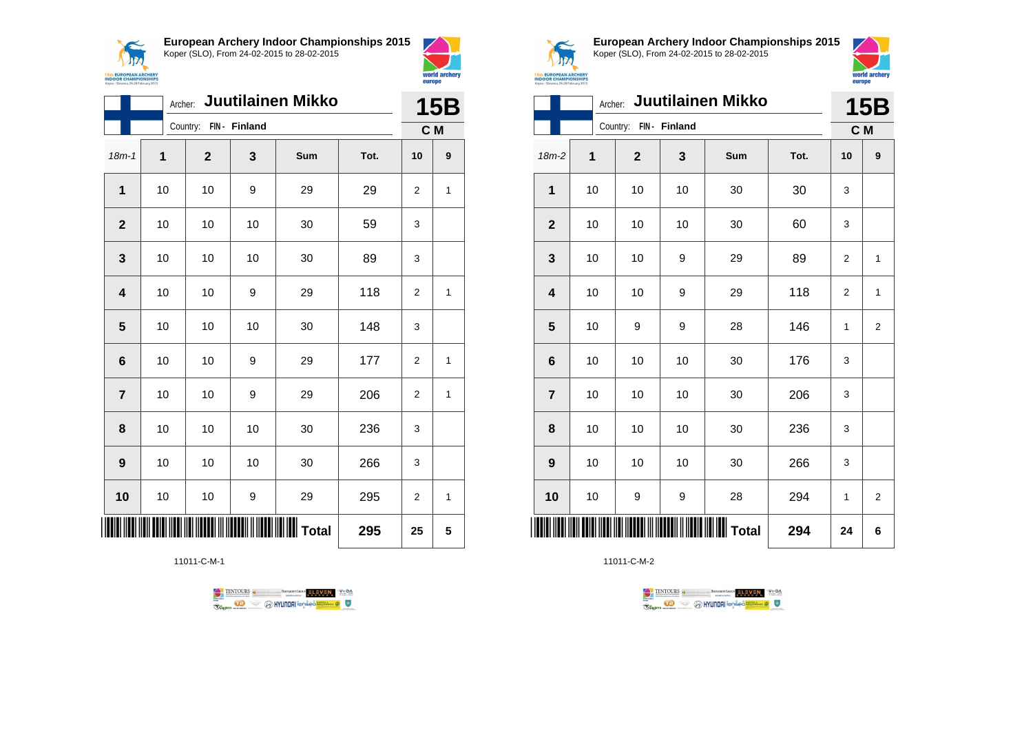## European Archery Indoor Championships 2015

Koper (SLO), From 24-02-2015 to 28-02-2015

Archer: **Juutilainen Mikko**

Country: FIN - Finland

**15B** — C M

| 18m-1 | 1 | 2 | 3 | Sum | Tot. | 10 | 9 |
|---|---|---|---|---|---|---|---|
| 1 | 10 | 10 | 9 | 29 | 29 | 2 | 1 |
| 2 | 10 | 10 | 10 | 30 | 59 | 3 | |
| 3 | 10 | 10 | 10 | 30 | 89 | 3 | |
| 4 | 10 | 10 | 9 | 29 | 118 | 2 | 1 |
| 5 | 10 | 10 | 10 | 30 | 148 | 3 | |
| 6 | 10 | 10 | 9 | 29 | 177 | 2 | 1 |
| 7 | 10 | 10 | 9 | 29 | 206 | 2 | 1 |
| 8 | 10 | 10 | 10 | 30 | 236 | 3 | |
| 9 | 10 | 10 | 10 | 30 | 266 | 3 | |
| 10 | 10 | 10 | 9 | 29 | 295 | 2 | 1 |
| | | | | **Total** | **295** | **25** | **5** |

11011-C-M-1

## European Archery Indoor Championships 2015

Koper (SLO), From 24-02-2015 to 28-02-2015

Archer: **Juutilainen Mikko**

Country: FIN - Finland

**15B** — C M

| 18m-2 | 1 | 2 | 3 | Sum | Tot. | 10 | 9 |
|---|---|---|---|---|---|---|---|
| 1 | 10 | 10 | 10 | 30 | 30 | 3 | |
| 2 | 10 | 10 | 10 | 30 | 60 | 3 | |
| 3 | 10 | 10 | 9 | 29 | 89 | 2 | 1 |
| 4 | 10 | 10 | 9 | 29 | 118 | 2 | 1 |
| 5 | 10 | 9 | 9 | 28 | 146 | 1 | 2 |
| 6 | 10 | 10 | 10 | 30 | 176 | 3 | |
| 7 | 10 | 10 | 10 | 30 | 206 | 3 | |
| 8 | 10 | 10 | 10 | 30 | 236 | 3 | |
| 9 | 10 | 10 | 10 | 30 | 266 | 3 | |
| 10 | 10 | 9 | 9 | 28 | 294 | 1 | 2 |
| | | | | **Total** | **294** | **24** | **6** |

11011-C-M-2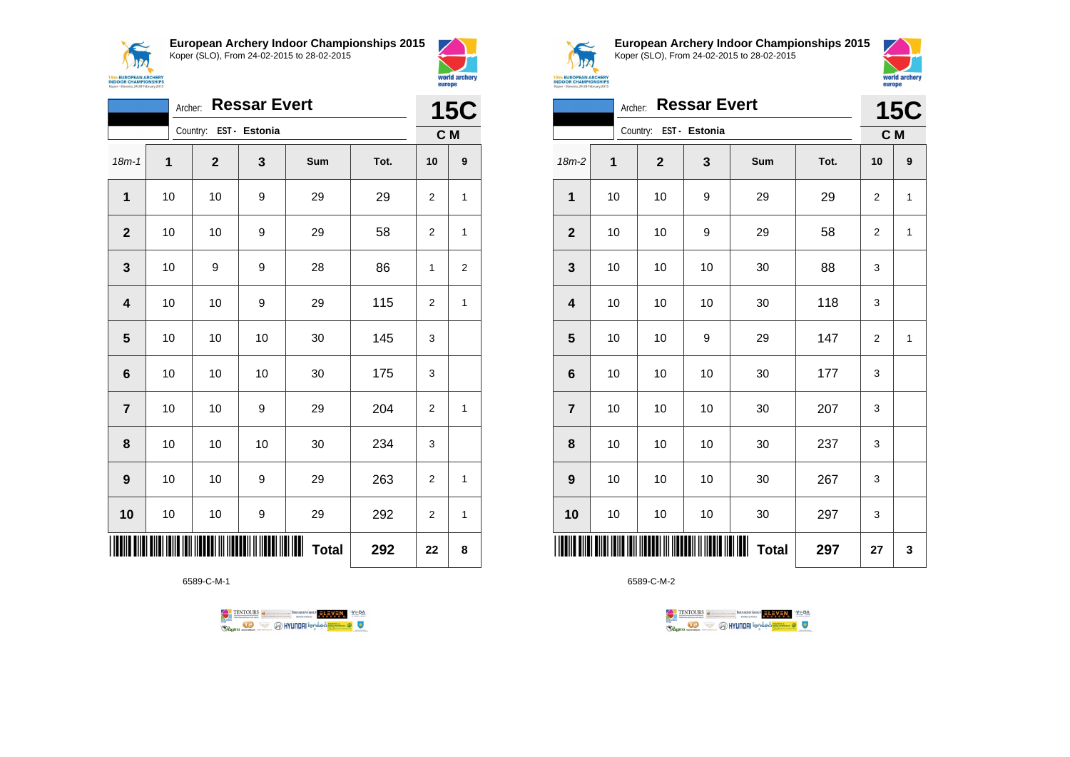## European Archery Indoor Championships 2015

Koper (SLO), From 24-02-2015 to 28-02-2015

Archer: **Ressar Evert**

Country: **EST - Estonia**

**15C**

**C M**

| 18m-1 | 1 | 2 | 3 | Sum | Tot. | 10 | 9 |
|---|---|---|---|---|---|---|---|
| **1** | 10 | 10 | 9 | 29 | 29 | 2 | 1 |
| **2** | 10 | 10 | 9 | 29 | 58 | 2 | 1 |
| **3** | 10 | 9 | 9 | 28 | 86 | 1 | 2 |
| **4** | 10 | 10 | 9 | 29 | 115 | 2 | 1 |
| **5** | 10 | 10 | 10 | 30 | 145 | 3 | |
| **6** | 10 | 10 | 10 | 30 | 175 | 3 | |
| **7** | 10 | 10 | 9 | 29 | 204 | 2 | 1 |
| **8** | 10 | 10 | 10 | 30 | 234 | 3 | |
| **9** | 10 | 10 | 9 | 29 | 263 | 2 | 1 |
| **10** | 10 | 10 | 9 | 29 | 292 | 2 | 1 |
| | | | | **Total** | **292** | **22** | **8** |

6589-C-M-1

## European Archery Indoor Championships 2015

Koper (SLO), From 24-02-2015 to 28-02-2015

Archer: **Ressar Evert**

Country: **EST - Estonia**

**15C**

**C M**

| 18m-2 | 1 | 2 | 3 | Sum | Tot. | 10 | 9 |
|---|---|---|---|---|---|---|---|
| **1** | 10 | 10 | 9 | 29 | 29 | 2 | 1 |
| **2** | 10 | 10 | 9 | 29 | 58 | 2 | 1 |
| **3** | 10 | 10 | 10 | 30 | 88 | 3 | |
| **4** | 10 | 10 | 10 | 30 | 118 | 3 | |
| **5** | 10 | 10 | 9 | 29 | 147 | 2 | 1 |
| **6** | 10 | 10 | 10 | 30 | 177 | 3 | |
| **7** | 10 | 10 | 10 | 30 | 207 | 3 | |
| **8** | 10 | 10 | 10 | 30 | 237 | 3 | |
| **9** | 10 | 10 | 10 | 30 | 267 | 3 | |
| **10** | 10 | 10 | 10 | 30 | 297 | 3 | |
| | | | | **Total** | **297** | **27** | **3** |

6589-C-M-2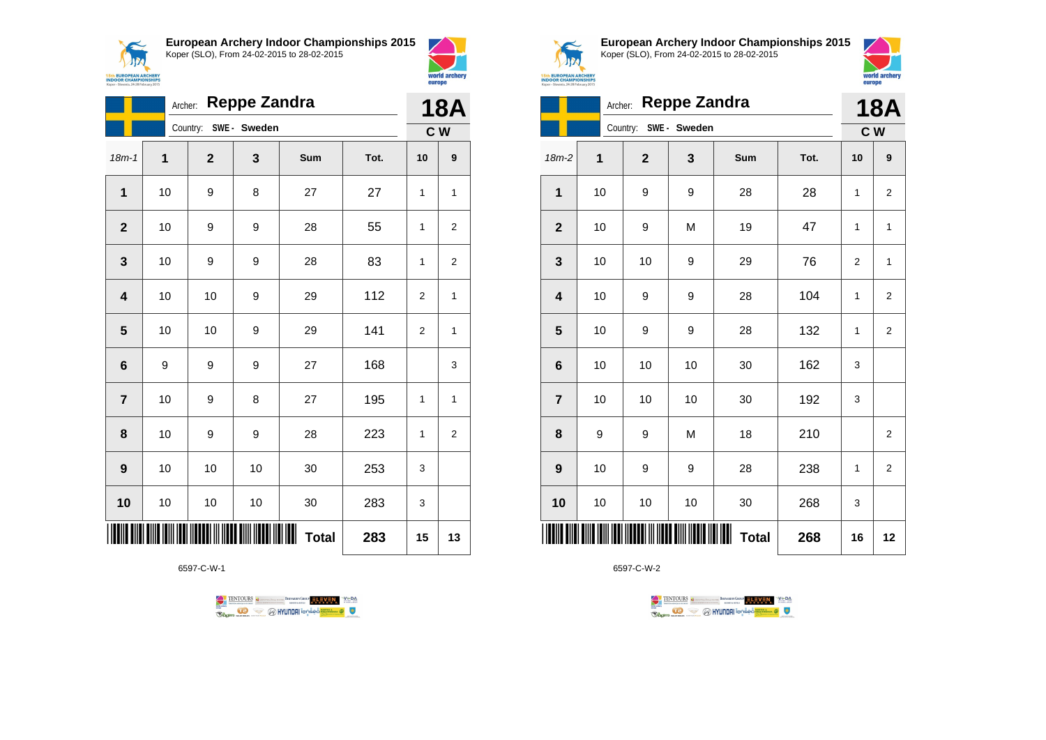**European Archery Indoor Championships 2015**
Koper (SLO), From 24-02-2015 to 28-02-2015

Archer: **Reppe Zandra**
Country: **SWE - Sweden**

**18A**
**C W**

| 18m-1 | 1 | 2 | 3 | Sum | Tot. | 10 | 9 |
|---|---|---|---|---|---|---|---|
| **1** | 10 | 9 | 8 | 27 | 27 | 1 | 1 |
| **2** | 10 | 9 | 9 | 28 | 55 | 1 | 2 |
| **3** | 10 | 9 | 9 | 28 | 83 | 1 | 2 |
| **4** | 10 | 10 | 9 | 29 | 112 | 2 | 1 |
| **5** | 10 | 10 | 9 | 29 | 141 | 2 | 1 |
| **6** | 9 | 9 | 9 | 27 | 168 | | 3 |
| **7** | 10 | 9 | 8 | 27 | 195 | 1 | 1 |
| **8** | 10 | 9 | 9 | 28 | 223 | 1 | 2 |
| **9** | 10 | 10 | 10 | 30 | 253 | 3 | |
| **10** | 10 | 10 | 10 | 30 | 283 | 3 | |
| | | | | **Total** | **283** | **15** | **13** |

6597-C-W-1

**European Archery Indoor Championships 2015**
Koper (SLO), From 24-02-2015 to 28-02-2015

Archer: **Reppe Zandra**
Country: **SWE - Sweden**

**18A**
**C W**

| 18m-2 | 1 | 2 | 3 | Sum | Tot. | 10 | 9 |
|---|---|---|---|---|---|---|---|
| **1** | 10 | 9 | 9 | 28 | 28 | 1 | 2 |
| **2** | 10 | 9 | M | 19 | 47 | 1 | 1 |
| **3** | 10 | 10 | 9 | 29 | 76 | 2 | 1 |
| **4** | 10 | 9 | 9 | 28 | 104 | 1 | 2 |
| **5** | 10 | 9 | 9 | 28 | 132 | 1 | 2 |
| **6** | 10 | 10 | 10 | 30 | 162 | 3 | |
| **7** | 10 | 10 | 10 | 30 | 192 | 3 | |
| **8** | 9 | 9 | M | 18 | 210 | | 2 |
| **9** | 10 | 9 | 9 | 28 | 238 | 1 | 2 |
| **10** | 10 | 10 | 10 | 30 | 268 | 3 | |
| | | | | **Total** | **268** | **16** | **12** |

6597-C-W-2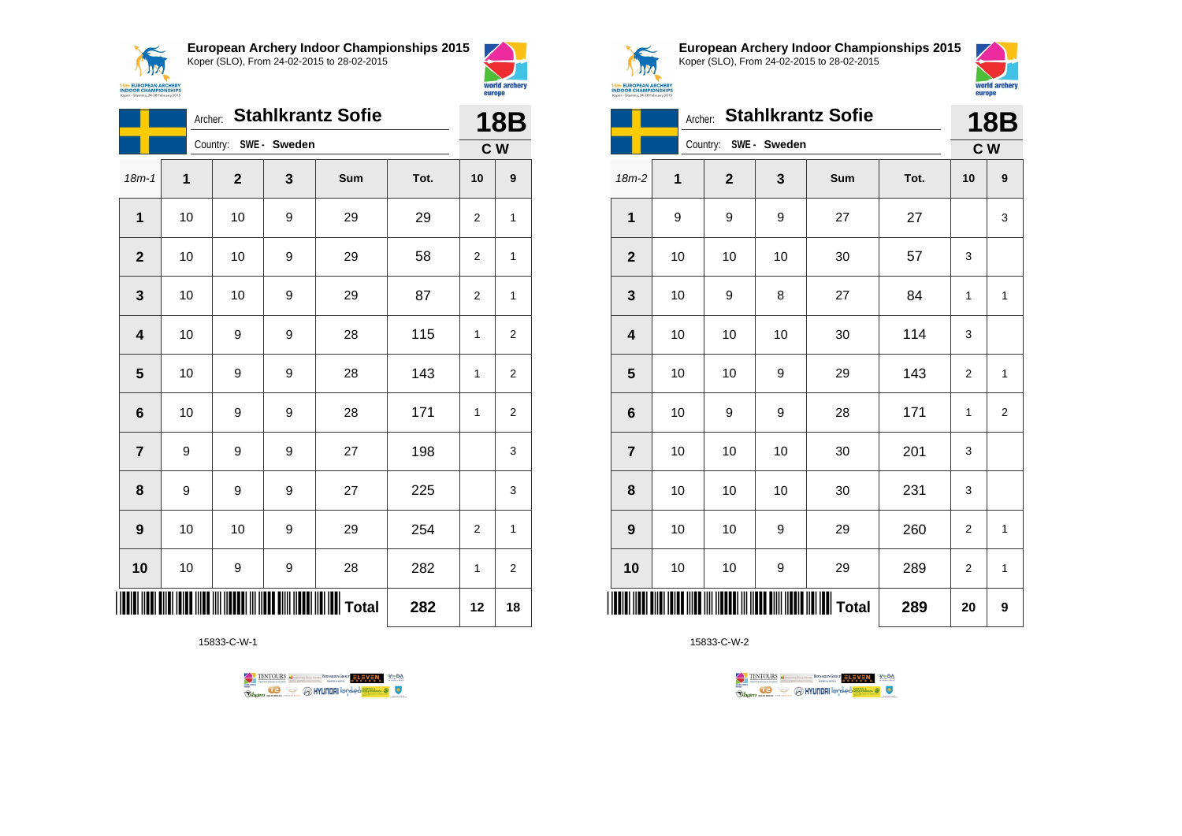**European Archery Indoor Championships 2015**
Koper (SLO), From 24-02-2015 to 28-02-2015

Archer: **Stahlkrantz Sofie**
Country: **SWE - Sweden**

**18B**
**C W**

| 18m-1 | 1 | 2 | 3 | Sum | Tot. | 10 | 9 |
|---|---|---|---|---|---|---|---|
| **1** | 10 | 10 | 9 | 29 | 29 | 2 | 1 |
| **2** | 10 | 10 | 9 | 29 | 58 | 2 | 1 |
| **3** | 10 | 10 | 9 | 29 | 87 | 2 | 1 |
| **4** | 10 | 9 | 9 | 28 | 115 | 1 | 2 |
| **5** | 10 | 9 | 9 | 28 | 143 | 1 | 2 |
| **6** | 10 | 9 | 9 | 28 | 171 | 1 | 2 |
| **7** | 9 | 9 | 9 | 27 | 198 | | 3 |
| **8** | 9 | 9 | 9 | 27 | 225 | | 3 |
| **9** | 10 | 10 | 9 | 29 | 254 | 2 | 1 |
| **10** | 10 | 9 | 9 | 28 | 282 | 1 | 2 |
| | | | | **Total** | **282** | **12** | **18** |

15833-C-W-1

**European Archery Indoor Championships 2015**
Koper (SLO), From 24-02-2015 to 28-02-2015

Archer: **Stahlkrantz Sofie**
Country: **SWE - Sweden**

**18B**
**C W**

| 18m-2 | 1 | 2 | 3 | Sum | Tot. | 10 | 9 |
|---|---|---|---|---|---|---|---|
| **1** | 9 | 9 | 9 | 27 | 27 | | 3 |
| **2** | 10 | 10 | 10 | 30 | 57 | 3 | |
| **3** | 10 | 9 | 8 | 27 | 84 | 1 | 1 |
| **4** | 10 | 10 | 10 | 30 | 114 | 3 | |
| **5** | 10 | 10 | 9 | 29 | 143 | 2 | 1 |
| **6** | 10 | 9 | 9 | 28 | 171 | 1 | 2 |
| **7** | 10 | 10 | 10 | 30 | 201 | 3 | |
| **8** | 10 | 10 | 10 | 30 | 231 | 3 | |
| **9** | 10 | 10 | 9 | 29 | 260 | 2 | 1 |
| **10** | 10 | 10 | 9 | 29 | 289 | 2 | 1 |
| | | | | **Total** | **289** | **20** | **9** |

15833-C-W-2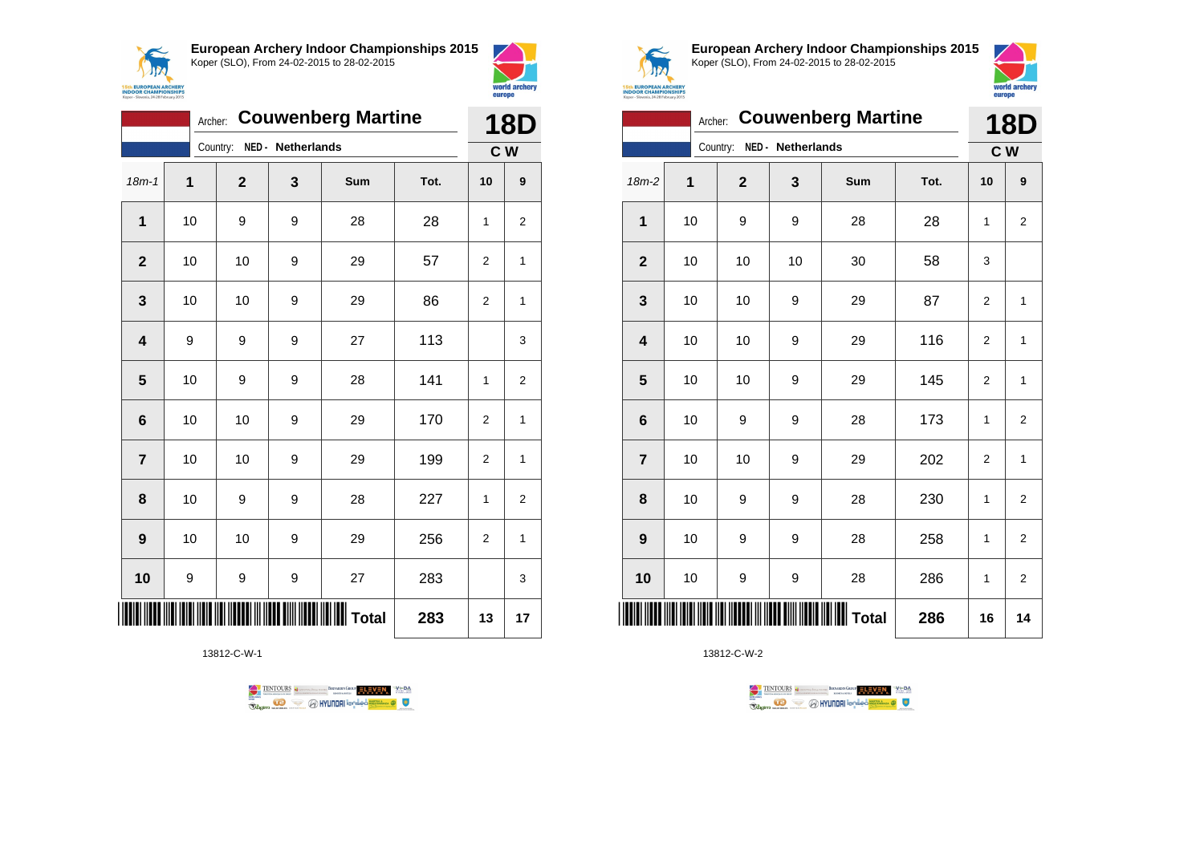## European Archery Indoor Championships 2015

Koper (SLO), From 24-02-2015 to 28-02-2015

Archer: **Couwenberg Martine**

Country: NED - Netherlands

**18D** — C W

| 18m-1 | 1 | 2 | 3 | Sum | Tot. | 10 | 9 |
|---|---|---|---|---|---|---|---|
| 1 | 10 | 9 | 9 | 28 | 28 | 1 | 2 |
| 2 | 10 | 10 | 9 | 29 | 57 | 2 | 1 |
| 3 | 10 | 10 | 9 | 29 | 86 | 2 | 1 |
| 4 | 9 | 9 | 9 | 27 | 113 | | 3 |
| 5 | 10 | 9 | 9 | 28 | 141 | 1 | 2 |
| 6 | 10 | 10 | 9 | 29 | 170 | 2 | 1 |
| 7 | 10 | 10 | 9 | 29 | 199 | 2 | 1 |
| 8 | 10 | 9 | 9 | 28 | 227 | 1 | 2 |
| 9 | 10 | 10 | 9 | 29 | 256 | 2 | 1 |
| 10 | 9 | 9 | 9 | 27 | 283 | | 3 |
| | | | | Total | 283 | 13 | 17 |

13812-C-W-1

## European Archery Indoor Championships 2015

Koper (SLO), From 24-02-2015 to 28-02-2015

Archer: **Couwenberg Martine**

Country: NED - Netherlands

**18D** — C W

| 18m-2 | 1 | 2 | 3 | Sum | Tot. | 10 | 9 |
|---|---|---|---|---|---|---|---|
| 1 | 10 | 9 | 9 | 28 | 28 | 1 | 2 |
| 2 | 10 | 10 | 10 | 30 | 58 | 3 | |
| 3 | 10 | 10 | 9 | 29 | 87 | 2 | 1 |
| 4 | 10 | 10 | 9 | 29 | 116 | 2 | 1 |
| 5 | 10 | 10 | 9 | 29 | 145 | 2 | 1 |
| 6 | 10 | 9 | 9 | 28 | 173 | 1 | 2 |
| 7 | 10 | 10 | 9 | 29 | 202 | 2 | 1 |
| 8 | 10 | 9 | 9 | 28 | 230 | 1 | 2 |
| 9 | 10 | 9 | 9 | 28 | 258 | 1 | 2 |
| 10 | 10 | 9 | 9 | 28 | 286 | 1 | 2 |
| | | | | Total | 286 | 16 | 14 |

13812-C-W-2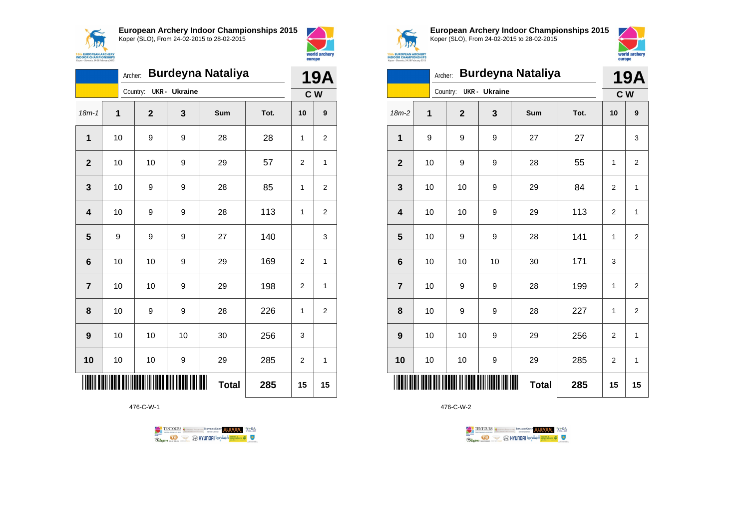## European Archery Indoor Championships 2015

Koper (SLO), From 24-02-2015 to 28-02-2015

Archer: **Burdeyna Nataliya**

Country: **UKR - Ukraine**

**19A**

**C W**

| 18m-1 | 1 | 2 | 3 | Sum | Tot. | 10 | 9 |
|---|---|---|---|---|---|---|---|
| 1 | 10 | 9 | 9 | 28 | 28 | 1 | 2 |
| 2 | 10 | 10 | 9 | 29 | 57 | 2 | 1 |
| 3 | 10 | 9 | 9 | 28 | 85 | 1 | 2 |
| 4 | 10 | 9 | 9 | 28 | 113 | 1 | 2 |
| 5 | 9 | 9 | 9 | 27 | 140 | | 3 |
| 6 | 10 | 10 | 9 | 29 | 169 | 2 | 1 |
| 7 | 10 | 10 | 9 | 29 | 198 | 2 | 1 |
| 8 | 10 | 9 | 9 | 28 | 226 | 1 | 2 |
| 9 | 10 | 10 | 10 | 30 | 256 | 3 | |
| 10 | 10 | 10 | 9 | 29 | 285 | 2 | 1 |
| | | | | **Total** | **285** | **15** | **15** |

476-C-W-1

## European Archery Indoor Championships 2015

Koper (SLO), From 24-02-2015 to 28-02-2015

Archer: **Burdeyna Nataliya**

Country: **UKR - Ukraine**

**19A**

**C W**

| 18m-2 | 1 | 2 | 3 | Sum | Tot. | 10 | 9 |
|---|---|---|---|---|---|---|---|
| 1 | 9 | 9 | 9 | 27 | 27 | | 3 |
| 2 | 10 | 9 | 9 | 28 | 55 | 1 | 2 |
| 3 | 10 | 10 | 9 | 29 | 84 | 2 | 1 |
| 4 | 10 | 10 | 9 | 29 | 113 | 2 | 1 |
| 5 | 10 | 9 | 9 | 28 | 141 | 1 | 2 |
| 6 | 10 | 10 | 10 | 30 | 171 | 3 | |
| 7 | 10 | 9 | 9 | 28 | 199 | 1 | 2 |
| 8 | 10 | 9 | 9 | 28 | 227 | 1 | 2 |
| 9 | 10 | 10 | 9 | 29 | 256 | 2 | 1 |
| 10 | 10 | 10 | 9 | 29 | 285 | 2 | 1 |
| | | | | **Total** | **285** | **15** | **15** |

476-C-W-2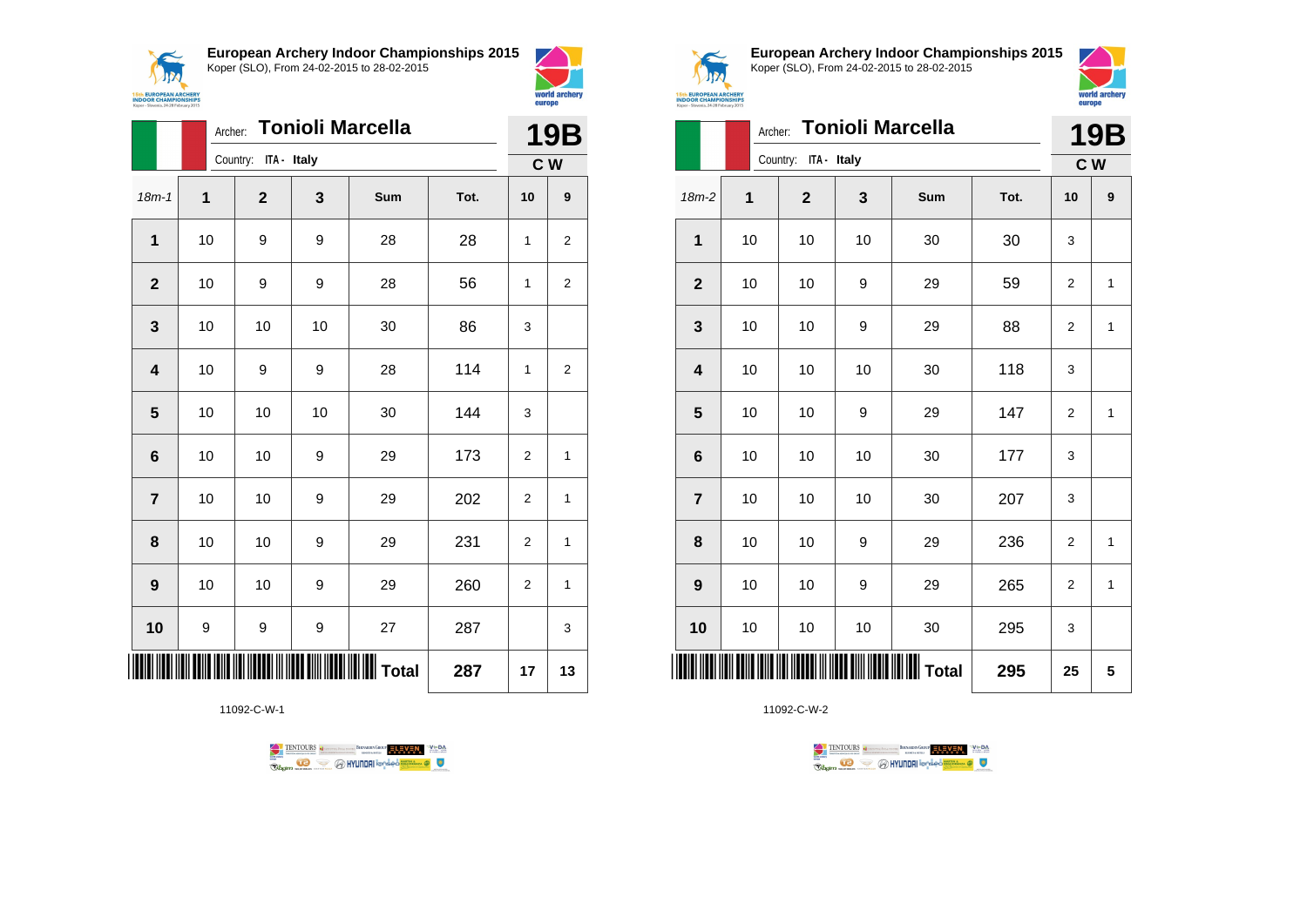## European Archery Indoor Championships 2015

Koper (SLO), From 24-02-2015 to 28-02-2015

Archer: **Tonioli Marcella**

Country: ITA - Italy

**19B** C W

| 18m-1 | 1 | 2 | 3 | Sum | Tot. | 10 | 9 |
|---|---|---|---|---|---|---|---|
| 1 | 10 | 9 | 9 | 28 | 28 | 1 | 2 |
| 2 | 10 | 9 | 9 | 28 | 56 | 1 | 2 |
| 3 | 10 | 10 | 10 | 30 | 86 | 3 | |
| 4 | 10 | 9 | 9 | 28 | 114 | 1 | 2 |
| 5 | 10 | 10 | 10 | 30 | 144 | 3 | |
| 6 | 10 | 10 | 9 | 29 | 173 | 2 | 1 |
| 7 | 10 | 10 | 9 | 29 | 202 | 2 | 1 |
| 8 | 10 | 10 | 9 | 29 | 231 | 2 | 1 |
| 9 | 10 | 10 | 9 | 29 | 260 | 2 | 1 |
| 10 | 9 | 9 | 9 | 27 | 287 | | 3 |
| | | | | Total | 287 | 17 | 13 |

11092-C-W-1

## European Archery Indoor Championships 2015

Koper (SLO), From 24-02-2015 to 28-02-2015

Archer: **Tonioli Marcella**

Country: ITA - Italy

**19B** C W

| 18m-2 | 1 | 2 | 3 | Sum | Tot. | 10 | 9 |
|---|---|---|---|---|---|---|---|
| 1 | 10 | 10 | 10 | 30 | 30 | 3 | |
| 2 | 10 | 10 | 9 | 29 | 59 | 2 | 1 |
| 3 | 10 | 10 | 9 | 29 | 88 | 2 | 1 |
| 4 | 10 | 10 | 10 | 30 | 118 | 3 | |
| 5 | 10 | 10 | 9 | 29 | 147 | 2 | 1 |
| 6 | 10 | 10 | 10 | 30 | 177 | 3 | |
| 7 | 10 | 10 | 10 | 30 | 207 | 3 | |
| 8 | 10 | 10 | 9 | 29 | 236 | 2 | 1 |
| 9 | 10 | 10 | 9 | 29 | 265 | 2 | 1 |
| 10 | 10 | 10 | 10 | 30 | 295 | 3 | |
| | | | | Total | 295 | 25 | 5 |

11092-C-W-2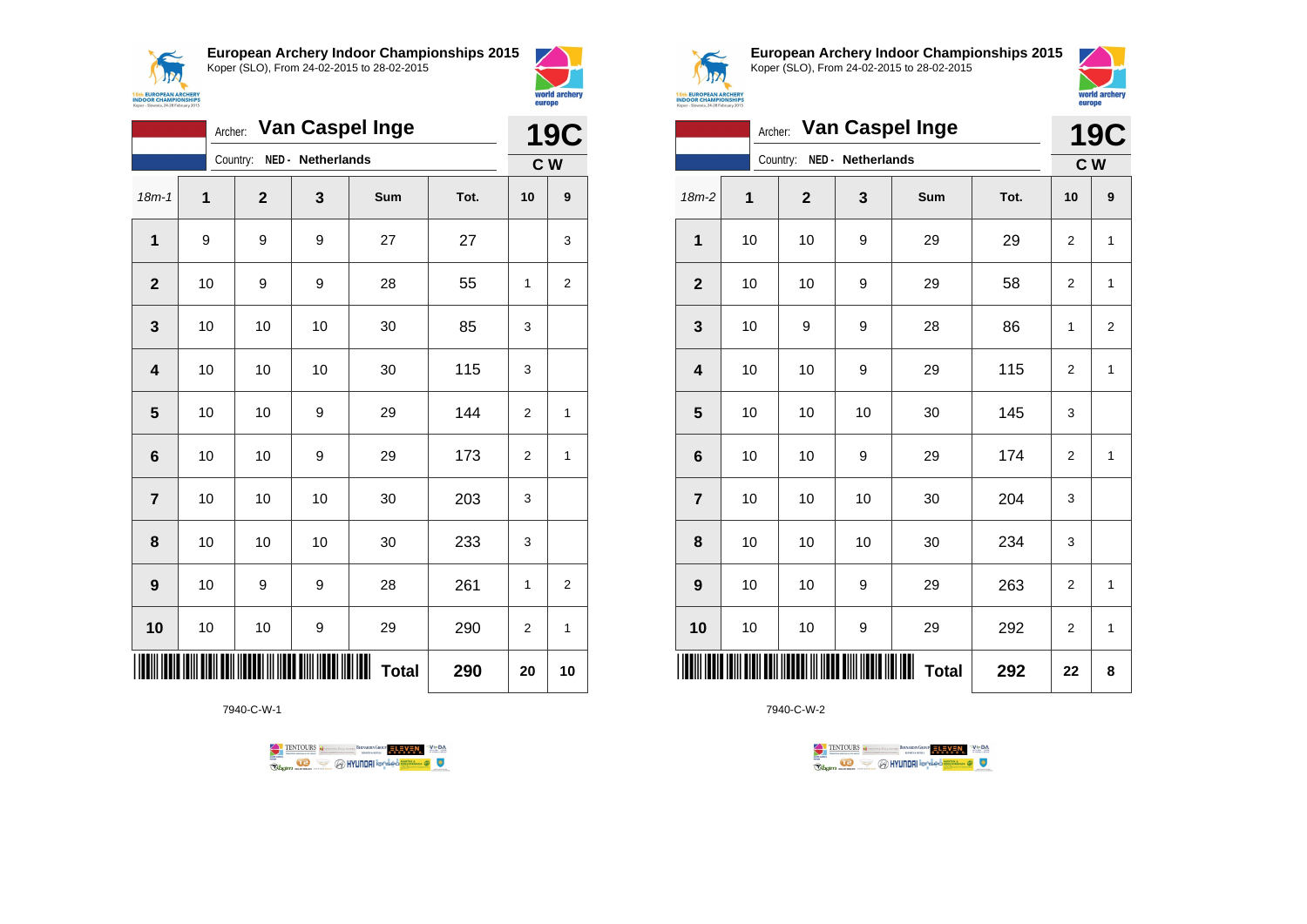**European Archery Indoor Championships 2015**
Koper (SLO), From 24-02-2015 to 28-02-2015

Archer: **Van Caspel Inge** — **19C**
Country: NED - Netherlands — C W

| 18m-1 | 1 | 2 | 3 | Sum | Tot. | 10 | 9 |
|---|---|---|---|---|---|---|---|
| 1 | 9 | 9 | 9 | 27 | 27 | | 3 |
| 2 | 10 | 9 | 9 | 28 | 55 | 1 | 2 |
| 3 | 10 | 10 | 10 | 30 | 85 | 3 | |
| 4 | 10 | 10 | 10 | 30 | 115 | 3 | |
| 5 | 10 | 10 | 9 | 29 | 144 | 2 | 1 |
| 6 | 10 | 10 | 9 | 29 | 173 | 2 | 1 |
| 7 | 10 | 10 | 10 | 30 | 203 | 3 | |
| 8 | 10 | 10 | 10 | 30 | 233 | 3 | |
| 9 | 10 | 9 | 9 | 28 | 261 | 1 | 2 |
| 10 | 10 | 10 | 9 | 29 | 290 | 2 | 1 |
| | | | | **Total** | **290** | **20** | **10** |

7940-C-W-1

**European Archery Indoor Championships 2015**
Koper (SLO), From 24-02-2015 to 28-02-2015

Archer: **Van Caspel Inge** — **19C**
Country: NED - Netherlands — C W

| 18m-2 | 1 | 2 | 3 | Sum | Tot. | 10 | 9 |
|---|---|---|---|---|---|---|---|
| 1 | 10 | 10 | 9 | 29 | 29 | 2 | 1 |
| 2 | 10 | 10 | 9 | 29 | 58 | 2 | 1 |
| 3 | 10 | 9 | 9 | 28 | 86 | 1 | 2 |
| 4 | 10 | 10 | 9 | 29 | 115 | 2 | 1 |
| 5 | 10 | 10 | 10 | 30 | 145 | 3 | |
| 6 | 10 | 10 | 9 | 29 | 174 | 2 | 1 |
| 7 | 10 | 10 | 10 | 30 | 204 | 3 | |
| 8 | 10 | 10 | 10 | 30 | 234 | 3 | |
| 9 | 10 | 10 | 9 | 29 | 263 | 2 | 1 |
| 10 | 10 | 10 | 9 | 29 | 292 | 2 | 1 |
| | | | | **Total** | **292** | **22** | **8** |

7940-C-W-2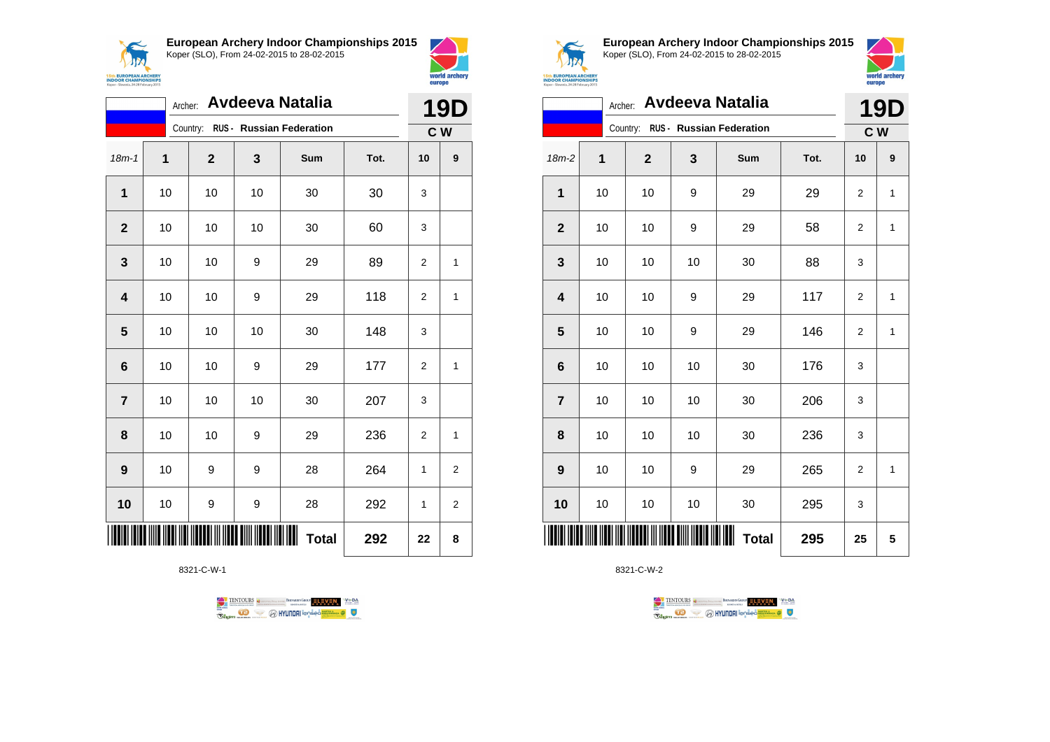## European Archery Indoor Championships 2015

Koper (SLO), From 24-02-2015 to 28-02-2015

Archer: **Avdeeva Natalia**

Country: **RUS - Russian Federation**

**19D**

**C W**

| 18m-1 | 1 | 2 | 3 | Sum | Tot. | 10 | 9 |
|---|---|---|---|---|---|---|---|
| **1** | 10 | 10 | 10 | 30 | 30 | 3 | |
| **2** | 10 | 10 | 10 | 30 | 60 | 3 | |
| **3** | 10 | 10 | 9 | 29 | 89 | 2 | 1 |
| **4** | 10 | 10 | 9 | 29 | 118 | 2 | 1 |
| **5** | 10 | 10 | 10 | 30 | 148 | 3 | |
| **6** | 10 | 10 | 9 | 29 | 177 | 2 | 1 |
| **7** | 10 | 10 | 10 | 30 | 207 | 3 | |
| **8** | 10 | 10 | 9 | 29 | 236 | 2 | 1 |
| **9** | 10 | 9 | 9 | 28 | 264 | 1 | 2 |
| **10** | 10 | 9 | 9 | 28 | 292 | 1 | 2 |
| | | | | **Total** | **292** | **22** | **8** |

8321-C-W-1

## European Archery Indoor Championships 2015

Koper (SLO), From 24-02-2015 to 28-02-2015

Archer: **Avdeeva Natalia**

Country: **RUS - Russian Federation**

**19D**

**C W**

| 18m-2 | 1 | 2 | 3 | Sum | Tot. | 10 | 9 |
|---|---|---|---|---|---|---|---|
| **1** | 10 | 10 | 9 | 29 | 29 | 2 | 1 |
| **2** | 10 | 10 | 9 | 29 | 58 | 2 | 1 |
| **3** | 10 | 10 | 10 | 30 | 88 | 3 | |
| **4** | 10 | 10 | 9 | 29 | 117 | 2 | 1 |
| **5** | 10 | 10 | 9 | 29 | 146 | 2 | 1 |
| **6** | 10 | 10 | 10 | 30 | 176 | 3 | |
| **7** | 10 | 10 | 10 | 30 | 206 | 3 | |
| **8** | 10 | 10 | 10 | 30 | 236 | 3 | |
| **9** | 10 | 10 | 9 | 29 | 265 | 2 | 1 |
| **10** | 10 | 10 | 10 | 30 | 295 | 3 | |
| | | | | **Total** | **295** | **25** | **5** |

8321-C-W-2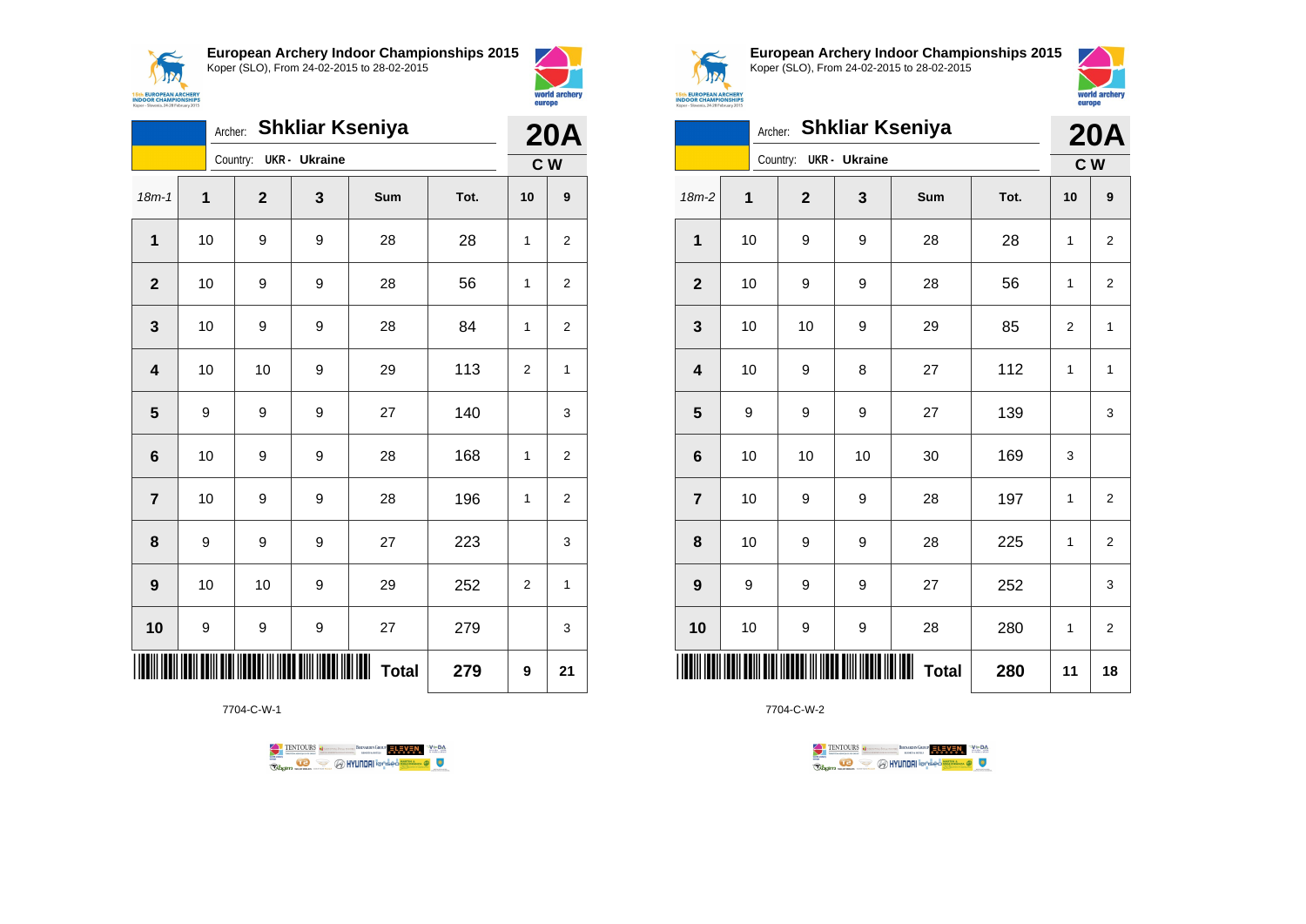**European Archery Indoor Championships 2015**
Koper (SLO), From 24-02-2015 to 28-02-2015

Archer: **Shkliar Kseniya** — **20A**
Country: UKR - Ukraine — **C W**

| 18m-1 | 1 | 2 | 3 | Sum | Tot. | 10 | 9 |
|---|---|---|---|---|---|---|---|
| 1 | 10 | 9 | 9 | 28 | 28 | 1 | 2 |
| 2 | 10 | 9 | 9 | 28 | 56 | 1 | 2 |
| 3 | 10 | 9 | 9 | 28 | 84 | 1 | 2 |
| 4 | 10 | 10 | 9 | 29 | 113 | 2 | 1 |
| 5 | 9 | 9 | 9 | 27 | 140 | | 3 |
| 6 | 10 | 9 | 9 | 28 | 168 | 1 | 2 |
| 7 | 10 | 9 | 9 | 28 | 196 | 1 | 2 |
| 8 | 9 | 9 | 9 | 27 | 223 | | 3 |
| 9 | 10 | 10 | 9 | 29 | 252 | 2 | 1 |
| 10 | 9 | 9 | 9 | 27 | 279 | | 3 |
| | | | | **Total** | **279** | **9** | **21** |

7704-C-W-1

**European Archery Indoor Championships 2015**
Koper (SLO), From 24-02-2015 to 28-02-2015

Archer: **Shkliar Kseniya** — **20A**
Country: UKR - Ukraine — **C W**

| 18m-2 | 1 | 2 | 3 | Sum | Tot. | 10 | 9 |
|---|---|---|---|---|---|---|---|
| 1 | 10 | 9 | 9 | 28 | 28 | 1 | 2 |
| 2 | 10 | 9 | 9 | 28 | 56 | 1 | 2 |
| 3 | 10 | 10 | 9 | 29 | 85 | 2 | 1 |
| 4 | 10 | 9 | 8 | 27 | 112 | 1 | 1 |
| 5 | 9 | 9 | 9 | 27 | 139 | | 3 |
| 6 | 10 | 10 | 10 | 30 | 169 | 3 | |
| 7 | 10 | 9 | 9 | 28 | 197 | 1 | 2 |
| 8 | 10 | 9 | 9 | 28 | 225 | 1 | 2 |
| 9 | 9 | 9 | 9 | 27 | 252 | | 3 |
| 10 | 10 | 9 | 9 | 28 | 280 | 1 | 2 |
| | | | | **Total** | **280** | **11** | **18** |

7704-C-W-2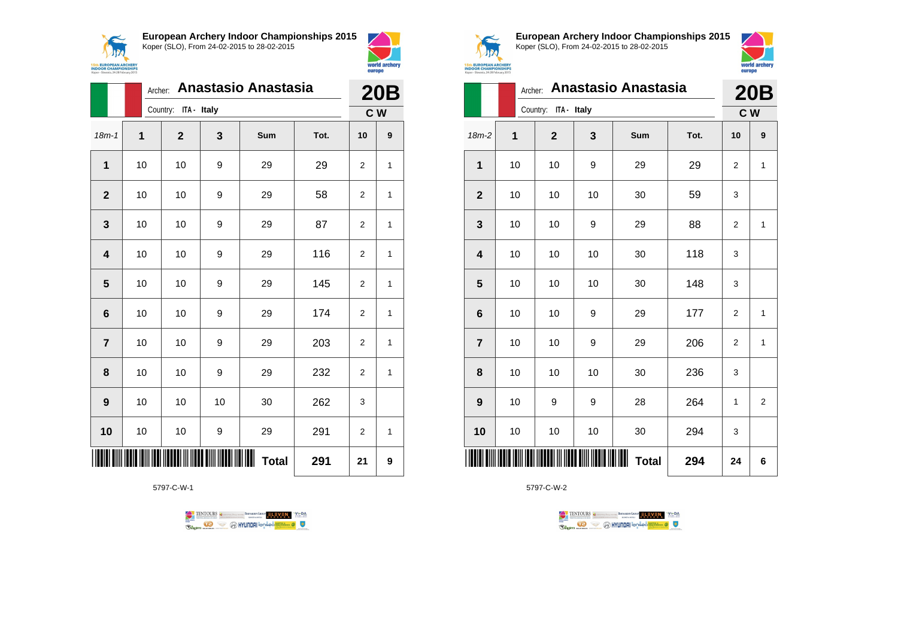**European Archery Indoor Championships 2015**
Koper (SLO), From 24-02-2015 to 28-02-2015

Archer: **Anastasio Anastasia**
Country: ITA - Italy

**20B**
**C W**

| 18m-1 | 1 | 2 | 3 | Sum | Tot. | 10 | 9 |
|---|---|---|---|---|---|---|---|
| **1** | 10 | 10 | 9 | 29 | 29 | 2 | 1 |
| **2** | 10 | 10 | 9 | 29 | 58 | 2 | 1 |
| **3** | 10 | 10 | 9 | 29 | 87 | 2 | 1 |
| **4** | 10 | 10 | 9 | 29 | 116 | 2 | 1 |
| **5** | 10 | 10 | 9 | 29 | 145 | 2 | 1 |
| **6** | 10 | 10 | 9 | 29 | 174 | 2 | 1 |
| **7** | 10 | 10 | 9 | 29 | 203 | 2 | 1 |
| **8** | 10 | 10 | 9 | 29 | 232 | 2 | 1 |
| **9** | 10 | 10 | 10 | 30 | 262 | 3 | |
| **10** | 10 | 10 | 9 | 29 | 291 | 2 | 1 |
| | | | | **Total** | **291** | **21** | **9** |

5797-C-W-1

**European Archery Indoor Championships 2015**
Koper (SLO), From 24-02-2015 to 28-02-2015

Archer: **Anastasio Anastasia**
Country: ITA - Italy

**20B**
**C W**

| 18m-2 | 1 | 2 | 3 | Sum | Tot. | 10 | 9 |
|---|---|---|---|---|---|---|---|
| **1** | 10 | 10 | 9 | 29 | 29 | 2 | 1 |
| **2** | 10 | 10 | 10 | 30 | 59 | 3 | |
| **3** | 10 | 10 | 9 | 29 | 88 | 2 | 1 |
| **4** | 10 | 10 | 10 | 30 | 118 | 3 | |
| **5** | 10 | 10 | 10 | 30 | 148 | 3 | |
| **6** | 10 | 10 | 9 | 29 | 177 | 2 | 1 |
| **7** | 10 | 10 | 9 | 29 | 206 | 2 | 1 |
| **8** | 10 | 10 | 10 | 30 | 236 | 3 | |
| **9** | 10 | 9 | 9 | 28 | 264 | 1 | 2 |
| **10** | 10 | 10 | 10 | 30 | 294 | 3 | |
| | | | | **Total** | **294** | **24** | **6** |

5797-C-W-2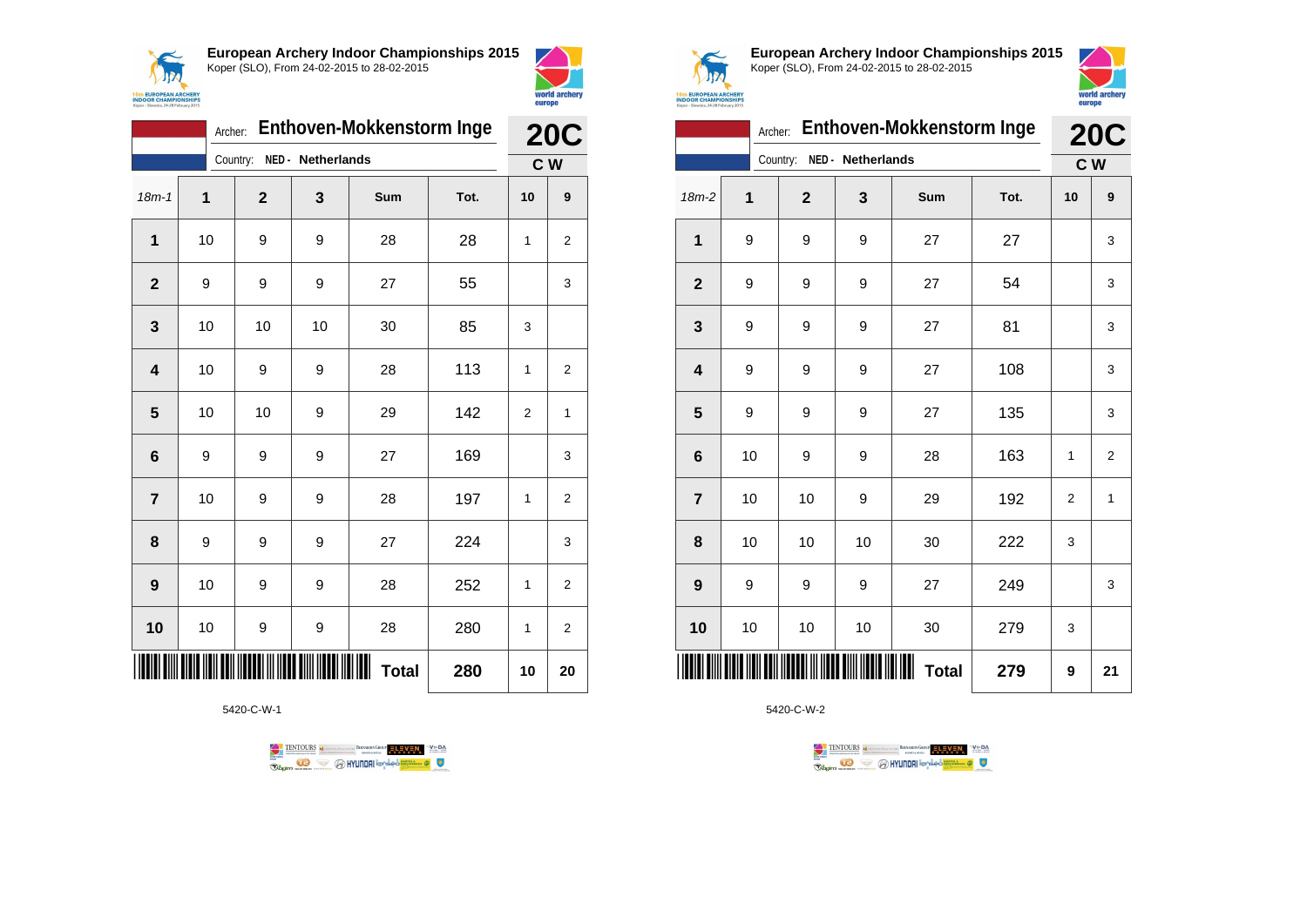## European Archery Indoor Championships 2015

Koper (SLO), From 24-02-2015 to 28-02-2015

Archer: **Enthoven-Mokkenstorm Inge**

Country: NED - Netherlands

**20C** — C W

| 18m-1 | 1 | 2 | 3 | Sum | Tot. | 10 | 9 |
|---|---|---|---|---|---|---|---|
| 1 | 10 | 9 | 9 | 28 | 28 | 1 | 2 |
| 2 | 9 | 9 | 9 | 27 | 55 | | 3 |
| 3 | 10 | 10 | 10 | 30 | 85 | 3 | |
| 4 | 10 | 9 | 9 | 28 | 113 | 1 | 2 |
| 5 | 10 | 10 | 9 | 29 | 142 | 2 | 1 |
| 6 | 9 | 9 | 9 | 27 | 169 | | 3 |
| 7 | 10 | 9 | 9 | 28 | 197 | 1 | 2 |
| 8 | 9 | 9 | 9 | 27 | 224 | | 3 |
| 9 | 10 | 9 | 9 | 28 | 252 | 1 | 2 |
| 10 | 10 | 9 | 9 | 28 | 280 | 1 | 2 |
| | | | | **Total** | **280** | **10** | **20** |

5420-C-W-1

## European Archery Indoor Championships 2015

Koper (SLO), From 24-02-2015 to 28-02-2015

Archer: **Enthoven-Mokkenstorm Inge**

Country: NED - Netherlands

**20C** — C W

| 18m-2 | 1 | 2 | 3 | Sum | Tot. | 10 | 9 |
|---|---|---|---|---|---|---|---|
| 1 | 9 | 9 | 9 | 27 | 27 | | 3 |
| 2 | 9 | 9 | 9 | 27 | 54 | | 3 |
| 3 | 9 | 9 | 9 | 27 | 81 | | 3 |
| 4 | 9 | 9 | 9 | 27 | 108 | | 3 |
| 5 | 9 | 9 | 9 | 27 | 135 | | 3 |
| 6 | 10 | 9 | 9 | 28 | 163 | 1 | 2 |
| 7 | 10 | 10 | 9 | 29 | 192 | 2 | 1 |
| 8 | 10 | 10 | 10 | 30 | 222 | 3 | |
| 9 | 9 | 9 | 9 | 27 | 249 | | 3 |
| 10 | 10 | 10 | 10 | 30 | 279 | 3 | |
| | | | | **Total** | **279** | **9** | **21** |

5420-C-W-2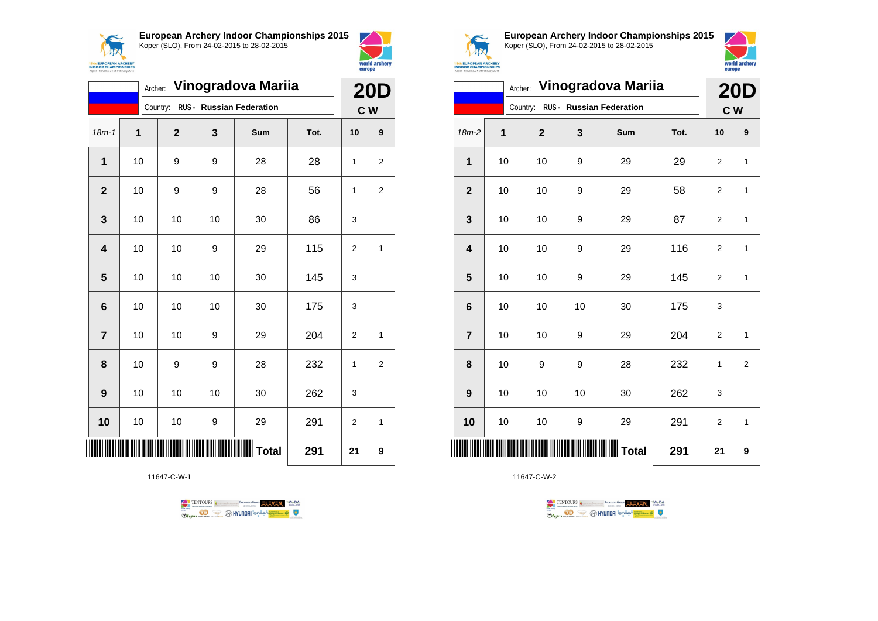**European Archery Indoor Championships 2015**
Koper (SLO), From 24-02-2015 to 28-02-2015

Archer: **Vinogradova Mariia** — **20D**
Country: RUS - Russian Federation — C W

| 18m-1 | 1 | 2 | 3 | Sum | Tot. | 10 | 9 |
|---|---|---|---|---|---|---|---|
| 1 | 10 | 9 | 9 | 28 | 28 | 1 | 2 |
| 2 | 10 | 9 | 9 | 28 | 56 | 1 | 2 |
| 3 | 10 | 10 | 10 | 30 | 86 | 3 | |
| 4 | 10 | 10 | 9 | 29 | 115 | 2 | 1 |
| 5 | 10 | 10 | 10 | 30 | 145 | 3 | |
| 6 | 10 | 10 | 10 | 30 | 175 | 3 | |
| 7 | 10 | 10 | 9 | 29 | 204 | 2 | 1 |
| 8 | 10 | 9 | 9 | 28 | 232 | 1 | 2 |
| 9 | 10 | 10 | 10 | 30 | 262 | 3 | |
| 10 | 10 | 10 | 9 | 29 | 291 | 2 | 1 |
| | | | | Total | 291 | 21 | 9 |

11647-C-W-1

**European Archery Indoor Championships 2015**
Koper (SLO), From 24-02-2015 to 28-02-2015

Archer: **Vinogradova Mariia** — **20D**
Country: RUS - Russian Federation — C W

| 18m-2 | 1 | 2 | 3 | Sum | Tot. | 10 | 9 |
|---|---|---|---|---|---|---|---|
| 1 | 10 | 10 | 9 | 29 | 29 | 2 | 1 |
| 2 | 10 | 10 | 9 | 29 | 58 | 2 | 1 |
| 3 | 10 | 10 | 9 | 29 | 87 | 2 | 1 |
| 4 | 10 | 10 | 9 | 29 | 116 | 2 | 1 |
| 5 | 10 | 10 | 9 | 29 | 145 | 2 | 1 |
| 6 | 10 | 10 | 10 | 30 | 175 | 3 | |
| 7 | 10 | 10 | 9 | 29 | 204 | 2 | 1 |
| 8 | 10 | 9 | 9 | 28 | 232 | 1 | 2 |
| 9 | 10 | 10 | 10 | 30 | 262 | 3 | |
| 10 | 10 | 10 | 9 | 29 | 291 | 2 | 1 |
| | | | | Total | 291 | 21 | 9 |

11647-C-W-2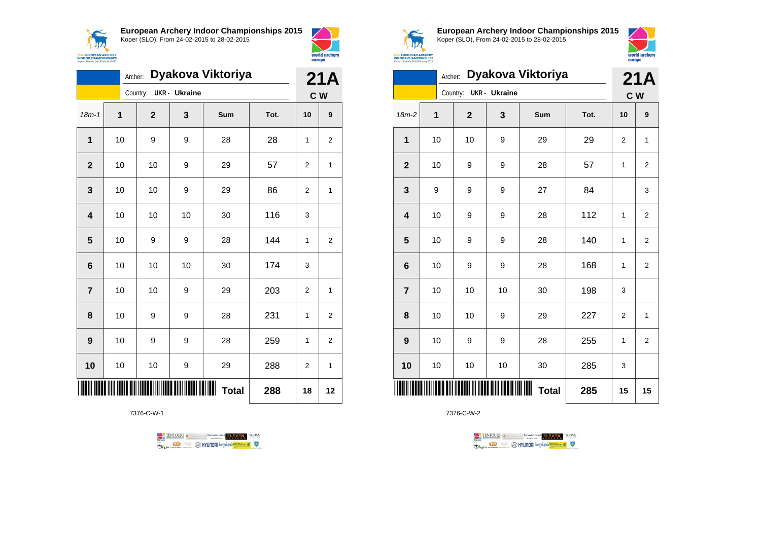**European Archery Indoor Championships 2015**
Koper (SLO), From 24-02-2015 to 28-02-2015

Archer: **Dyakova Viktoriya**
Country: UKR - Ukraine

**21A**
**C W**

| 18m-1 | 1 | 2 | 3 | Sum | Tot. | 10 | 9 |
|---|---|---|---|---|---|---|---|
| **1** | 10 | 9 | 9 | 28 | 28 | 1 | 2 |
| **2** | 10 | 10 | 9 | 29 | 57 | 2 | 1 |
| **3** | 10 | 10 | 9 | 29 | 86 | 2 | 1 |
| **4** | 10 | 10 | 10 | 30 | 116 | 3 | |
| **5** | 10 | 9 | 9 | 28 | 144 | 1 | 2 |
| **6** | 10 | 10 | 10 | 30 | 174 | 3 | |
| **7** | 10 | 10 | 9 | 29 | 203 | 2 | 1 |
| **8** | 10 | 9 | 9 | 28 | 231 | 1 | 2 |
| **9** | 10 | 9 | 9 | 28 | 259 | 1 | 2 |
| **10** | 10 | 10 | 9 | 29 | 288 | 2 | 1 |
| | | | | **Total** | **288** | **18** | **12** |

7376-C-W-1

**European Archery Indoor Championships 2015**
Koper (SLO), From 24-02-2015 to 28-02-2015

Archer: **Dyakova Viktoriya**
Country: UKR - Ukraine

**21A**
**C W**

| 18m-2 | 1 | 2 | 3 | Sum | Tot. | 10 | 9 |
|---|---|---|---|---|---|---|---|
| **1** | 10 | 10 | 9 | 29 | 29 | 2 | 1 |
| **2** | 10 | 9 | 9 | 28 | 57 | 1 | 2 |
| **3** | 9 | 9 | 9 | 27 | 84 | | 3 |
| **4** | 10 | 9 | 9 | 28 | 112 | 1 | 2 |
| **5** | 10 | 9 | 9 | 28 | 140 | 1 | 2 |
| **6** | 10 | 9 | 9 | 28 | 168 | 1 | 2 |
| **7** | 10 | 10 | 10 | 30 | 198 | 3 | |
| **8** | 10 | 10 | 9 | 29 | 227 | 2 | 1 |
| **9** | 10 | 9 | 9 | 28 | 255 | 1 | 2 |
| **10** | 10 | 10 | 10 | 30 | 285 | 3 | |
| | | | | **Total** | **285** | **15** | **15** |

7376-C-W-2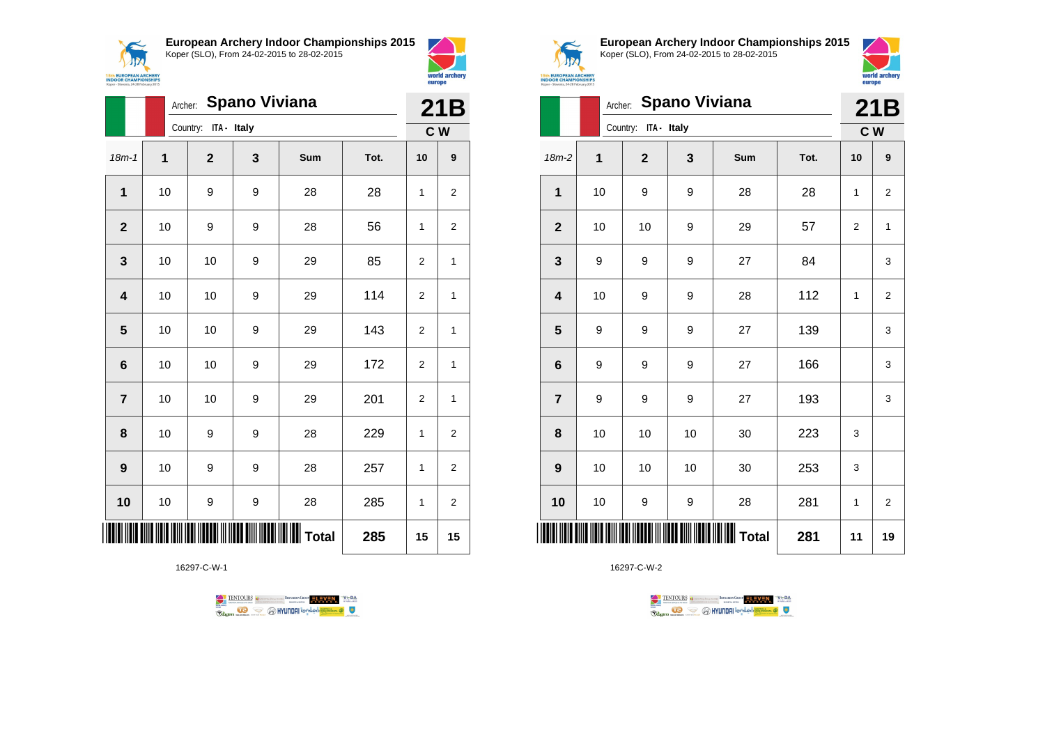## European Archery Indoor Championships 2015

Koper (SLO), From 24-02-2015 to 28-02-2015

Archer: **Spano Viviana**

Country: ITA - Italy

**21B**

**C W**

| 18m-1 | 1 | 2 | 3 | Sum | Tot. | 10 | 9 |
|---|---|---|---|---|---|---|---|
| 1 | 10 | 9 | 9 | 28 | 28 | 1 | 2 |
| 2 | 10 | 9 | 9 | 28 | 56 | 1 | 2 |
| 3 | 10 | 10 | 9 | 29 | 85 | 2 | 1 |
| 4 | 10 | 10 | 9 | 29 | 114 | 2 | 1 |
| 5 | 10 | 10 | 9 | 29 | 143 | 2 | 1 |
| 6 | 10 | 10 | 9 | 29 | 172 | 2 | 1 |
| 7 | 10 | 10 | 9 | 29 | 201 | 2 | 1 |
| 8 | 10 | 9 | 9 | 28 | 229 | 1 | 2 |
| 9 | 10 | 9 | 9 | 28 | 257 | 1 | 2 |
| 10 | 10 | 9 | 9 | 28 | 285 | 1 | 2 |
| | | | | **Total** | **285** | **15** | **15** |

16297-C-W-1

## European Archery Indoor Championships 2015

Koper (SLO), From 24-02-2015 to 28-02-2015

Archer: **Spano Viviana**

Country: ITA - Italy

**21B**

**C W**

| 18m-2 | 1 | 2 | 3 | Sum | Tot. | 10 | 9 |
|---|---|---|---|---|---|---|---|
| 1 | 10 | 9 | 9 | 28 | 28 | 1 | 2 |
| 2 | 10 | 10 | 9 | 29 | 57 | 2 | 1 |
| 3 | 9 | 9 | 9 | 27 | 84 | | 3 |
| 4 | 10 | 9 | 9 | 28 | 112 | 1 | 2 |
| 5 | 9 | 9 | 9 | 27 | 139 | | 3 |
| 6 | 9 | 9 | 9 | 27 | 166 | | 3 |
| 7 | 9 | 9 | 9 | 27 | 193 | | 3 |
| 8 | 10 | 10 | 10 | 30 | 223 | 3 | |
| 9 | 10 | 10 | 10 | 30 | 253 | 3 | |
| 10 | 10 | 9 | 9 | 28 | 281 | 1 | 2 |
| | | | | **Total** | **281** | **11** | **19** |

16297-C-W-2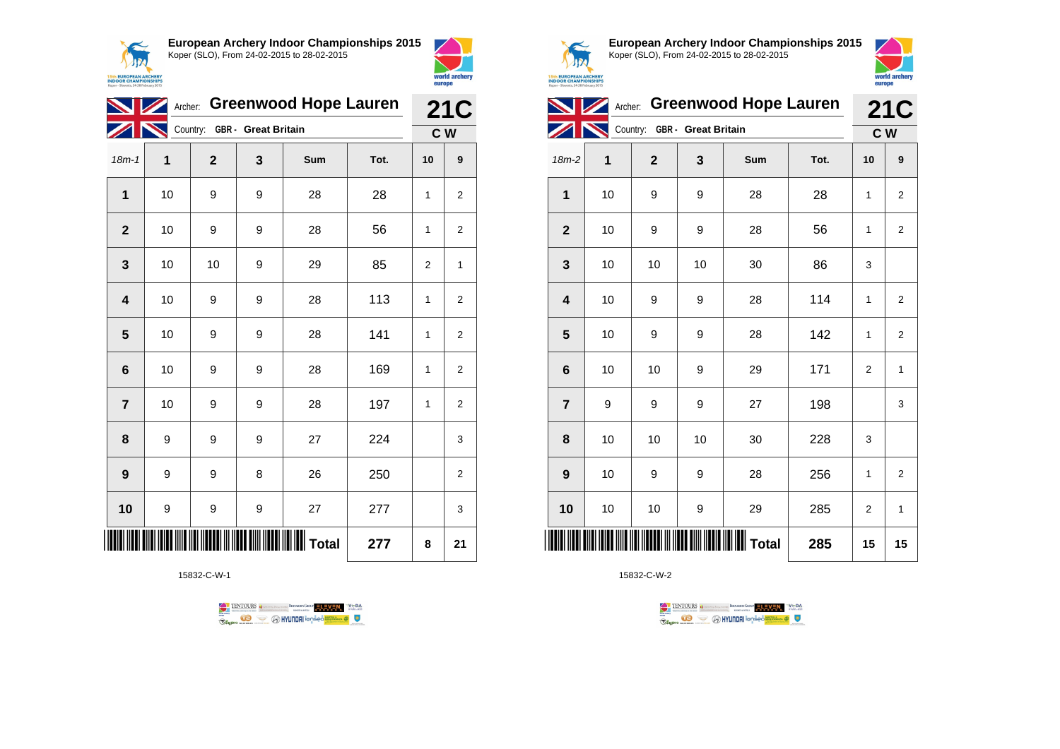**European Archery Indoor Championships 2015**
Koper (SLO), From 24-02-2015 to 28-02-2015

Archer: **Greenwood Hope Lauren**
Country: **GBR - Great Britain**

**21C**
**C W**

| 18m-1 | 1 | 2 | 3 | Sum | Tot. | 10 | 9 |
|---|---|---|---|---|---|---|---|
| **1** | 10 | 9 | 9 | 28 | 28 | 1 | 2 |
| **2** | 10 | 9 | 9 | 28 | 56 | 1 | 2 |
| **3** | 10 | 10 | 9 | 29 | 85 | 2 | 1 |
| **4** | 10 | 9 | 9 | 28 | 113 | 1 | 2 |
| **5** | 10 | 9 | 9 | 28 | 141 | 1 | 2 |
| **6** | 10 | 9 | 9 | 28 | 169 | 1 | 2 |
| **7** | 10 | 9 | 9 | 28 | 197 | 1 | 2 |
| **8** | 9 | 9 | 9 | 27 | 224 | | 3 |
| **9** | 9 | 9 | 8 | 26 | 250 | | 2 |
| **10** | 9 | 9 | 9 | 27 | 277 | | 3 |
| | | | | **Total** | **277** | **8** | **21** |

15832-C-W-1

**European Archery Indoor Championships 2015**
Koper (SLO), From 24-02-2015 to 28-02-2015

Archer: **Greenwood Hope Lauren**
Country: **GBR - Great Britain**

**21C**
**C W**

| 18m-2 | 1 | 2 | 3 | Sum | Tot. | 10 | 9 |
|---|---|---|---|---|---|---|---|
| **1** | 10 | 9 | 9 | 28 | 28 | 1 | 2 |
| **2** | 10 | 9 | 9 | 28 | 56 | 1 | 2 |
| **3** | 10 | 10 | 10 | 30 | 86 | 3 | |
| **4** | 10 | 9 | 9 | 28 | 114 | 1 | 2 |
| **5** | 10 | 9 | 9 | 28 | 142 | 1 | 2 |
| **6** | 10 | 10 | 9 | 29 | 171 | 2 | 1 |
| **7** | 9 | 9 | 9 | 27 | 198 | | 3 |
| **8** | 10 | 10 | 10 | 30 | 228 | 3 | |
| **9** | 10 | 9 | 9 | 28 | 256 | 1 | 2 |
| **10** | 10 | 10 | 9 | 29 | 285 | 2 | 1 |
| | | | | **Total** | **285** | **15** | **15** |

15832-C-W-2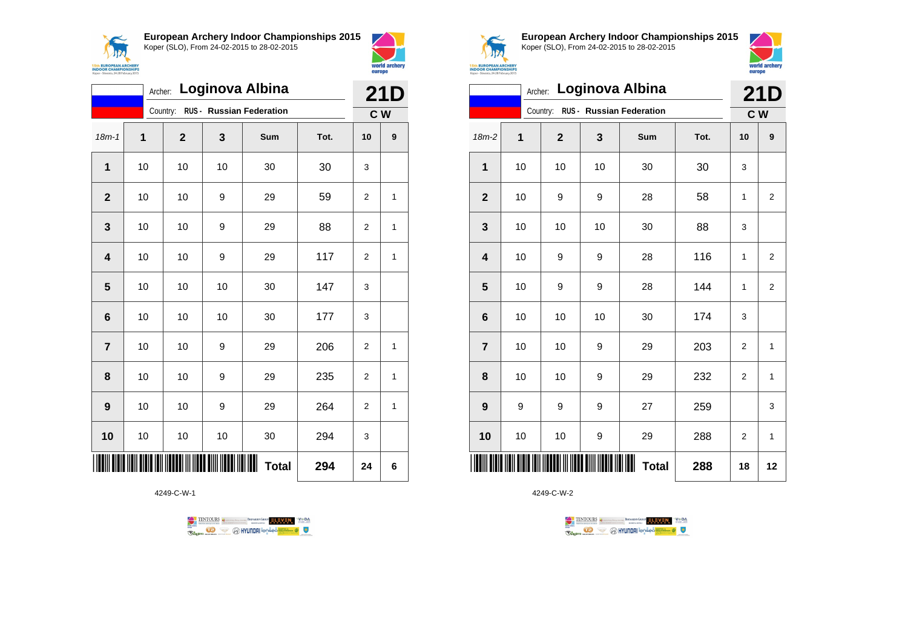**European Archery Indoor Championships 2015**
Koper (SLO), From 24-02-2015 to 28-02-2015

Archer: **Loginova Albina**
Country: RUS - Russian Federation

**21D**
**C W**

| 18m-1 | 1 | 2 | 3 | Sum | Tot. | 10 | 9 |
|---|---|---|---|---|---|---|---|
| 1 | 10 | 10 | 10 | 30 | 30 | 3 | |
| 2 | 10 | 10 | 9 | 29 | 59 | 2 | 1 |
| 3 | 10 | 10 | 9 | 29 | 88 | 2 | 1 |
| 4 | 10 | 10 | 9 | 29 | 117 | 2 | 1 |
| 5 | 10 | 10 | 10 | 30 | 147 | 3 | |
| 6 | 10 | 10 | 10 | 30 | 177 | 3 | |
| 7 | 10 | 10 | 9 | 29 | 206 | 2 | 1 |
| 8 | 10 | 10 | 9 | 29 | 235 | 2 | 1 |
| 9 | 10 | 10 | 9 | 29 | 264 | 2 | 1 |
| 10 | 10 | 10 | 10 | 30 | 294 | 3 | |
| | | | | **Total** | **294** | **24** | **6** |

4249-C-W-1

**European Archery Indoor Championships 2015**
Koper (SLO), From 24-02-2015 to 28-02-2015

Archer: **Loginova Albina**
Country: RUS - Russian Federation

**21D**
**C W**

| 18m-2 | 1 | 2 | 3 | Sum | Tot. | 10 | 9 |
|---|---|---|---|---|---|---|---|
| 1 | 10 | 10 | 10 | 30 | 30 | 3 | |
| 2 | 10 | 9 | 9 | 28 | 58 | 1 | 2 |
| 3 | 10 | 10 | 10 | 30 | 88 | 3 | |
| 4 | 10 | 9 | 9 | 28 | 116 | 1 | 2 |
| 5 | 10 | 9 | 9 | 28 | 144 | 1 | 2 |
| 6 | 10 | 10 | 10 | 30 | 174 | 3 | |
| 7 | 10 | 10 | 9 | 29 | 203 | 2 | 1 |
| 8 | 10 | 10 | 9 | 29 | 232 | 2 | 1 |
| 9 | 9 | 9 | 9 | 27 | 259 | | 3 |
| 10 | 10 | 10 | 9 | 29 | 288 | 2 | 1 |
| | | | | **Total** | **288** | **18** | **12** |

4249-C-W-2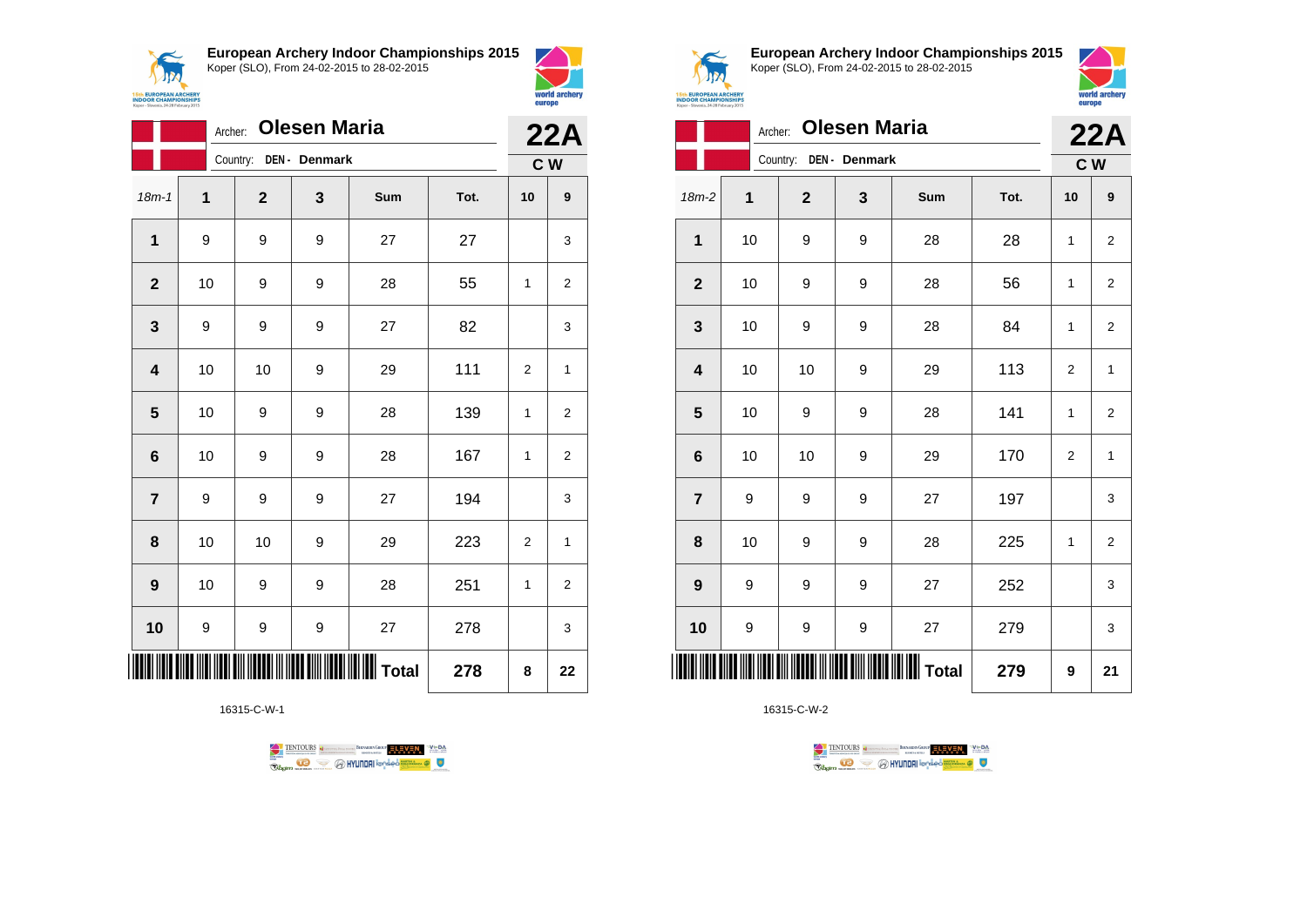**European Archery Indoor Championships 2015**
Koper (SLO), From 24-02-2015 to 28-02-2015

Archer: **Olesen Maria**
Country: **DEN - Denmark**

**22A**
**C W**

| 18m-1 | 1 | 2 | 3 | Sum | Tot. | 10 | 9 |
|---|---|---|---|---|---|---|---|
| **1** | 9 | 9 | 9 | 27 | 27 | | 3 |
| **2** | 10 | 9 | 9 | 28 | 55 | 1 | 2 |
| **3** | 9 | 9 | 9 | 27 | 82 | | 3 |
| **4** | 10 | 10 | 9 | 29 | 111 | 2 | 1 |
| **5** | 10 | 9 | 9 | 28 | 139 | 1 | 2 |
| **6** | 10 | 9 | 9 | 28 | 167 | 1 | 2 |
| **7** | 9 | 9 | 9 | 27 | 194 | | 3 |
| **8** | 10 | 10 | 9 | 29 | 223 | 2 | 1 |
| **9** | 10 | 9 | 9 | 28 | 251 | 1 | 2 |
| **10** | 9 | 9 | 9 | 27 | 278 | | 3 |
| | | | | **Total** | **278** | **8** | **22** |

16315-C-W-1

**European Archery Indoor Championships 2015**
Koper (SLO), From 24-02-2015 to 28-02-2015

Archer: **Olesen Maria**
Country: **DEN - Denmark**

**22A**
**C W**

| 18m-2 | 1 | 2 | 3 | Sum | Tot. | 10 | 9 |
|---|---|---|---|---|---|---|---|
| **1** | 10 | 9 | 9 | 28 | 28 | 1 | 2 |
| **2** | 10 | 9 | 9 | 28 | 56 | 1 | 2 |
| **3** | 10 | 9 | 9 | 28 | 84 | 1 | 2 |
| **4** | 10 | 10 | 9 | 29 | 113 | 2 | 1 |
| **5** | 10 | 9 | 9 | 28 | 141 | 1 | 2 |
| **6** | 10 | 10 | 9 | 29 | 170 | 2 | 1 |
| **7** | 9 | 9 | 9 | 27 | 197 | | 3 |
| **8** | 10 | 9 | 9 | 28 | 225 | 1 | 2 |
| **9** | 9 | 9 | 9 | 27 | 252 | | 3 |
| **10** | 9 | 9 | 9 | 27 | 279 | | 3 |
| | | | | **Total** | **279** | **9** | **21** |

16315-C-W-2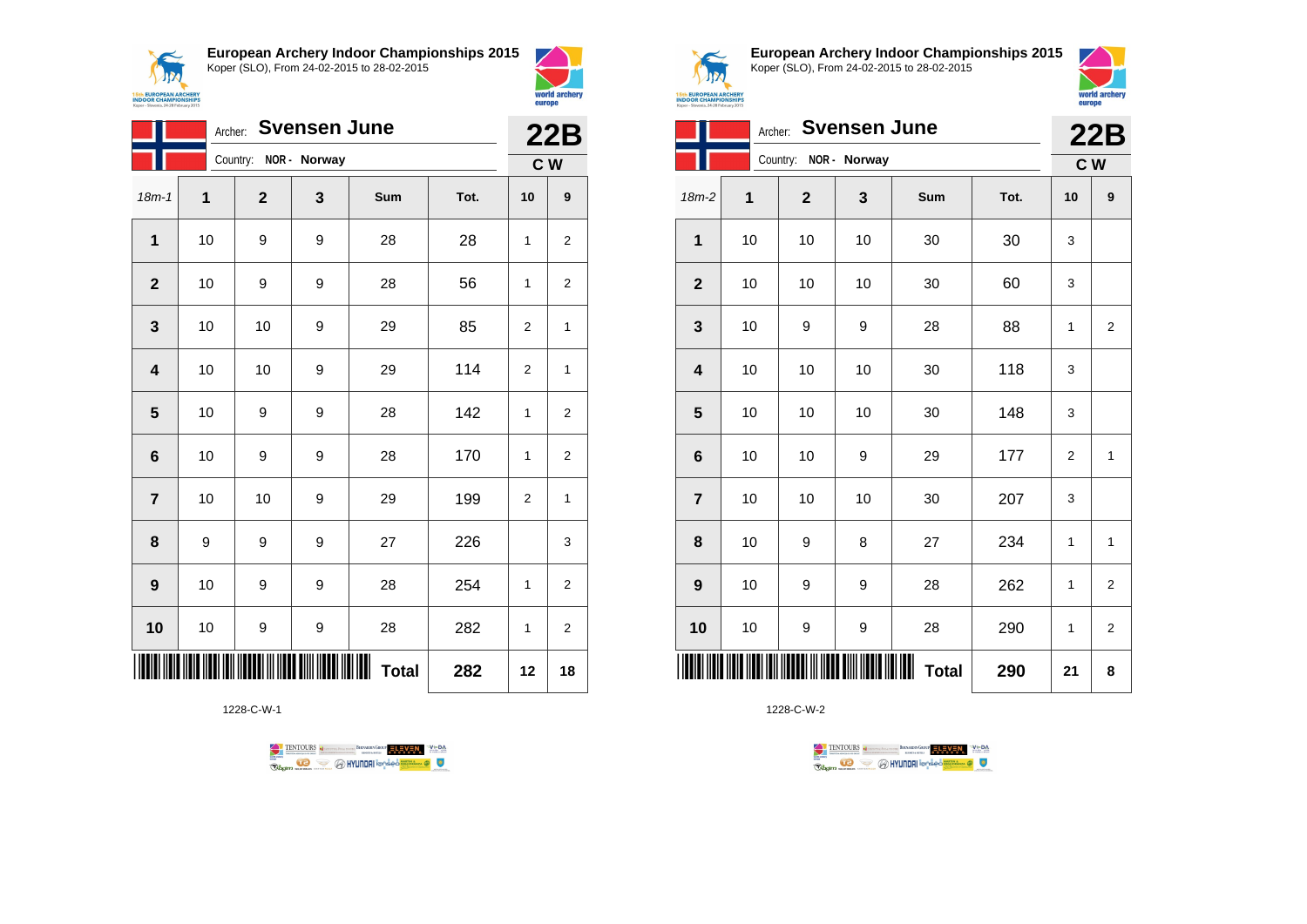## European Archery Indoor Championships 2015
Koper (SLO), From 24-02-2015 to 28-02-2015

Archer: **Svensen June**
Country: **NOR - Norway**

**22B**
**C W**

| 18m-1 | 1 | 2 | 3 | Sum | Tot. | 10 | 9 |
|---|---|---|---|---|---|---|---|
| **1** | 10 | 9 | 9 | 28 | 28 | 1 | 2 |
| **2** | 10 | 9 | 9 | 28 | 56 | 1 | 2 |
| **3** | 10 | 10 | 9 | 29 | 85 | 2 | 1 |
| **4** | 10 | 10 | 9 | 29 | 114 | 2 | 1 |
| **5** | 10 | 9 | 9 | 28 | 142 | 1 | 2 |
| **6** | 10 | 9 | 9 | 28 | 170 | 1 | 2 |
| **7** | 10 | 10 | 9 | 29 | 199 | 2 | 1 |
| **8** | 9 | 9 | 9 | 27 | 226 | | 3 |
| **9** | 10 | 9 | 9 | 28 | 254 | 1 | 2 |
| **10** | 10 | 9 | 9 | 28 | 282 | 1 | 2 |
| | | | | **Total** | **282** | **12** | **18** |

1228-C-W-1

## European Archery Indoor Championships 2015
Koper (SLO), From 24-02-2015 to 28-02-2015

Archer: **Svensen June**
Country: **NOR - Norway**

**22B**
**C W**

| 18m-2 | 1 | 2 | 3 | Sum | Tot. | 10 | 9 |
|---|---|---|---|---|---|---|---|
| **1** | 10 | 10 | 10 | 30 | 30 | 3 | |
| **2** | 10 | 10 | 10 | 30 | 60 | 3 | |
| **3** | 10 | 9 | 9 | 28 | 88 | 1 | 2 |
| **4** | 10 | 10 | 10 | 30 | 118 | 3 | |
| **5** | 10 | 10 | 10 | 30 | 148 | 3 | |
| **6** | 10 | 10 | 9 | 29 | 177 | 2 | 1 |
| **7** | 10 | 10 | 10 | 30 | 207 | 3 | |
| **8** | 10 | 9 | 8 | 27 | 234 | 1 | 1 |
| **9** | 10 | 9 | 9 | 28 | 262 | 1 | 2 |
| **10** | 10 | 9 | 9 | 28 | 290 | 1 | 2 |
| | | | | **Total** | **290** | **21** | **8** |

1228-C-W-2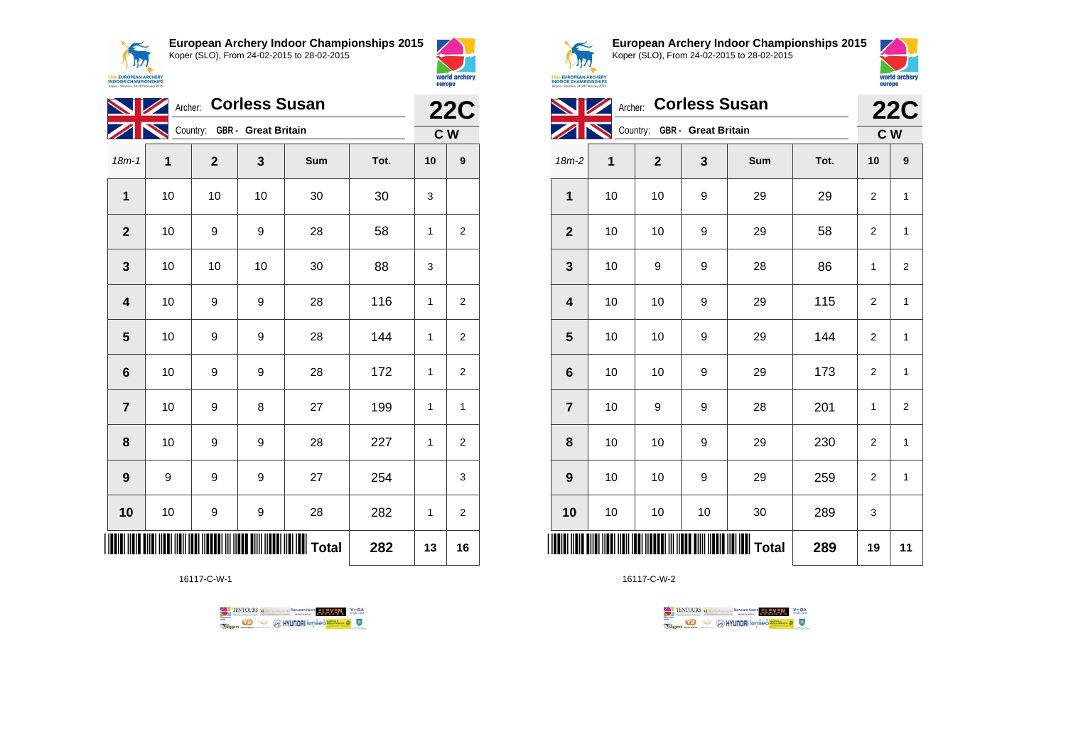## European Archery Indoor Championships 2015

Koper (SLO), From 24-02-2015 to 28-02-2015

Archer: **Corless Susan** — **22C**

Country: GBR - Great Britain — **C W**

| 18m-1 | 1 | 2 | 3 | Sum | Tot. | 10 | 9 |
|---|---|---|---|---|---|---|---|
| 1 | 10 | 10 | 10 | 30 | 30 | 3 | |
| 2 | 10 | 9 | 9 | 28 | 58 | 1 | 2 |
| 3 | 10 | 10 | 10 | 30 | 88 | 3 | |
| 4 | 10 | 9 | 9 | 28 | 116 | 1 | 2 |
| 5 | 10 | 9 | 9 | 28 | 144 | 1 | 2 |
| 6 | 10 | 9 | 9 | 28 | 172 | 1 | 2 |
| 7 | 10 | 9 | 8 | 27 | 199 | 1 | 1 |
| 8 | 10 | 9 | 9 | 28 | 227 | 1 | 2 |
| 9 | 9 | 9 | 9 | 27 | 254 | | 3 |
| 10 | 10 | 9 | 9 | 28 | 282 | 1 | 2 |
| | | | | **Total** | **282** | **13** | **16** |

16117-C-W-1

## European Archery Indoor Championships 2015

Koper (SLO), From 24-02-2015 to 28-02-2015

Archer: **Corless Susan** — **22C**

Country: GBR - Great Britain — **C W**

| 18m-2 | 1 | 2 | 3 | Sum | Tot. | 10 | 9 |
|---|---|---|---|---|---|---|---|
| 1 | 10 | 10 | 9 | 29 | 29 | 2 | 1 |
| 2 | 10 | 10 | 9 | 29 | 58 | 2 | 1 |
| 3 | 10 | 9 | 9 | 28 | 86 | 1 | 2 |
| 4 | 10 | 10 | 9 | 29 | 115 | 2 | 1 |
| 5 | 10 | 10 | 9 | 29 | 144 | 2 | 1 |
| 6 | 10 | 10 | 9 | 29 | 173 | 2 | 1 |
| 7 | 10 | 9 | 9 | 28 | 201 | 1 | 2 |
| 8 | 10 | 10 | 9 | 29 | 230 | 2 | 1 |
| 9 | 10 | 10 | 9 | 29 | 259 | 2 | 1 |
| 10 | 10 | 10 | 10 | 30 | 289 | 3 | |
| | | | | **Total** | **289** | **19** | **11** |

16117-C-W-2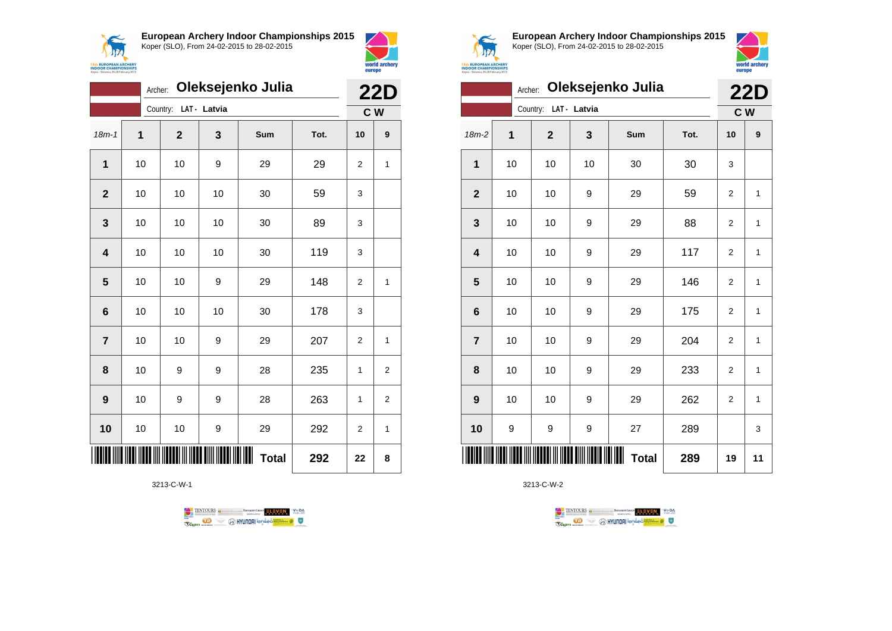**European Archery Indoor Championships 2015**
Koper (SLO), From 24-02-2015 to 28-02-2015

Archer: **Oleksejenko Julia**
Country: LAT - Latvia

**22D**
**C W**

| 18m-1 | 1 | 2 | 3 | Sum | Tot. | 10 | 9 |
|---|---|---|---|---|---|---|---|
| **1** | 10 | 10 | 9 | 29 | 29 | 2 | 1 |
| **2** | 10 | 10 | 10 | 30 | 59 | 3 | |
| **3** | 10 | 10 | 10 | 30 | 89 | 3 | |
| **4** | 10 | 10 | 10 | 30 | 119 | 3 | |
| **5** | 10 | 10 | 9 | 29 | 148 | 2 | 1 |
| **6** | 10 | 10 | 10 | 30 | 178 | 3 | |
| **7** | 10 | 10 | 9 | 29 | 207 | 2 | 1 |
| **8** | 10 | 9 | 9 | 28 | 235 | 1 | 2 |
| **9** | 10 | 9 | 9 | 28 | 263 | 1 | 2 |
| **10** | 10 | 10 | 9 | 29 | 292 | 2 | 1 |
| | | | | **Total** | **292** | **22** | **8** |

3213-C-W-1

**European Archery Indoor Championships 2015**
Koper (SLO), From 24-02-2015 to 28-02-2015

Archer: **Oleksejenko Julia**
Country: LAT - Latvia

**22D**
**C W**

| 18m-2 | 1 | 2 | 3 | Sum | Tot. | 10 | 9 |
|---|---|---|---|---|---|---|---|
| **1** | 10 | 10 | 10 | 30 | 30 | 3 | |
| **2** | 10 | 10 | 9 | 29 | 59 | 2 | 1 |
| **3** | 10 | 10 | 9 | 29 | 88 | 2 | 1 |
| **4** | 10 | 10 | 9 | 29 | 117 | 2 | 1 |
| **5** | 10 | 10 | 9 | 29 | 146 | 2 | 1 |
| **6** | 10 | 10 | 9 | 29 | 175 | 2 | 1 |
| **7** | 10 | 10 | 9 | 29 | 204 | 2 | 1 |
| **8** | 10 | 10 | 9 | 29 | 233 | 2 | 1 |
| **9** | 10 | 10 | 9 | 29 | 262 | 2 | 1 |
| **10** | 9 | 9 | 9 | 27 | 289 | | 3 |
| | | | | **Total** | **289** | **19** | **11** |

3213-C-W-2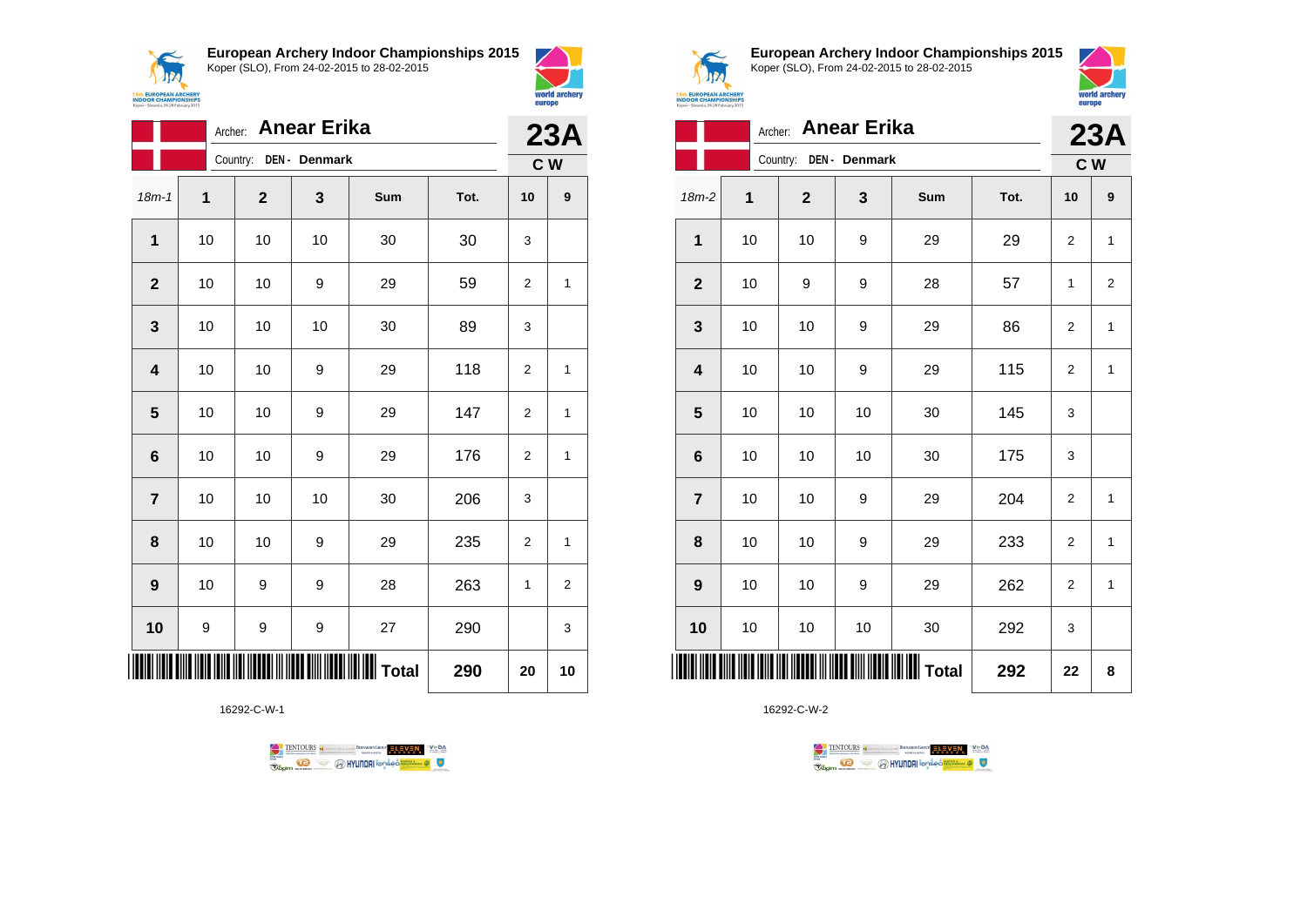**European Archery Indoor Championships 2015**
Koper (SLO), From 24-02-2015 to 28-02-2015

Archer: **Anear Erika**
Country: **DEN - Denmark**

**23A**
**C W**

| 18m-1 | 1 | 2 | 3 | Sum | Tot. | 10 | 9 |
|---|---|---|---|---|---|---|---|
| **1** | 10 | 10 | 10 | 30 | 30 | 3 | |
| **2** | 10 | 10 | 9 | 29 | 59 | 2 | 1 |
| **3** | 10 | 10 | 10 | 30 | 89 | 3 | |
| **4** | 10 | 10 | 9 | 29 | 118 | 2 | 1 |
| **5** | 10 | 10 | 9 | 29 | 147 | 2 | 1 |
| **6** | 10 | 10 | 9 | 29 | 176 | 2 | 1 |
| **7** | 10 | 10 | 10 | 30 | 206 | 3 | |
| **8** | 10 | 10 | 9 | 29 | 235 | 2 | 1 |
| **9** | 10 | 9 | 9 | 28 | 263 | 1 | 2 |
| **10** | 9 | 9 | 9 | 27 | 290 | | 3 |
| | | | | **Total** | **290** | **20** | **10** |

16292-C-W-1

**European Archery Indoor Championships 2015**
Koper (SLO), From 24-02-2015 to 28-02-2015

Archer: **Anear Erika**
Country: **DEN - Denmark**

**23A**
**C W**

| 18m-2 | 1 | 2 | 3 | Sum | Tot. | 10 | 9 |
|---|---|---|---|---|---|---|---|
| **1** | 10 | 10 | 9 | 29 | 29 | 2 | 1 |
| **2** | 10 | 9 | 9 | 28 | 57 | 1 | 2 |
| **3** | 10 | 10 | 9 | 29 | 86 | 2 | 1 |
| **4** | 10 | 10 | 9 | 29 | 115 | 2 | 1 |
| **5** | 10 | 10 | 10 | 30 | 145 | 3 | |
| **6** | 10 | 10 | 10 | 30 | 175 | 3 | |
| **7** | 10 | 10 | 9 | 29 | 204 | 2 | 1 |
| **8** | 10 | 10 | 9 | 29 | 233 | 2 | 1 |
| **9** | 10 | 10 | 9 | 29 | 262 | 2 | 1 |
| **10** | 10 | 10 | 10 | 30 | 292 | 3 | |
| | | | | **Total** | **292** | **22** | **8** |

16292-C-W-2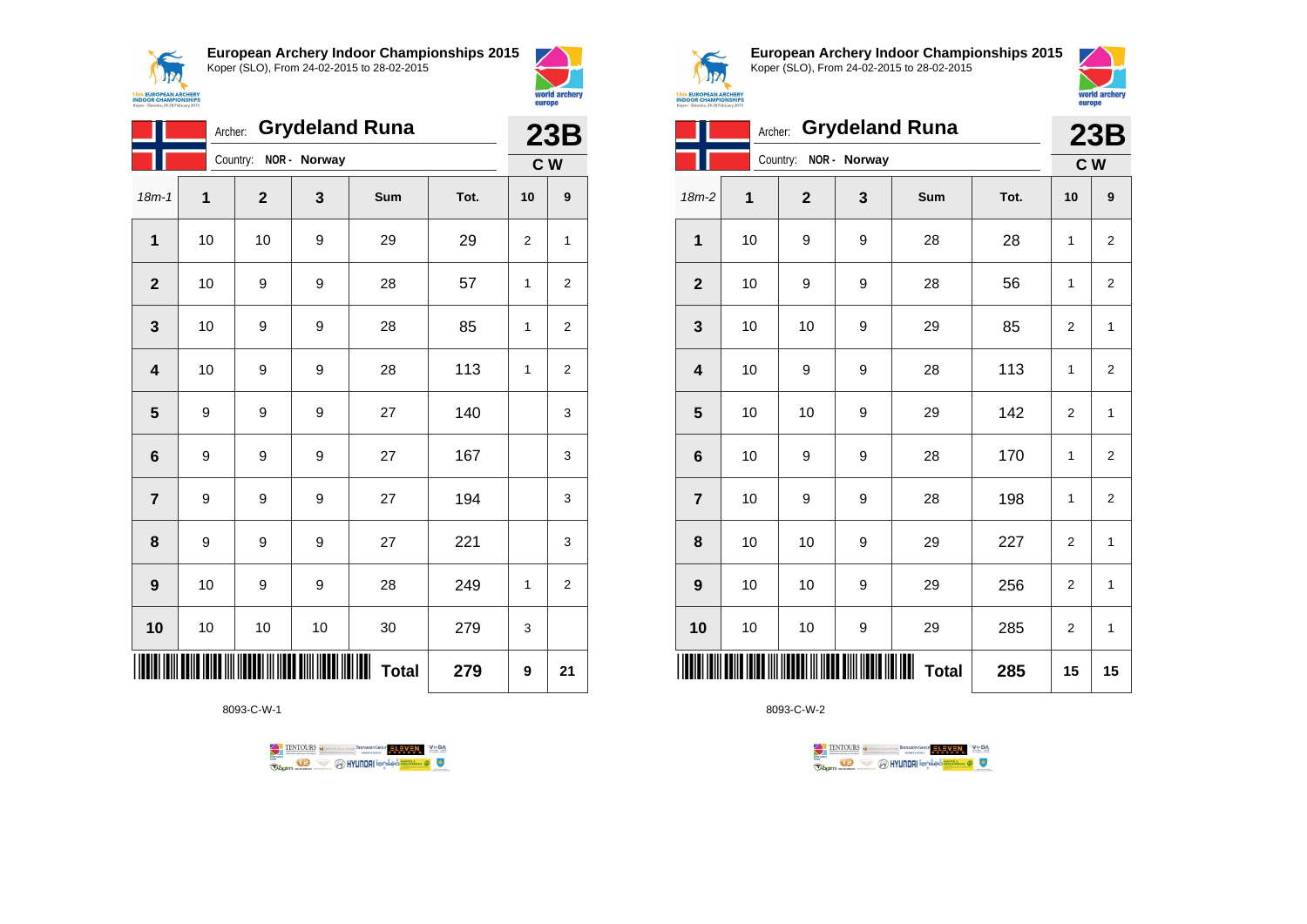**European Archery Indoor Championships 2015**
Koper (SLO), From 24-02-2015 to 28-02-2015

Archer: **Grydeland Runa**
Country: NOR - Norway

**23B**
**C W**

| 18m-1 | 1 | 2 | 3 | Sum | Tot. | 10 | 9 |
|---|---|---|---|---|---|---|---|
| **1** | 10 | 10 | 9 | 29 | 29 | 2 | 1 |
| **2** | 10 | 9 | 9 | 28 | 57 | 1 | 2 |
| **3** | 10 | 9 | 9 | 28 | 85 | 1 | 2 |
| **4** | 10 | 9 | 9 | 28 | 113 | 1 | 2 |
| **5** | 9 | 9 | 9 | 27 | 140 | | 3 |
| **6** | 9 | 9 | 9 | 27 | 167 | | 3 |
| **7** | 9 | 9 | 9 | 27 | 194 | | 3 |
| **8** | 9 | 9 | 9 | 27 | 221 | | 3 |
| **9** | 10 | 9 | 9 | 28 | 249 | 1 | 2 |
| **10** | 10 | 10 | 10 | 30 | 279 | 3 | |
| | | | | **Total** | **279** | **9** | **21** |

8093-C-W-1

**European Archery Indoor Championships 2015**
Koper (SLO), From 24-02-2015 to 28-02-2015

Archer: **Grydeland Runa**
Country: NOR - Norway

**23B**
**C W**

| 18m-2 | 1 | 2 | 3 | Sum | Tot. | 10 | 9 |
|---|---|---|---|---|---|---|---|
| **1** | 10 | 9 | 9 | 28 | 28 | 1 | 2 |
| **2** | 10 | 9 | 9 | 28 | 56 | 1 | 2 |
| **3** | 10 | 10 | 9 | 29 | 85 | 2 | 1 |
| **4** | 10 | 9 | 9 | 28 | 113 | 1 | 2 |
| **5** | 10 | 10 | 9 | 29 | 142 | 2 | 1 |
| **6** | 10 | 9 | 9 | 28 | 170 | 1 | 2 |
| **7** | 10 | 9 | 9 | 28 | 198 | 1 | 2 |
| **8** | 10 | 10 | 9 | 29 | 227 | 2 | 1 |
| **9** | 10 | 10 | 9 | 29 | 256 | 2 | 1 |
| **10** | 10 | 10 | 9 | 29 | 285 | 2 | 1 |
| | | | | **Total** | **285** | **15** | **15** |

8093-C-W-2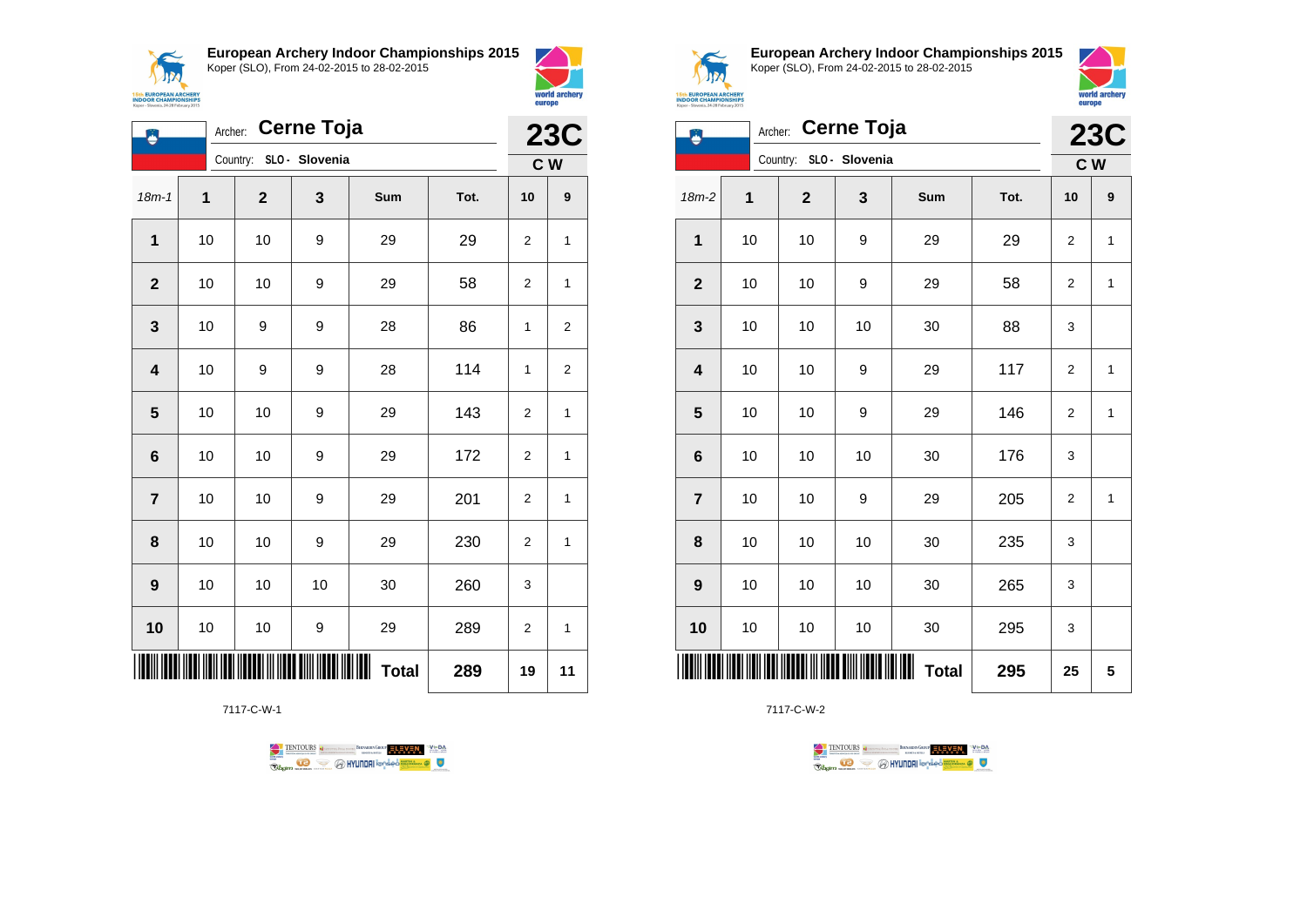## European Archery Indoor Championships 2015

Koper (SLO), From 24-02-2015 to 28-02-2015

Archer: **Cerne Toja**

Country: SLO - Slovenia

**23C**

**C W**

| 18m-1 | 1 | 2 | 3 | Sum | Tot. | 10 | 9 |
|---|---|---|---|---|---|---|---|
| 1 | 10 | 10 | 9 | 29 | 29 | 2 | 1 |
| 2 | 10 | 10 | 9 | 29 | 58 | 2 | 1 |
| 3 | 10 | 9 | 9 | 28 | 86 | 1 | 2 |
| 4 | 10 | 9 | 9 | 28 | 114 | 1 | 2 |
| 5 | 10 | 10 | 9 | 29 | 143 | 2 | 1 |
| 6 | 10 | 10 | 9 | 29 | 172 | 2 | 1 |
| 7 | 10 | 10 | 9 | 29 | 201 | 2 | 1 |
| 8 | 10 | 10 | 9 | 29 | 230 | 2 | 1 |
| 9 | 10 | 10 | 10 | 30 | 260 | 3 | |
| 10 | 10 | 10 | 9 | 29 | 289 | 2 | 1 |
| | | | | **Total** | **289** | **19** | **11** |

7117-C-W-1

## European Archery Indoor Championships 2015

Koper (SLO), From 24-02-2015 to 28-02-2015

Archer: **Cerne Toja**

Country: SLO - Slovenia

**23C**

**C W**

| 18m-2 | 1 | 2 | 3 | Sum | Tot. | 10 | 9 |
|---|---|---|---|---|---|---|---|
| 1 | 10 | 10 | 9 | 29 | 29 | 2 | 1 |
| 2 | 10 | 10 | 9 | 29 | 58 | 2 | 1 |
| 3 | 10 | 10 | 10 | 30 | 88 | 3 | |
| 4 | 10 | 10 | 9 | 29 | 117 | 2 | 1 |
| 5 | 10 | 10 | 9 | 29 | 146 | 2 | 1 |
| 6 | 10 | 10 | 10 | 30 | 176 | 3 | |
| 7 | 10 | 10 | 9 | 29 | 205 | 2 | 1 |
| 8 | 10 | 10 | 10 | 30 | 235 | 3 | |
| 9 | 10 | 10 | 10 | 30 | 265 | 3 | |
| 10 | 10 | 10 | 10 | 30 | 295 | 3 | |
| | | | | **Total** | **295** | **25** | **5** |

7117-C-W-2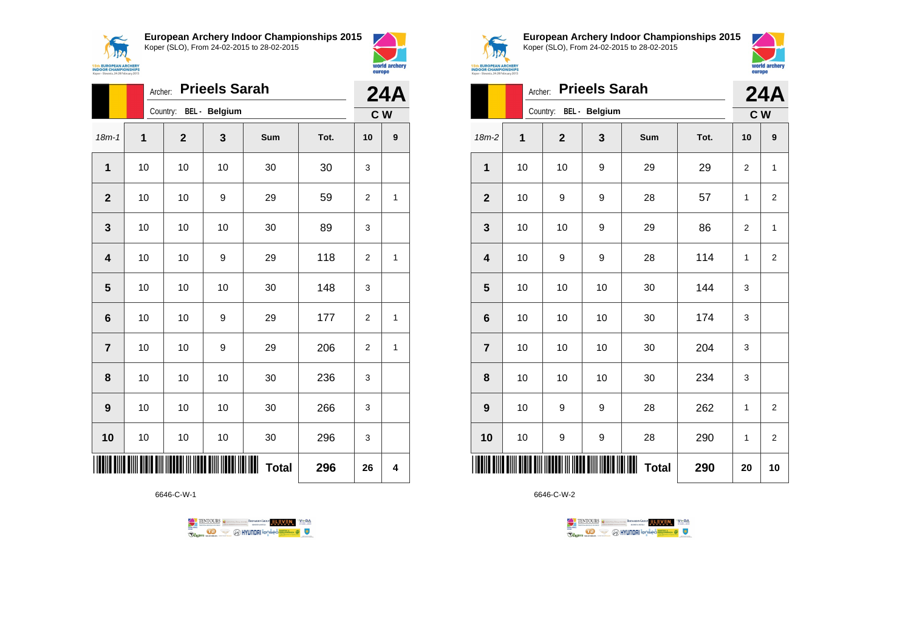## European Archery Indoor Championships 2015

Koper (SLO), From 24-02-2015 to 28-02-2015

Archer: **Prieels Sarah**

Country: BEL - Belgium

**24A** C W

| 18m-1 | 1 | 2 | 3 | Sum | Tot. | 10 | 9 |
|---|---|---|---|---|---|---|---|
| 1 | 10 | 10 | 10 | 30 | 30 | 3 | |
| 2 | 10 | 10 | 9 | 29 | 59 | 2 | 1 |
| 3 | 10 | 10 | 10 | 30 | 89 | 3 | |
| 4 | 10 | 10 | 9 | 29 | 118 | 2 | 1 |
| 5 | 10 | 10 | 10 | 30 | 148 | 3 | |
| 6 | 10 | 10 | 9 | 29 | 177 | 2 | 1 |
| 7 | 10 | 10 | 9 | 29 | 206 | 2 | 1 |
| 8 | 10 | 10 | 10 | 30 | 236 | 3 | |
| 9 | 10 | 10 | 10 | 30 | 266 | 3 | |
| 10 | 10 | 10 | 10 | 30 | 296 | 3 | |
| | | | | **Total** | **296** | **26** | **4** |

6646-C-W-1

## European Archery Indoor Championships 2015

Koper (SLO), From 24-02-2015 to 28-02-2015

Archer: **Prieels Sarah**

Country: BEL - Belgium

**24A** C W

| 18m-2 | 1 | 2 | 3 | Sum | Tot. | 10 | 9 |
|---|---|---|---|---|---|---|---|
| 1 | 10 | 10 | 9 | 29 | 29 | 2 | 1 |
| 2 | 10 | 9 | 9 | 28 | 57 | 1 | 2 |
| 3 | 10 | 10 | 9 | 29 | 86 | 2 | 1 |
| 4 | 10 | 9 | 9 | 28 | 114 | 1 | 2 |
| 5 | 10 | 10 | 10 | 30 | 144 | 3 | |
| 6 | 10 | 10 | 10 | 30 | 174 | 3 | |
| 7 | 10 | 10 | 10 | 30 | 204 | 3 | |
| 8 | 10 | 10 | 10 | 30 | 234 | 3 | |
| 9 | 10 | 9 | 9 | 28 | 262 | 1 | 2 |
| 10 | 10 | 9 | 9 | 28 | 290 | 1 | 2 |
| | | | | **Total** | **290** | **20** | **10** |

6646-C-W-2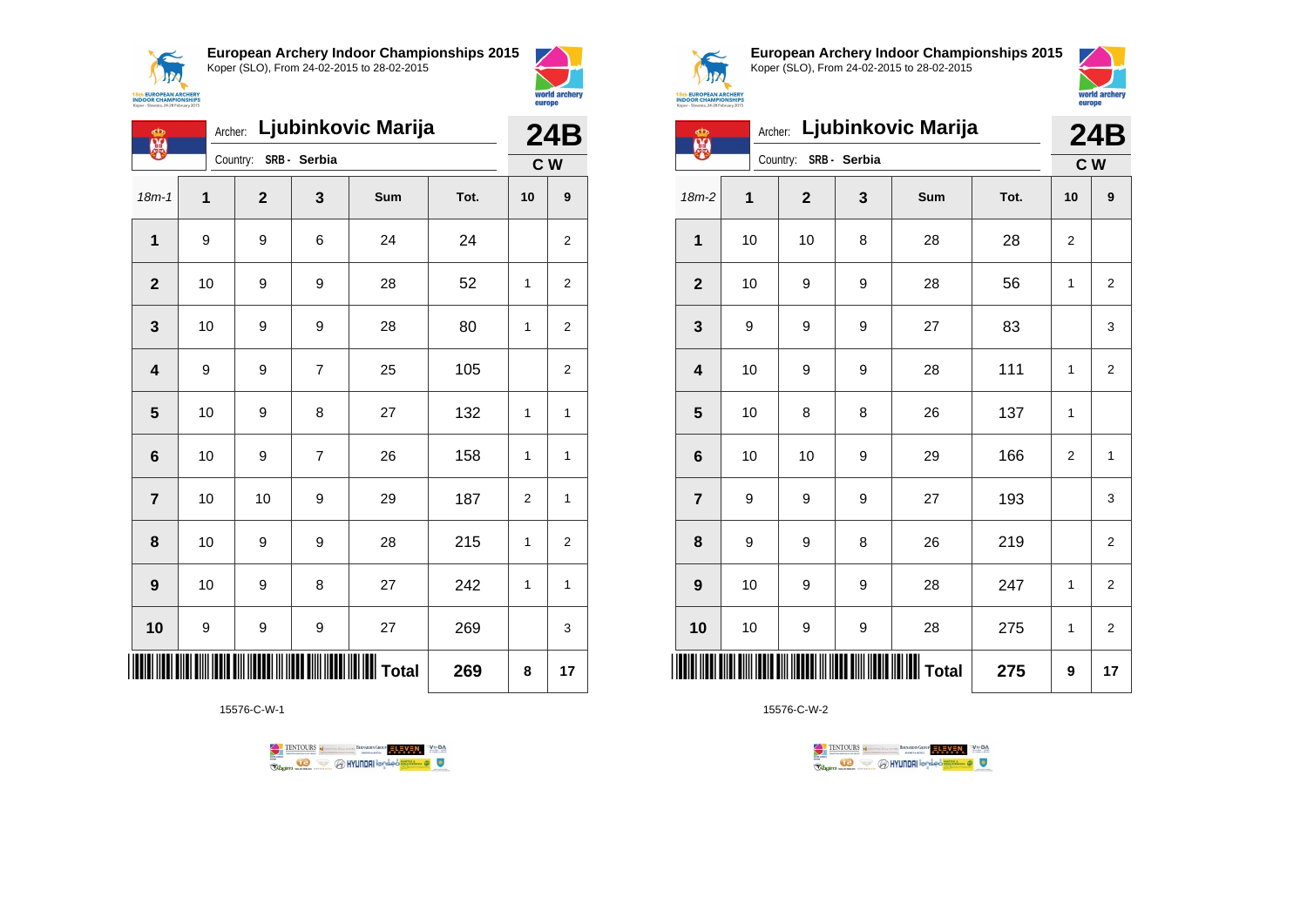**European Archery Indoor Championships 2015**
Koper (SLO), From 24-02-2015 to 28-02-2015

Archer: **Ljubinkovic Marija**
Country: **SRB - Serbia**

**24B**
**C W**

| 18m-1 | 1 | 2 | 3 | Sum | Tot. | 10 | 9 |
|---|---|---|---|---|---|---|---|
| **1** | 9 | 9 | 6 | 24 | 24 | | 2 |
| **2** | 10 | 9 | 9 | 28 | 52 | 1 | 2 |
| **3** | 10 | 9 | 9 | 28 | 80 | 1 | 2 |
| **4** | 9 | 9 | 7 | 25 | 105 | | 2 |
| **5** | 10 | 9 | 8 | 27 | 132 | 1 | 1 |
| **6** | 10 | 9 | 7 | 26 | 158 | 1 | 1 |
| **7** | 10 | 10 | 9 | 29 | 187 | 2 | 1 |
| **8** | 10 | 9 | 9 | 28 | 215 | 1 | 2 |
| **9** | 10 | 9 | 8 | 27 | 242 | 1 | 1 |
| **10** | 9 | 9 | 9 | 27 | 269 | | 3 |
| | | | | **Total** | **269** | **8** | **17** |

15576-C-W-1

**European Archery Indoor Championships 2015**
Koper (SLO), From 24-02-2015 to 28-02-2015

Archer: **Ljubinkovic Marija**
Country: **SRB - Serbia**

**24B**
**C W**

| 18m-2 | 1 | 2 | 3 | Sum | Tot. | 10 | 9 |
|---|---|---|---|---|---|---|---|
| **1** | 10 | 10 | 8 | 28 | 28 | 2 | |
| **2** | 10 | 9 | 9 | 28 | 56 | 1 | 2 |
| **3** | 9 | 9 | 9 | 27 | 83 | | 3 |
| **4** | 10 | 9 | 9 | 28 | 111 | 1 | 2 |
| **5** | 10 | 8 | 8 | 26 | 137 | 1 | |
| **6** | 10 | 10 | 9 | 29 | 166 | 2 | 1 |
| **7** | 9 | 9 | 9 | 27 | 193 | | 3 |
| **8** | 9 | 9 | 8 | 26 | 219 | | 2 |
| **9** | 10 | 9 | 9 | 28 | 247 | 1 | 2 |
| **10** | 10 | 9 | 9 | 28 | 275 | 1 | 2 |
| | | | | **Total** | **275** | **9** | **17** |

15576-C-W-2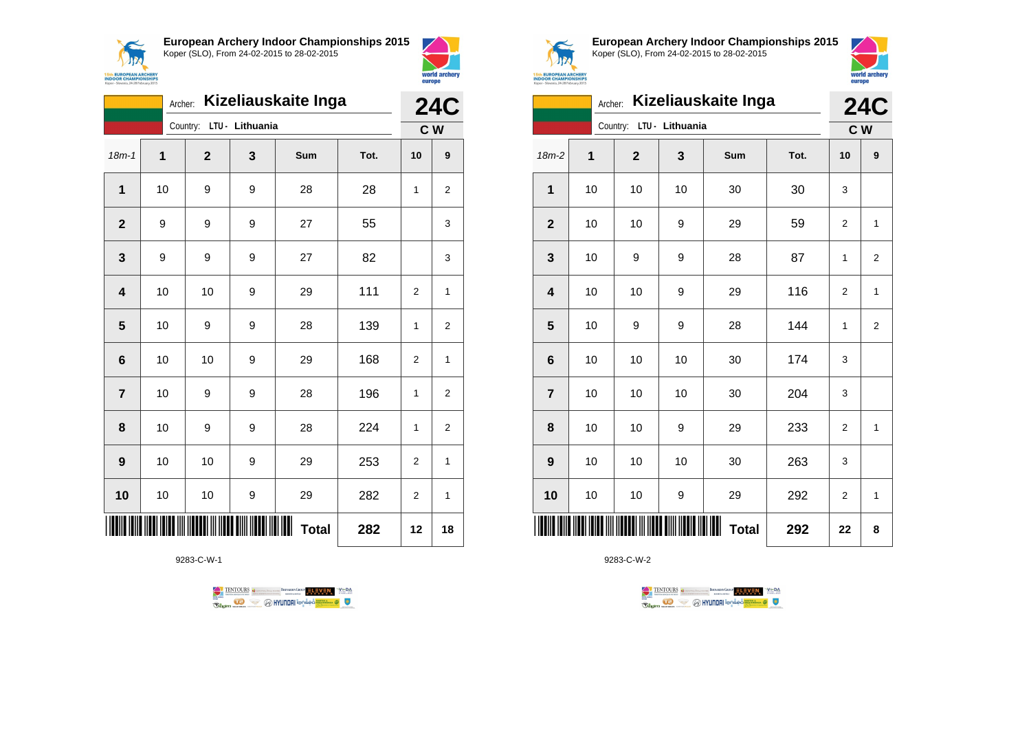**European Archery Indoor Championships 2015**
Koper (SLO), From 24-02-2015 to 28-02-2015

Archer: **Kizeliauskaite Inga**
Country: **LTU - Lithuania**

**24C**
**C W**

| 18m-1 | 1 | 2 | 3 | Sum | Tot. | 10 | 9 |
|---|---|---|---|---|---|---|---|
| **1** | 10 | 9 | 9 | 28 | 28 | 1 | 2 |
| **2** | 9 | 9 | 9 | 27 | 55 | | 3 |
| **3** | 9 | 9 | 9 | 27 | 82 | | 3 |
| **4** | 10 | 10 | 9 | 29 | 111 | 2 | 1 |
| **5** | 10 | 9 | 9 | 28 | 139 | 1 | 2 |
| **6** | 10 | 10 | 9 | 29 | 168 | 2 | 1 |
| **7** | 10 | 9 | 9 | 28 | 196 | 1 | 2 |
| **8** | 10 | 9 | 9 | 28 | 224 | 1 | 2 |
| **9** | 10 | 10 | 9 | 29 | 253 | 2 | 1 |
| **10** | 10 | 10 | 9 | 29 | 282 | 2 | 1 |
| | | | | **Total** | **282** | **12** | **18** |

9283-C-W-1

**European Archery Indoor Championships 2015**
Koper (SLO), From 24-02-2015 to 28-02-2015

Archer: **Kizeliauskaite Inga**
Country: **LTU - Lithuania**

**24C**
**C W**

| 18m-2 | 1 | 2 | 3 | Sum | Tot. | 10 | 9 |
|---|---|---|---|---|---|---|---|
| **1** | 10 | 10 | 10 | 30 | 30 | 3 | |
| **2** | 10 | 10 | 9 | 29 | 59 | 2 | 1 |
| **3** | 10 | 9 | 9 | 28 | 87 | 1 | 2 |
| **4** | 10 | 10 | 9 | 29 | 116 | 2 | 1 |
| **5** | 10 | 9 | 9 | 28 | 144 | 1 | 2 |
| **6** | 10 | 10 | 10 | 30 | 174 | 3 | |
| **7** | 10 | 10 | 10 | 30 | 204 | 3 | |
| **8** | 10 | 10 | 9 | 29 | 233 | 2 | 1 |
| **9** | 10 | 10 | 10 | 30 | 263 | 3 | |
| **10** | 10 | 10 | 9 | 29 | 292 | 2 | 1 |
| | | | | **Total** | **292** | **22** | **8** |

9283-C-W-2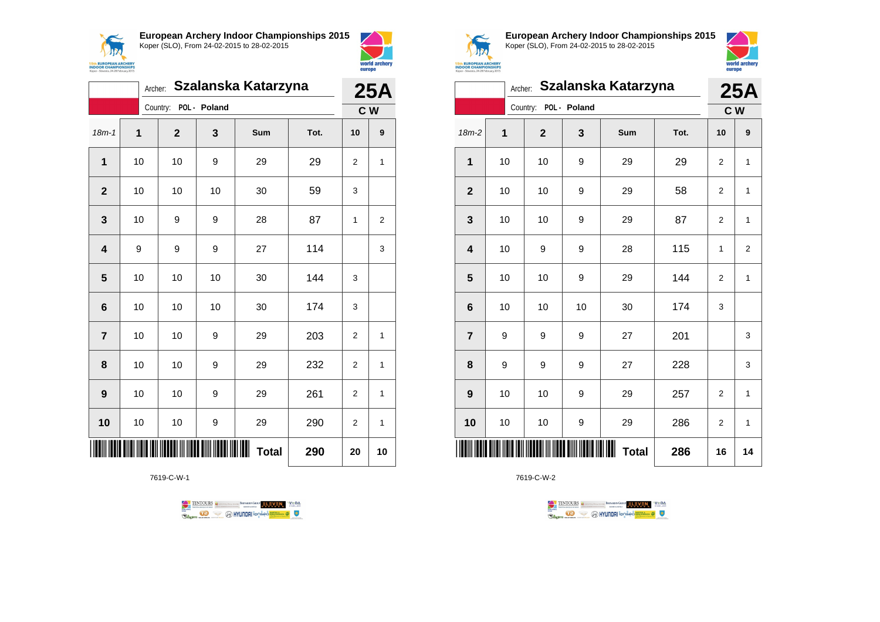## European Archery Indoor Championships 2015

Koper (SLO), From 24-02-2015 to 28-02-2015

Archer: **Szalanska Katarzyna** — **25A**

Country: **POL - Poland** — **C W**

| 18m-1 | 1 | 2 | 3 | Sum | Tot. | 10 | 9 |
|---|---|---|---|---|---|---|---|
| 1 | 10 | 10 | 9 | 29 | 29 | 2 | 1 |
| 2 | 10 | 10 | 10 | 30 | 59 | 3 | |
| 3 | 10 | 9 | 9 | 28 | 87 | 1 | 2 |
| 4 | 9 | 9 | 9 | 27 | 114 | | 3 |
| 5 | 10 | 10 | 10 | 30 | 144 | 3 | |
| 6 | 10 | 10 | 10 | 30 | 174 | 3 | |
| 7 | 10 | 10 | 9 | 29 | 203 | 2 | 1 |
| 8 | 10 | 10 | 9 | 29 | 232 | 2 | 1 |
| 9 | 10 | 10 | 9 | 29 | 261 | 2 | 1 |
| 10 | 10 | 10 | 9 | 29 | 290 | 2 | 1 |
| | | | | **Total** | **290** | **20** | **10** |

7619-C-W-1

## European Archery Indoor Championships 2015

Koper (SLO), From 24-02-2015 to 28-02-2015

Archer: **Szalanska Katarzyna** — **25A**

Country: **POL - Poland** — **C W**

| 18m-2 | 1 | 2 | 3 | Sum | Tot. | 10 | 9 |
|---|---|---|---|---|---|---|---|
| 1 | 10 | 10 | 9 | 29 | 29 | 2 | 1 |
| 2 | 10 | 10 | 9 | 29 | 58 | 2 | 1 |
| 3 | 10 | 10 | 9 | 29 | 87 | 2 | 1 |
| 4 | 10 | 9 | 9 | 28 | 115 | 1 | 2 |
| 5 | 10 | 10 | 9 | 29 | 144 | 2 | 1 |
| 6 | 10 | 10 | 10 | 30 | 174 | 3 | |
| 7 | 9 | 9 | 9 | 27 | 201 | | 3 |
| 8 | 9 | 9 | 9 | 27 | 228 | | 3 |
| 9 | 10 | 10 | 9 | 29 | 257 | 2 | 1 |
| 10 | 10 | 10 | 9 | 29 | 286 | 2 | 1 |
| | | | | **Total** | **286** | **16** | **14** |

7619-C-W-2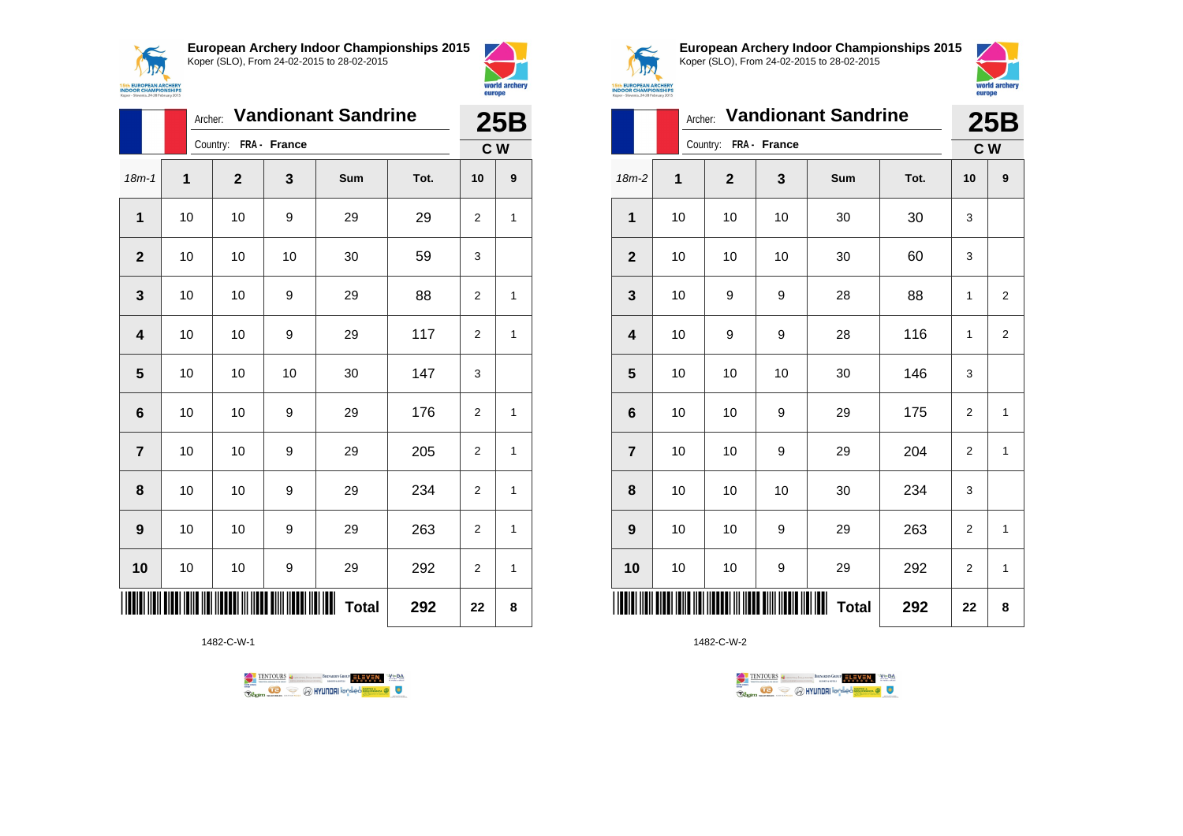**European Archery Indoor Championships 2015**
Koper (SLO), From 24-02-2015 to 28-02-2015

Archer: **Vandionant Sandrine**
Country: **FRA - France**

**25B**
**C W**

| 18m-1 | 1 | 2 | 3 | Sum | Tot. | 10 | 9 |
|---|---|---|---|---|---|---|---|
| **1** | 10 | 10 | 9 | 29 | 29 | 2 | 1 |
| **2** | 10 | 10 | 10 | 30 | 59 | 3 | |
| **3** | 10 | 10 | 9 | 29 | 88 | 2 | 1 |
| **4** | 10 | 10 | 9 | 29 | 117 | 2 | 1 |
| **5** | 10 | 10 | 10 | 30 | 147 | 3 | |
| **6** | 10 | 10 | 9 | 29 | 176 | 2 | 1 |
| **7** | 10 | 10 | 9 | 29 | 205 | 2 | 1 |
| **8** | 10 | 10 | 9 | 29 | 234 | 2 | 1 |
| **9** | 10 | 10 | 9 | 29 | 263 | 2 | 1 |
| **10** | 10 | 10 | 9 | 29 | 292 | 2 | 1 |
| | | | | **Total** | **292** | **22** | **8** |

1482-C-W-1

**European Archery Indoor Championships 2015**
Koper (SLO), From 24-02-2015 to 28-02-2015

Archer: **Vandionant Sandrine**
Country: **FRA - France**

**25B**
**C W**

| 18m-2 | 1 | 2 | 3 | Sum | Tot. | 10 | 9 |
|---|---|---|---|---|---|---|---|
| **1** | 10 | 10 | 10 | 30 | 30 | 3 | |
| **2** | 10 | 10 | 10 | 30 | 60 | 3 | |
| **3** | 10 | 9 | 9 | 28 | 88 | 1 | 2 |
| **4** | 10 | 9 | 9 | 28 | 116 | 1 | 2 |
| **5** | 10 | 10 | 10 | 30 | 146 | 3 | |
| **6** | 10 | 10 | 9 | 29 | 175 | 2 | 1 |
| **7** | 10 | 10 | 9 | 29 | 204 | 2 | 1 |
| **8** | 10 | 10 | 10 | 30 | 234 | 3 | |
| **9** | 10 | 10 | 9 | 29 | 263 | 2 | 1 |
| **10** | 10 | 10 | 9 | 29 | 292 | 2 | 1 |
| | | | | **Total** | **292** | **22** | **8** |

1482-C-W-2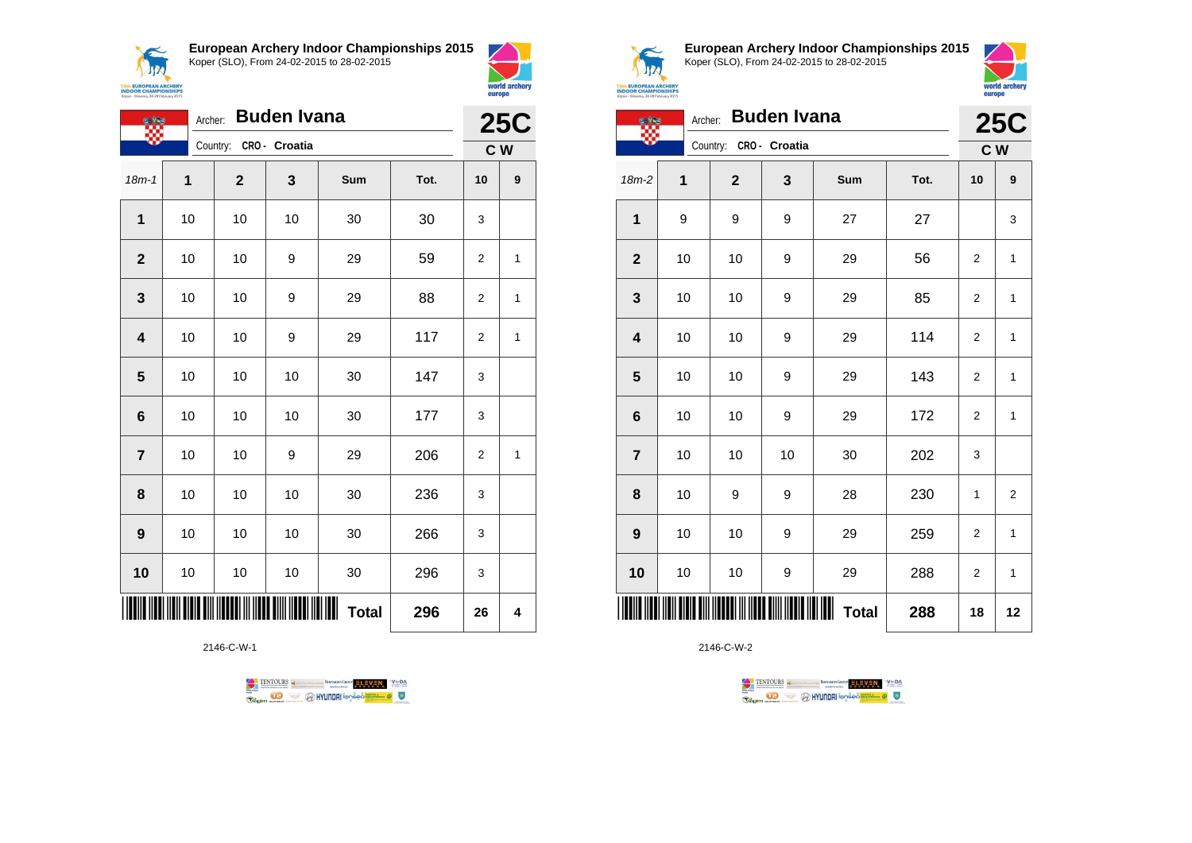**European Archery Indoor Championships 2015**
Koper (SLO), From 24-02-2015 to 28-02-2015

Archer: **Buden Ivana**
Country: CRO - Croatia

**25C**
**C W**

| 18m-1 | 1 | 2 | 3 | Sum | Tot. | 10 | 9 |
|---|---|---|---|---|---|---|---|
| 1 | 10 | 10 | 10 | 30 | 30 | 3 | |
| 2 | 10 | 10 | 9 | 29 | 59 | 2 | 1 |
| 3 | 10 | 10 | 9 | 29 | 88 | 2 | 1 |
| 4 | 10 | 10 | 9 | 29 | 117 | 2 | 1 |
| 5 | 10 | 10 | 10 | 30 | 147 | 3 | |
| 6 | 10 | 10 | 10 | 30 | 177 | 3 | |
| 7 | 10 | 10 | 9 | 29 | 206 | 2 | 1 |
| 8 | 10 | 10 | 10 | 30 | 236 | 3 | |
| 9 | 10 | 10 | 10 | 30 | 266 | 3 | |
| 10 | 10 | 10 | 10 | 30 | 296 | 3 | |
| | | | | Total | 296 | 26 | 4 |

2146-C-W-1

**European Archery Indoor Championships 2015**
Koper (SLO), From 24-02-2015 to 28-02-2015

Archer: **Buden Ivana**
Country: CRO - Croatia

**25C**
**C W**

| 18m-2 | 1 | 2 | 3 | Sum | Tot. | 10 | 9 |
|---|---|---|---|---|---|---|---|
| 1 | 9 | 9 | 9 | 27 | 27 | | 3 |
| 2 | 10 | 10 | 9 | 29 | 56 | 2 | 1 |
| 3 | 10 | 10 | 9 | 29 | 85 | 2 | 1 |
| 4 | 10 | 10 | 9 | 29 | 114 | 2 | 1 |
| 5 | 10 | 10 | 9 | 29 | 143 | 2 | 1 |
| 6 | 10 | 10 | 9 | 29 | 172 | 2 | 1 |
| 7 | 10 | 10 | 10 | 30 | 202 | 3 | |
| 8 | 10 | 9 | 9 | 28 | 230 | 1 | 2 |
| 9 | 10 | 10 | 9 | 29 | 259 | 2 | 1 |
| 10 | 10 | 10 | 9 | 29 | 288 | 2 | 1 |
| | | | | Total | 288 | 18 | 12 |

2146-C-W-2